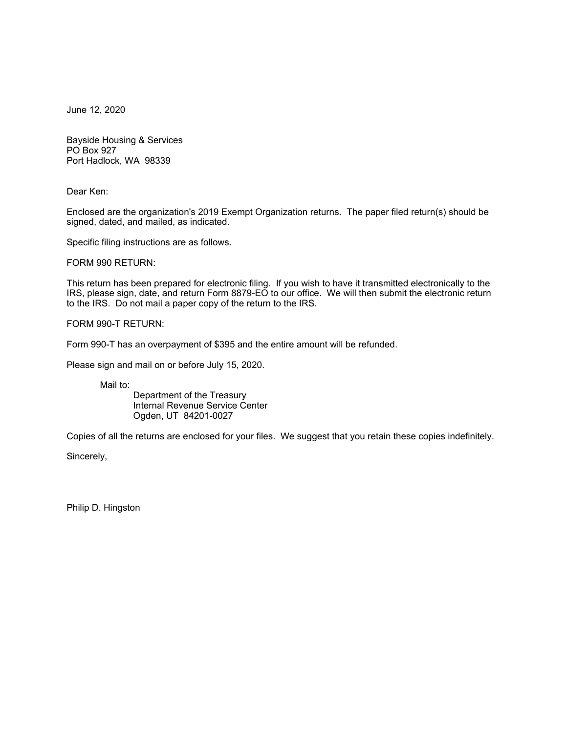June 12, 2020

Bayside Housing & Services
PO Box 927
Port Hadlock, WA 98339

Dear Ken:

Enclosed are the organization's 2019 Exempt Organization returns. The paper filed return(s) should be signed, dated, and mailed, as indicated.

Specific filing instructions are as follows.

FORM 990 RETURN:

This return has been prepared for electronic filing. If you wish to have it transmitted electronically to the IRS, please sign, date, and return Form 8879-EO to our office. We will then submit the electronic return to the IRS. Do not mail a paper copy of the return to the IRS.

FORM 990-T RETURN:

Form 990-T has an overpayment of $395 and the entire amount will be refunded.

Please sign and mail on or before July 15, 2020.

Mail to:
Department of the Treasury
Internal Revenue Service Center
Ogden, UT 84201-0027

Copies of all the returns are enclosed for your files. We suggest that you retain these copies indefinitely.

Sincerely,

Philip D. Hingston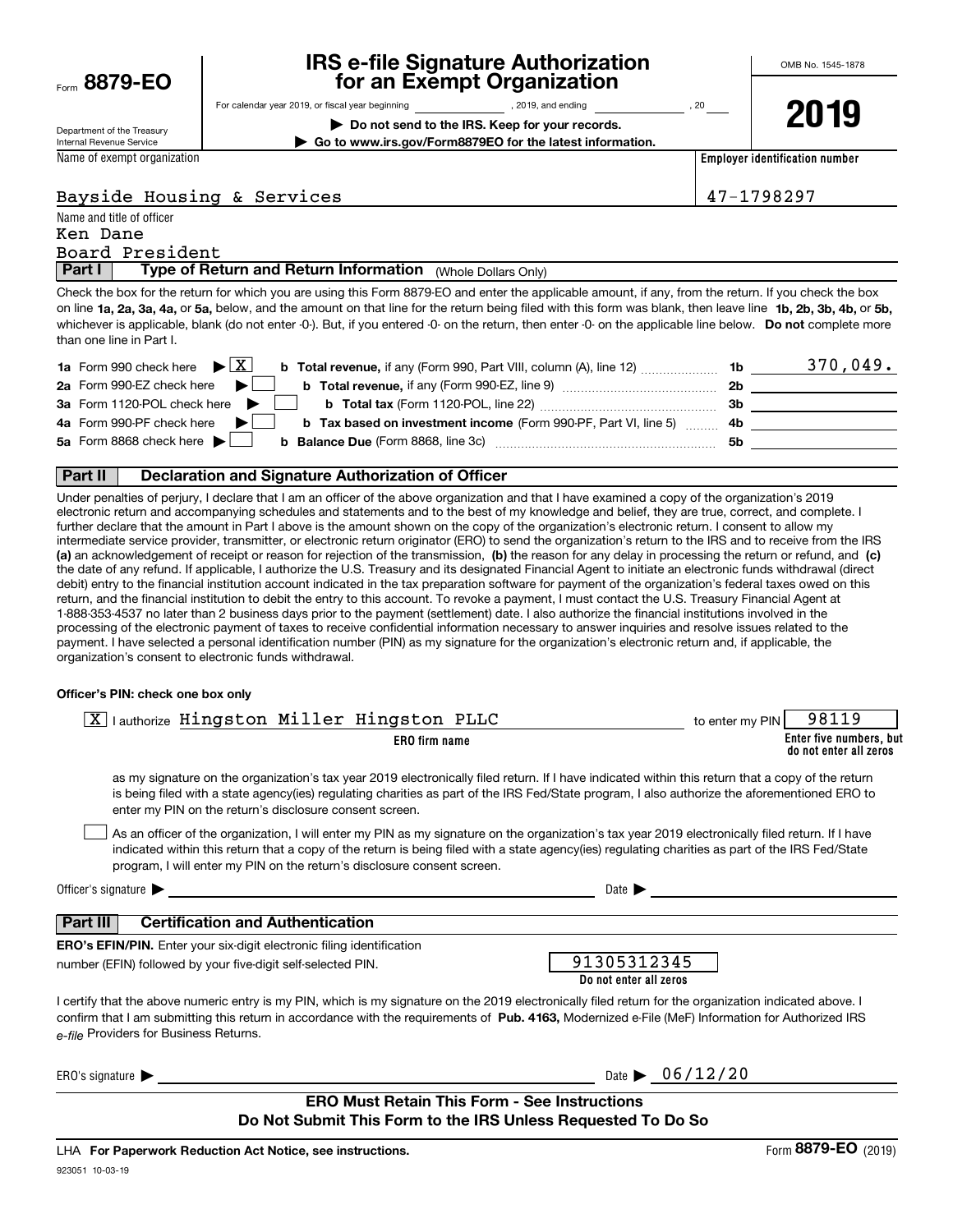Form **8879-EO**

Department of the Treasury
Internal Revenue Service

# IRS e-file Signature Authorization for an Exempt Organization

For calendar year 2019, or fiscal year beginning ______________, 2019, and ending ______________, 20____

▶ **Do not send to the IRS. Keep for your records.**

▶ **Go to www.irs.gov/Form8879EO for the latest information.**

OMB No. 1545-1878

**2019**

Name of exempt organization: Bayside Housing & Services

**Employer identification number:** 47-1798297

Name and title of officer:
Ken Dane
Board President

## Part I — Type of Return and Return Information (Whole Dollars Only)

Check the box for the return for which you are using this Form 8879-EO and enter the applicable amount, if any, from the return. If you check the box on line **1a, 2a, 3a, 4a,** or **5a,** below, and the amount on that line for the return being filed with this form was blank, then leave line **1b, 2b, 3b, 4b,** or **5b,** whichever is applicable, blank (do not enter -0-). But, if you entered -0- on the return, then enter -0- on the applicable line below. **Do not** complete more than one line in Part I.

| | | | |
|---|---|---|---|
| **1a** Form 990 check here ▶ [X] | **b Total revenue,** if any (Form 990, Part VIII, column (A), line 12) | **1b** | 370,049. |
| **2a** Form 990-EZ check here ▶ [ ] | **b Total revenue,** if any (Form 990-EZ, line 9) | **2b** | |
| **3a** Form 1120-POL check here ▶ [ ] | **b Total tax** (Form 1120-POL, line 22) | **3b** | |
| **4a** Form 990-PF check here ▶ [ ] | **b Tax based on investment income** (Form 990-PF, Part VI, line 5) | **4b** | |
| **5a** Form 8868 check here ▶ [ ] | **b Balance Due** (Form 8868, line 3c) | **5b** | |

## Part II — Declaration and Signature Authorization of Officer

Under penalties of perjury, I declare that I am an officer of the above organization and that I have examined a copy of the organization's 2019 electronic return and accompanying schedules and statements and to the best of my knowledge and belief, they are true, correct, and complete. I further declare that the amount in Part I above is the amount shown on the copy of the organization's electronic return. I consent to allow my intermediate service provider, transmitter, or electronic return originator (ERO) to send the organization's return to the IRS and to receive from the IRS **(a)** an acknowledgement of receipt or reason for rejection of the transmission, **(b)** the reason for any delay in processing the return or refund, and **(c)** the date of any refund. If applicable, I authorize the U.S. Treasury and its designated Financial Agent to initiate an electronic funds withdrawal (direct debit) entry to the financial institution account indicated in the tax preparation software for payment of the organization's federal taxes owed on this return, and the financial institution to debit the entry to this account. To revoke a payment, I must contact the U.S. Treasury Financial Agent at 1-888-353-4537 no later than 2 business days prior to the payment (settlement) date. I also authorize the financial institutions involved in the processing of the electronic payment of taxes to receive confidential information necessary to answer inquiries and resolve issues related to the payment. I have selected a personal identification number (PIN) as my signature for the organization's electronic return and, if applicable, the organization's consent to electronic funds withdrawal.

**Officer's PIN: check one box only**

[X] I authorize Hingston Miller Hingston PLLC (**ERO firm name**) to enter my PIN 98119 (**Enter five numbers, but do not enter all zeros**)

as my signature on the organization's tax year 2019 electronically filed return. If I have indicated within this return that a copy of the return is being filed with a state agency(ies) regulating charities as part of the IRS Fed/State program, I also authorize the aforementioned ERO to enter my PIN on the return's disclosure consent screen.

[ ] As an officer of the organization, I will enter my PIN as my signature on the organization's tax year 2019 electronically filed return. If I have indicated within this return that a copy of the return is being filed with a state agency(ies) regulating charities as part of the IRS Fed/State program, I will enter my PIN on the return's disclosure consent screen.

Officer's signature ▶ ______________________ Date ▶ ______________

## Part III — Certification and Authentication

**ERO's EFIN/PIN.** Enter your six-digit electronic filing identification number (EFIN) followed by your five-digit self-selected PIN.

91305312345 (**Do not enter all zeros**)

I certify that the above numeric entry is my PIN, which is my signature on the 2019 electronically filed return for the organization indicated above. I confirm that I am submitting this return in accordance with the requirements of **Pub. 4163,** Modernized e-File (MeF) Information for Authorized IRS *e-file* Providers for Business Returns.

ERO's signature ▶ ______________________ Date ▶ 06/12/20

**ERO Must Retain This Form - See Instructions**
**Do Not Submit This Form to the IRS Unless Requested To Do So**

LHA **For Paperwork Reduction Act Notice, see instructions.**

923051 10-03-19

Form **8879-EO** (2019)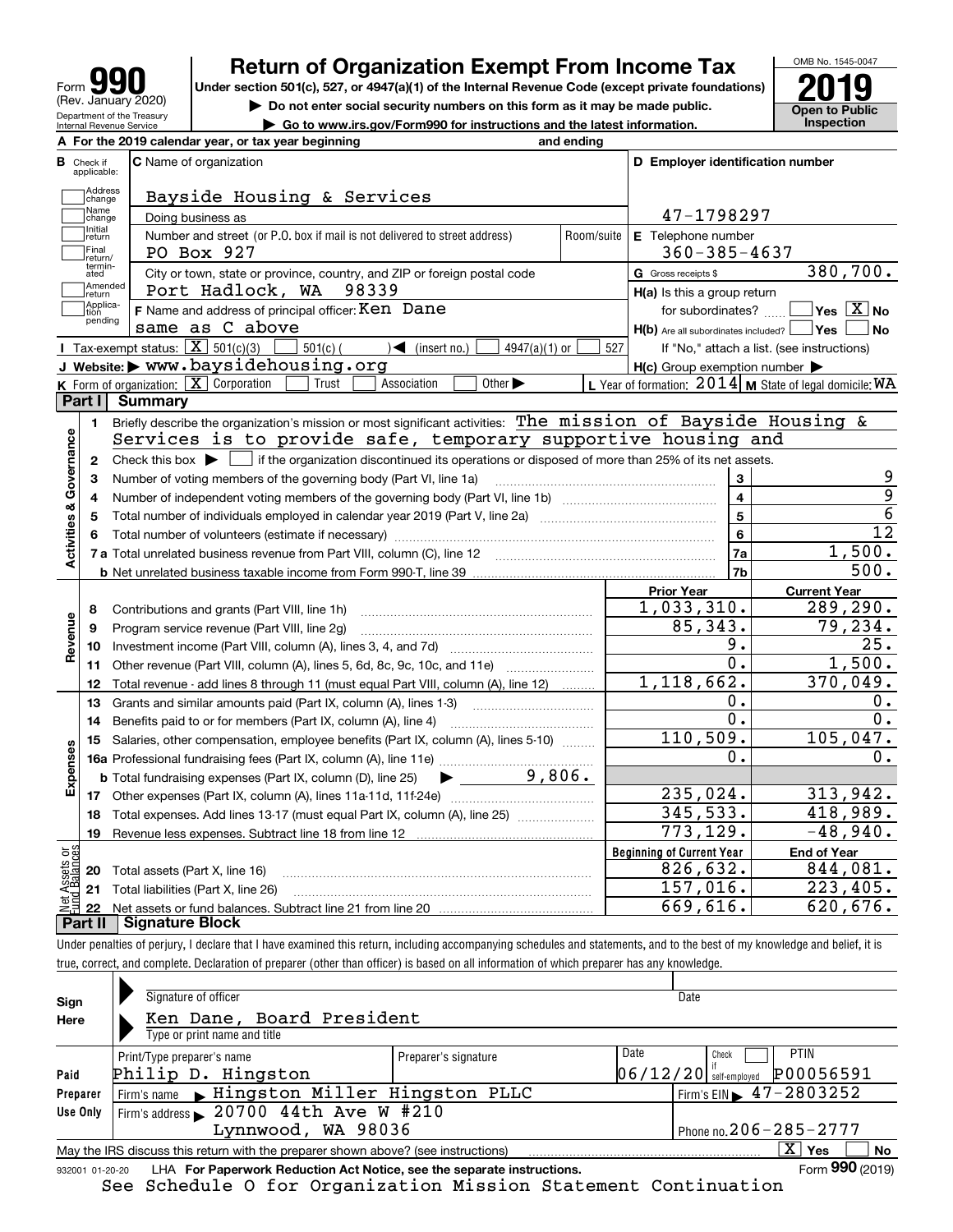# Form 990 — Return of Organization Exempt From Income Tax (2019)

Form **990** (Rev. January 2020)
Department of the Treasury
Internal Revenue Service

Under section 501(c), 527, or 4947(a)(1) of the Internal Revenue Code (except private foundations)

▶ Do not enter social security numbers on this form as it may be made public.

▶ Go to www.irs.gov/Form990 for instructions and the latest information.

OMB No. 1545-0047 — **2019** — **Open to Public Inspection**

**A** For the 2019 calendar year, or tax year beginning and ending

**B** Check if applicable: Address change, Name change, Initial return, Final return/terminated, Amended return, Application pending

**C** Name of organization: Bayside Housing & Services

Doing business as

Number and street (or P.O. box if mail is not delivered to street address) / Room/suite: PO Box 927

City or town, state or province, country, and ZIP or foreign postal code: Port Hadlock, WA 98339

**F** Name and address of principal officer: Ken Dane, same as C above

**D** Employer identification number: 47-1798297

**E** Telephone number: 360-385-4637

**G** Gross receipts $ 380,700.

**H(a)** Is this a group return for subordinates? ☐ Yes ☒ No

**H(b)** Are all subordinates included? ☐ Yes ☐ No — If "No," attach a list. (see instructions)

**H(c)** Group exemption number ▶

**I** Tax-exempt status: ☒ 501(c)(3) ☐ 501(c) ( ) ◀ (insert no.) ☐ 4947(a)(1) or ☐ 527

**J** Website: ▶ www.baysidehousing.org

**K** Form of organization: ☒ Corporation ☐ Trust ☐ Association ☐ Other ▶

**L** Year of formation: 2014 **M** State of legal domicile: WA

## Part I Summary

| | | | |
|---|---|---|---|
| 1 | Briefly describe the organization's mission or most significant activities: The mission of Bayside Housing & Services is to provide safe, temporary supportive housing and | | |
| 2 | Check this box ▶ ☐ if the organization discontinued its operations or disposed of more than 25% of its net assets. | | |
| 3 | Number of voting members of the governing body (Part VI, line 1a) | 3 | 9 |
| 4 | Number of independent voting members of the governing body (Part VI, line 1b) | 4 | 9 |
| 5 | Total number of individuals employed in calendar year 2019 (Part V, line 2a) | 5 | 6 |
| 6 | Total number of volunteers (estimate if necessary) | 6 | 12 |
| 7a | Total unrelated business revenue from Part VIII, column (C), line 12 | 7a | 1,500. |
| 7b | Net unrelated business taxable income from Form 990-T, line 39 | 7b | 500. |

*Activities & Governance*

| | | Prior Year | Current Year |
|---|---|---|---|
| 8 | Contributions and grants (Part VIII, line 1h) | 1,033,310. | 289,290. |
| 9 | Program service revenue (Part VIII, line 2g) | 85,343. | 79,234. |
| 10 | Investment income (Part VIII, column (A), lines 3, 4, and 7d) | 9. | 25. |
| 11 | Other revenue (Part VIII, column (A), lines 5, 6d, 8c, 9c, 10c, and 11e) | 0. | 1,500. |
| 12 | Total revenue - add lines 8 through 11 (must equal Part VIII, column (A), line 12) | 1,118,662. | 370,049. |
| 13 | Grants and similar amounts paid (Part IX, column (A), lines 1-3) | 0. | 0. |
| 14 | Benefits paid to or for members (Part IX, column (A), line 4) | 0. | 0. |
| 15 | Salaries, other compensation, employee benefits (Part IX, column (A), lines 5-10) | 110,509. | 105,047. |
| 16a | Professional fundraising fees (Part IX, column (A), line 11e) | 0. | 0. |
| b | Total fundraising expenses (Part IX, column (D), line 25) ▶ 9,806. | | |
| 17 | Other expenses (Part IX, column (A), lines 11a-11d, 11f-24e) | 235,024. | 313,942. |
| 18 | Total expenses. Add lines 13-17 (must equal Part IX, column (A), line 25) | 345,533. | 418,989. |
| 19 | Revenue less expenses. Subtract line 18 from line 12 | 773,129. | -48,940. |

*Revenue / Expenses*

| | | Beginning of Current Year | End of Year |
|---|---|---|---|
| 20 | Total assets (Part X, line 16) | 826,632. | 844,081. |
| 21 | Total liabilities (Part X, line 26) | 157,016. | 223,405. |
| 22 | Net assets or fund balances. Subtract line 21 from line 20 | 669,616. | 620,676. |

*Net Assets or Fund Balances*

## Part II Signature Block

Under penalties of perjury, I declare that I have examined this return, including accompanying schedules and statements, and to the best of my knowledge and belief, it is true, correct, and complete. Declaration of preparer (other than officer) is based on all information of which preparer has any knowledge.

**Sign Here**

Signature of officer — Date

Ken Dane, Board President
Type or print name and title

**Paid Preparer Use Only**

| Print/Type preparer's name | Preparer's signature | Date | Check ☐ if self-employed | PTIN |
|---|---|---|---|---|
| Philip D. Hingston | | 06/12/20 | | P00056591 |

Firm's name ▶ Hingston Miller Hingston PLLC — Firm's EIN ▶ 47-2803252

Firm's address ▶ 20700 44th Ave W #210, Lynnwood, WA 98036 — Phone no. 206-285-2777

May the IRS discuss this return with the preparer shown above? (see instructions) ☒ Yes ☐ No

932001 01-20-20 LHA For Paperwork Reduction Act Notice, see the separate instructions. Form **990** (2019)

See Schedule O for Organization Mission Statement Continuation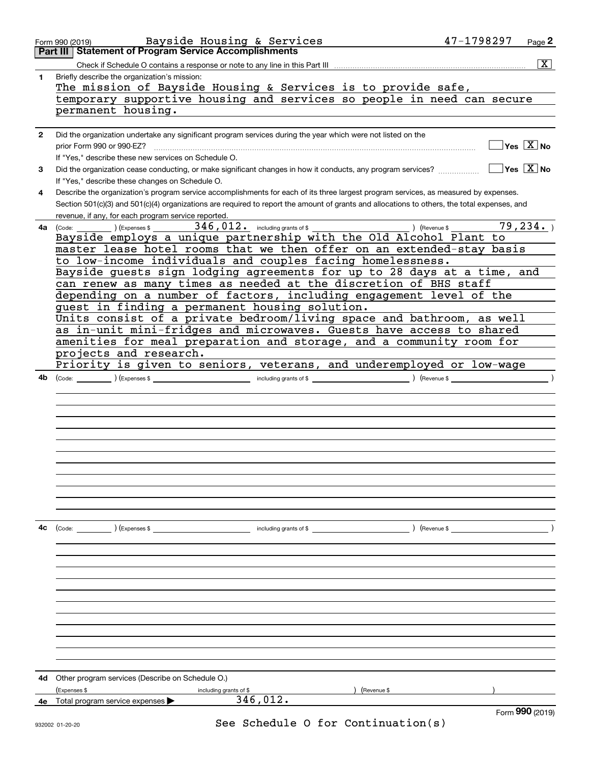Form 990 (2019) Bayside Housing & Services 47-1798297 Page 2

## Part III Statement of Program Service Accomplishments

Check if Schedule O contains a response or note to any line in this Part III .......... [X]

**1** Briefly describe the organization's mission:

The mission of Bayside Housing & Services is to provide safe, temporary supportive housing and services so people in need can secure permanent housing.

**2** Did the organization undertake any significant program services during the year which were not listed on the prior Form 990 or 990-EZ? .......... [ ] Yes [X] No

If "Yes," describe these new services on Schedule O.

**3** Did the organization cease conducting, or make significant changes in how it conducts, any program services? .......... [ ] Yes [X] No

If "Yes," describe these changes on Schedule O.

**4** Describe the organization's program service accomplishments for each of its three largest program services, as measured by expenses. Section 501(c)(3) and 501(c)(4) organizations are required to report the amount of grants and allocations to others, the total expenses, and revenue, if any, for each program service reported.

**4a** (Code: ) (Expenses $ 346,012. including grants of $ ) (Revenue $ 79,234. )

Bayside employs a unique partnership with the Old Alcohol Plant to master lease hotel rooms that we then offer on an extended-stay basis to low-income individuals and couples facing homelessness.
Bayside guests sign lodging agreements for up to 28 days at a time, and can renew as many times as needed at the discretion of BHS staff depending on a number of factors, including engagement level of the guest in finding a permanent housing solution.
Units consist of a private bedroom/living space and bathroom, as well as in-unit mini-fridges and microwaves. Guests have access to shared amenities for meal preparation and storage, and a community room for projects and research.
Priority is given to seniors, veterans, and underemployed or low-wage

**4b** (Code: ) (Expenses $ including grants of $ ) (Revenue $ )

**4c** (Code: ) (Expenses $ including grants of $ ) (Revenue $ )

**4d** Other program services (Describe on Schedule O.)

(Expenses $ including grants of $ ) (Revenue $ )

**4e** Total program service expenses ▶ 346,012.

Form **990** (2019)

See Schedule O for Continuation(s)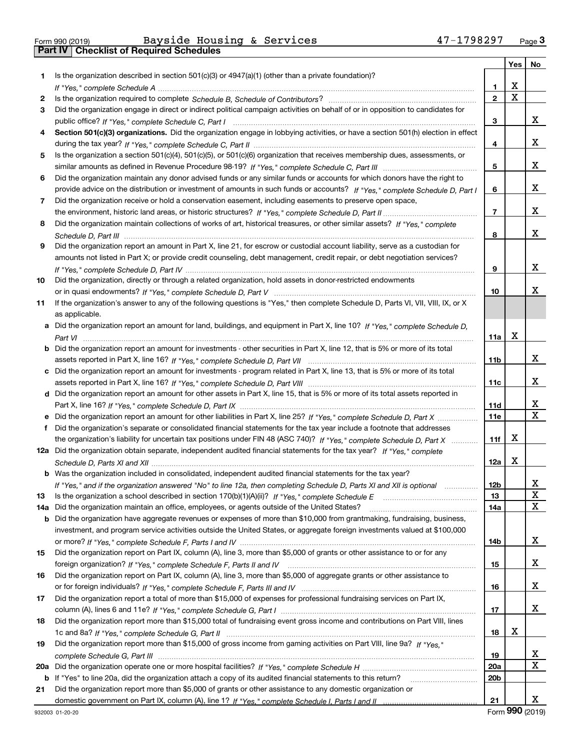Form 990 (2019) Bayside Housing & Services 47-1798297 Page 3

**Part IV Checklist of Required Schedules**

| | | | Yes | No |
|---|---|---|---|---|
| 1 | Is the organization described in section 501(c)(3) or 4947(a)(1) (other than a private foundation)? *If "Yes," complete Schedule A* | 1 | X | |
| 2 | Is the organization required to complete *Schedule B, Schedule of Contributors*? | 2 | X | |
| 3 | Did the organization engage in direct or indirect political campaign activities on behalf of or in opposition to candidates for public office? *If "Yes," complete Schedule C, Part I* | 3 | | X |
| 4 | **Section 501(c)(3) organizations.** Did the organization engage in lobbying activities, or have a section 501(h) election in effect during the tax year? *If "Yes," complete Schedule C, Part II* | 4 | | X |
| 5 | Is the organization a section 501(c)(4), 501(c)(5), or 501(c)(6) organization that receives membership dues, assessments, or similar amounts as defined in Revenue Procedure 98-19? *If "Yes," complete Schedule C, Part III* | 5 | | X |
| 6 | Did the organization maintain any donor advised funds or any similar funds or accounts for which donors have the right to provide advice on the distribution or investment of amounts in such funds or accounts? *If "Yes," complete Schedule D, Part I* | 6 | | X |
| 7 | Did the organization receive or hold a conservation easement, including easements to preserve open space, the environment, historic land areas, or historic structures? *If "Yes," complete Schedule D, Part II* | 7 | | X |
| 8 | Did the organization maintain collections of works of art, historical treasures, or other similar assets? *If "Yes," complete Schedule D, Part III* | 8 | | X |
| 9 | Did the organization report an amount in Part X, line 21, for escrow or custodial account liability, serve as a custodian for amounts not listed in Part X; or provide credit counseling, debt management, credit repair, or debt negotiation services? *If "Yes," complete Schedule D, Part IV* | 9 | | X |
| 10 | Did the organization, directly or through a related organization, hold assets in donor-restricted endowments or in quasi endowments? *If "Yes," complete Schedule D, Part V* | 10 | | X |
| 11 | If the organization's answer to any of the following questions is "Yes," then complete Schedule D, Parts VI, VII, VIII, IX, or X as applicable. | | | |
| a | Did the organization report an amount for land, buildings, and equipment in Part X, line 10? *If "Yes," complete Schedule D, Part VI* | 11a | X | |
| b | Did the organization report an amount for investments - other securities in Part X, line 12, that is 5% or more of its total assets reported in Part X, line 16? *If "Yes," complete Schedule D, Part VII* | 11b | | X |
| c | Did the organization report an amount for investments - program related in Part X, line 13, that is 5% or more of its total assets reported in Part X, line 16? *If "Yes," complete Schedule D, Part VIII* | 11c | | X |
| d | Did the organization report an amount for other assets in Part X, line 15, that is 5% or more of its total assets reported in Part X, line 16? *If "Yes," complete Schedule D, Part IX* | 11d | | X |
| e | Did the organization report an amount for other liabilities in Part X, line 25? *If "Yes," complete Schedule D, Part X* | 11e | | X |
| f | Did the organization's separate or consolidated financial statements for the tax year include a footnote that addresses the organization's liability for uncertain tax positions under FIN 48 (ASC 740)? *If "Yes," complete Schedule D, Part X* | 11f | X | |
| 12a | Did the organization obtain separate, independent audited financial statements for the tax year? *If "Yes," complete Schedule D, Parts XI and XII* | 12a | X | |
| b | Was the organization included in consolidated, independent audited financial statements for the tax year? *If "Yes," and if the organization answered "No" to line 12a, then completing Schedule D, Parts XI and XII is optional* | 12b | | X |
| 13 | Is the organization a school described in section 170(b)(1)(A)(ii)? *If "Yes," complete Schedule E* | 13 | | X |
| 14a | Did the organization maintain an office, employees, or agents outside of the United States? | 14a | | X |
| b | Did the organization have aggregate revenues or expenses of more than $10,000 from grantmaking, fundraising, business, investment, and program service activities outside the United States, or aggregate foreign investments valued at $100,000 or more? *If "Yes," complete Schedule F, Parts I and IV* | 14b | | X |
| 15 | Did the organization report on Part IX, column (A), line 3, more than $5,000 of grants or other assistance to or for any foreign organization? *If "Yes," complete Schedule F, Parts II and IV* | 15 | | X |
| 16 | Did the organization report on Part IX, column (A), line 3, more than $5,000 of aggregate grants or other assistance to or for foreign individuals? *If "Yes," complete Schedule F, Parts III and IV* | 16 | | X |
| 17 | Did the organization report a total of more than $15,000 of expenses for professional fundraising services on Part IX, column (A), lines 6 and 11e? *If "Yes," complete Schedule G, Part I* | 17 | | X |
| 18 | Did the organization report more than $15,000 total of fundraising event gross income and contributions on Part VIII, lines 1c and 8a? *If "Yes," complete Schedule G, Part II* | 18 | X | |
| 19 | Did the organization report more than $15,000 of gross income from gaming activities on Part VIII, line 9a? *If "Yes," complete Schedule G, Part III* | 19 | | X |
| 20a | Did the organization operate one or more hospital facilities? *If "Yes," complete Schedule H* | 20a | | X |
| b | If "Yes" to line 20a, did the organization attach a copy of its audited financial statements to this return? | 20b | | |
| 21 | Did the organization report more than $5,000 of grants or other assistance to any domestic organization or domestic government on Part IX, column (A), line 1? *If "Yes," complete Schedule I, Parts I and II* | 21 | | X |

932003 01-20-20 Form 990 (2019)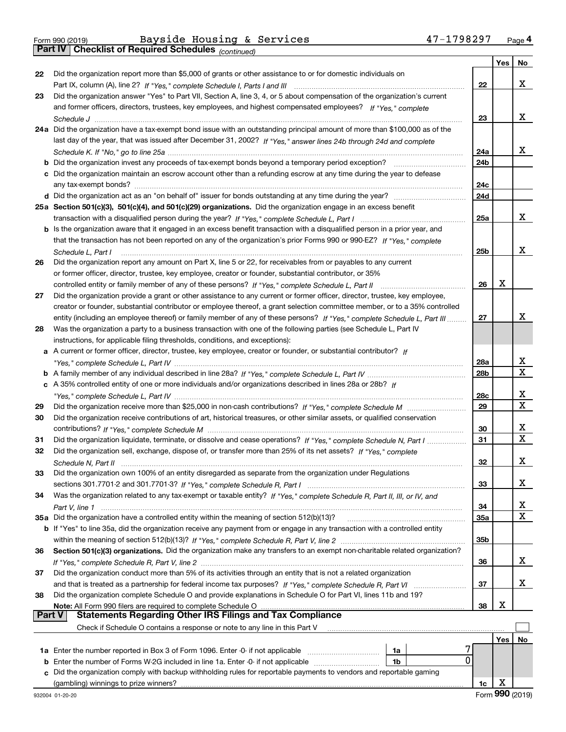Form 990 (2019) Bayside Housing & Services 47-1798297 Page 4

**Part IV Checklist of Required Schedules** *(continued)*

| | | | Yes | No |
|---|---|---|---|---|
| 22 | Did the organization report more than $5,000 of grants or other assistance to or for domestic individuals on Part IX, column (A), line 2? *If "Yes," complete Schedule I, Parts I and III* | 22 | | X |
| 23 | Did the organization answer "Yes" to Part VII, Section A, line 3, 4, or 5 about compensation of the organization's current and former officers, directors, trustees, key employees, and highest compensated employees? *If "Yes," complete Schedule J* | 23 | | X |
| 24a | Did the organization have a tax-exempt bond issue with an outstanding principal amount of more than $100,000 as of the last day of the year, that was issued after December 31, 2002? *If "Yes," answer lines 24b through 24d and complete Schedule K. If "No," go to line 25a* | 24a | | X |
| b | Did the organization invest any proceeds of tax-exempt bonds beyond a temporary period exception? | 24b | | |
| c | Did the organization maintain an escrow account other than a refunding escrow at any time during the year to defease any tax-exempt bonds? | 24c | | |
| d | Did the organization act as an "on behalf of" issuer for bonds outstanding at any time during the year? | 24d | | |
| 25a | **Section 501(c)(3), 501(c)(4), and 501(c)(29) organizations.** Did the organization engage in an excess benefit transaction with a disqualified person during the year? *If "Yes," complete Schedule L, Part I* | 25a | | X |
| b | Is the organization aware that it engaged in an excess benefit transaction with a disqualified person in a prior year, and that the transaction has not been reported on any of the organization's prior Forms 990 or 990-EZ? *If "Yes," complete Schedule L, Part I* | 25b | | X |
| 26 | Did the organization report any amount on Part X, line 5 or 22, for receivables from or payables to any current or former officer, director, trustee, key employee, creator or founder, substantial contributor, or 35% controlled entity or family member of any of these persons? *If "Yes," complete Schedule L, Part II* | 26 | X | |
| 27 | Did the organization provide a grant or other assistance to any current or former officer, director, trustee, key employee, creator or founder, substantial contributor or employee thereof, a grant selection committee member, or to a 35% controlled entity (including an employee thereof) or family member of any of these persons? *If "Yes," complete Schedule L, Part III* | 27 | | X |
| 28 | Was the organization a party to a business transaction with one of the following parties (see Schedule L, Part IV instructions, for applicable filing thresholds, conditions, and exceptions): | | | |
| a | A current or former officer, director, trustee, key employee, creator or founder, or substantial contributor? *If "Yes," complete Schedule L, Part IV* | 28a | | X |
| b | A family member of any individual described in line 28a? *If "Yes," complete Schedule L, Part IV* | 28b | | X |
| c | A 35% controlled entity of one or more individuals and/or organizations described in lines 28a or 28b? *If "Yes," complete Schedule L, Part IV* | 28c | | X |
| 29 | Did the organization receive more than $25,000 in non-cash contributions? *If "Yes," complete Schedule M* | 29 | | X |
| 30 | Did the organization receive contributions of art, historical treasures, or other similar assets, or qualified conservation contributions? *If "Yes," complete Schedule M* | 30 | | X |
| 31 | Did the organization liquidate, terminate, or dissolve and cease operations? *If "Yes," complete Schedule N, Part I* | 31 | | X |
| 32 | Did the organization sell, exchange, dispose of, or transfer more than 25% of its net assets? *If "Yes," complete Schedule N, Part II* | 32 | | X |
| 33 | Did the organization own 100% of an entity disregarded as separate from the organization under Regulations sections 301.7701-2 and 301.7701-3? *If "Yes," complete Schedule R, Part I* | 33 | | X |
| 34 | Was the organization related to any tax-exempt or taxable entity? *If "Yes," complete Schedule R, Part II, III, or IV, and Part V, line 1* | 34 | | X |
| 35a | Did the organization have a controlled entity within the meaning of section 512(b)(13)? | 35a | | X |
| b | If "Yes" to line 35a, did the organization receive any payment from or engage in any transaction with a controlled entity within the meaning of section 512(b)(13)? *If "Yes," complete Schedule R, Part V, line 2* | 35b | | |
| 36 | **Section 501(c)(3) organizations.** Did the organization make any transfers to an exempt non-charitable related organization? *If "Yes," complete Schedule R, Part V, line 2* | 36 | | X |
| 37 | Did the organization conduct more than 5% of its activities through an entity that is not a related organization and that is treated as a partnership for federal income tax purposes? *If "Yes," complete Schedule R, Part VI* | 37 | | X |
| 38 | Did the organization complete Schedule O and provide explanations in Schedule O for Part VI, lines 11b and 19? **Note:** All Form 990 filers are required to complete Schedule O | 38 | X | |

**Part V Statements Regarding Other IRS Filings and Tax Compliance**

Check if Schedule O contains a response or note to any line in this Part V ☐

| | | | | | Yes | No |
|---|---|---|---|---|---|---|
| 1a | Enter the number reported in Box 3 of Form 1096. Enter -0- if not applicable | 1a | 7 | | | |
| b | Enter the number of Forms W-2G included in line 1a. Enter -0- if not applicable | 1b | 0 | | | |
| c | Did the organization comply with backup withholding rules for reportable payments to vendors and reportable gaming (gambling) winnings to prize winners? | | | 1c | X | |

932004 01-20-20 Form **990** (2019)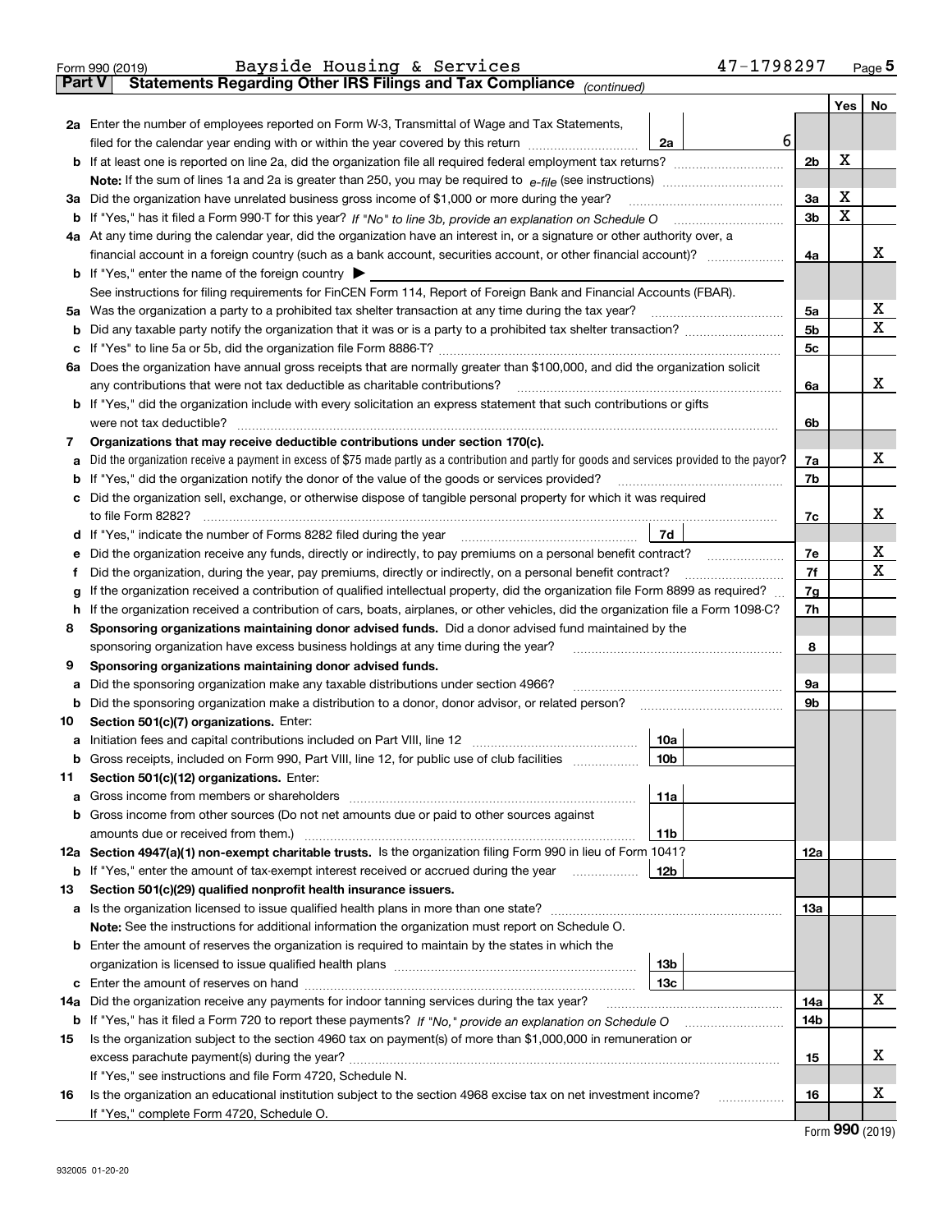Form 990 (2019) Bayside Housing & Services 47-1798297 Page **5**

## Part V Statements Regarding Other IRS Filings and Tax Compliance *(continued)*

| | | | | | Yes | No |
|---|---|---|---|---|---|---|
| **2a** | Enter the number of employees reported on Form W-3, Transmittal of Wage and Tax Statements, filed for the calendar year ending with or within the year covered by this return | 2a | 6 | | | |
| **b** | If at least one is reported on line 2a, did the organization file all required federal employment tax returns? | | | 2b | X | |
| | **Note:** If the sum of lines 1a and 2a is greater than 250, you may be required to *e-file* (see instructions) | | | | | |
| **3a** | Did the organization have unrelated business gross income of $1,000 or more during the year? | | | 3a | X | |
| **b** | If "Yes," has it filed a Form 990-T for this year? *If "No" to line 3b, provide an explanation on Schedule O* | | | 3b | X | |
| **4a** | At any time during the calendar year, did the organization have an interest in, or a signature or other authority over, a financial account in a foreign country (such as a bank account, securities account, or other financial account)? | | | 4a | | X |
| **b** | If "Yes," enter the name of the foreign country ▶ | | | | | |
| | See instructions for filing requirements for FinCEN Form 114, Report of Foreign Bank and Financial Accounts (FBAR). | | | | | |
| **5a** | Was the organization a party to a prohibited tax shelter transaction at any time during the tax year? | | | 5a | | X |
| **b** | Did any taxable party notify the organization that it was or is a party to a prohibited tax shelter transaction? | | | 5b | | X |
| **c** | If "Yes" to line 5a or 5b, did the organization file Form 8886-T? | | | 5c | | |
| **6a** | Does the organization have annual gross receipts that are normally greater than $100,000, and did the organization solicit any contributions that were not tax deductible as charitable contributions? | | | 6a | | X |
| **b** | If "Yes," did the organization include with every solicitation an express statement that such contributions or gifts were not tax deductible? | | | 6b | | |
| **7** | **Organizations that may receive deductible contributions under section 170(c).** | | | | | |
| **a** | Did the organization receive a payment in excess of $75 made partly as a contribution and partly for goods and services provided to the payor? | | | 7a | | X |
| **b** | If "Yes," did the organization notify the donor of the value of the goods or services provided? | | | 7b | | |
| **c** | Did the organization sell, exchange, or otherwise dispose of tangible personal property for which it was required to file Form 8282? | | | 7c | | X |
| **d** | If "Yes," indicate the number of Forms 8282 filed during the year | 7d | | | | |
| **e** | Did the organization receive any funds, directly or indirectly, to pay premiums on a personal benefit contract? | | | 7e | | X |
| **f** | Did the organization, during the year, pay premiums, directly or indirectly, on a personal benefit contract? | | | 7f | | X |
| **g** | If the organization received a contribution of qualified intellectual property, did the organization file Form 8899 as required? | | | 7g | | |
| **h** | If the organization received a contribution of cars, boats, airplanes, or other vehicles, did the organization file a Form 1098-C? | | | 7h | | |
| **8** | **Sponsoring organizations maintaining donor advised funds.** Did a donor advised fund maintained by the sponsoring organization have excess business holdings at any time during the year? | | | 8 | | |
| **9** | **Sponsoring organizations maintaining donor advised funds.** | | | | | |
| **a** | Did the sponsoring organization make any taxable distributions under section 4966? | | | 9a | | |
| **b** | Did the sponsoring organization make a distribution to a donor, donor advisor, or related person? | | | 9b | | |
| **10** | **Section 501(c)(7) organizations.** Enter: | | | | | |
| **a** | Initiation fees and capital contributions included on Part VIII, line 12 | 10a | | | | |
| **b** | Gross receipts, included on Form 990, Part VIII, line 12, for public use of club facilities | 10b | | | | |
| **11** | **Section 501(c)(12) organizations.** Enter: | | | | | |
| **a** | Gross income from members or shareholders | 11a | | | | |
| **b** | Gross income from other sources (Do not net amounts due or paid to other sources against amounts due or received from them.) | 11b | | | | |
| **12a** | **Section 4947(a)(1) non-exempt charitable trusts.** Is the organization filing Form 990 in lieu of Form 1041? | | | 12a | | |
| **b** | If "Yes," enter the amount of tax-exempt interest received or accrued during the year | 12b | | | | |
| **13** | **Section 501(c)(29) qualified nonprofit health insurance issuers.** | | | | | |
| **a** | Is the organization licensed to issue qualified health plans in more than one state? | | | 13a | | |
| | **Note:** See the instructions for additional information the organization must report on Schedule O. | | | | | |
| **b** | Enter the amount of reserves the organization is required to maintain by the states in which the organization is licensed to issue qualified health plans | 13b | | | | |
| **c** | Enter the amount of reserves on hand | 13c | | | | |
| **14a** | Did the organization receive any payments for indoor tanning services during the tax year? | | | 14a | | X |
| **b** | If "Yes," has it filed a Form 720 to report these payments? *If "No," provide an explanation on Schedule O* | | | 14b | | |
| **15** | Is the organization subject to the section 4960 tax on payment(s) of more than $1,000,000 in remuneration or excess parachute payment(s) during the year? | | | 15 | | X |
| | If "Yes," see instructions and file Form 4720, Schedule N. | | | | | |
| **16** | Is the organization an educational institution subject to the section 4968 excise tax on net investment income? | | | 16 | | X |
| | If "Yes," complete Form 4720, Schedule O. | | | | | |

Form **990** (2019)

932005 01-20-20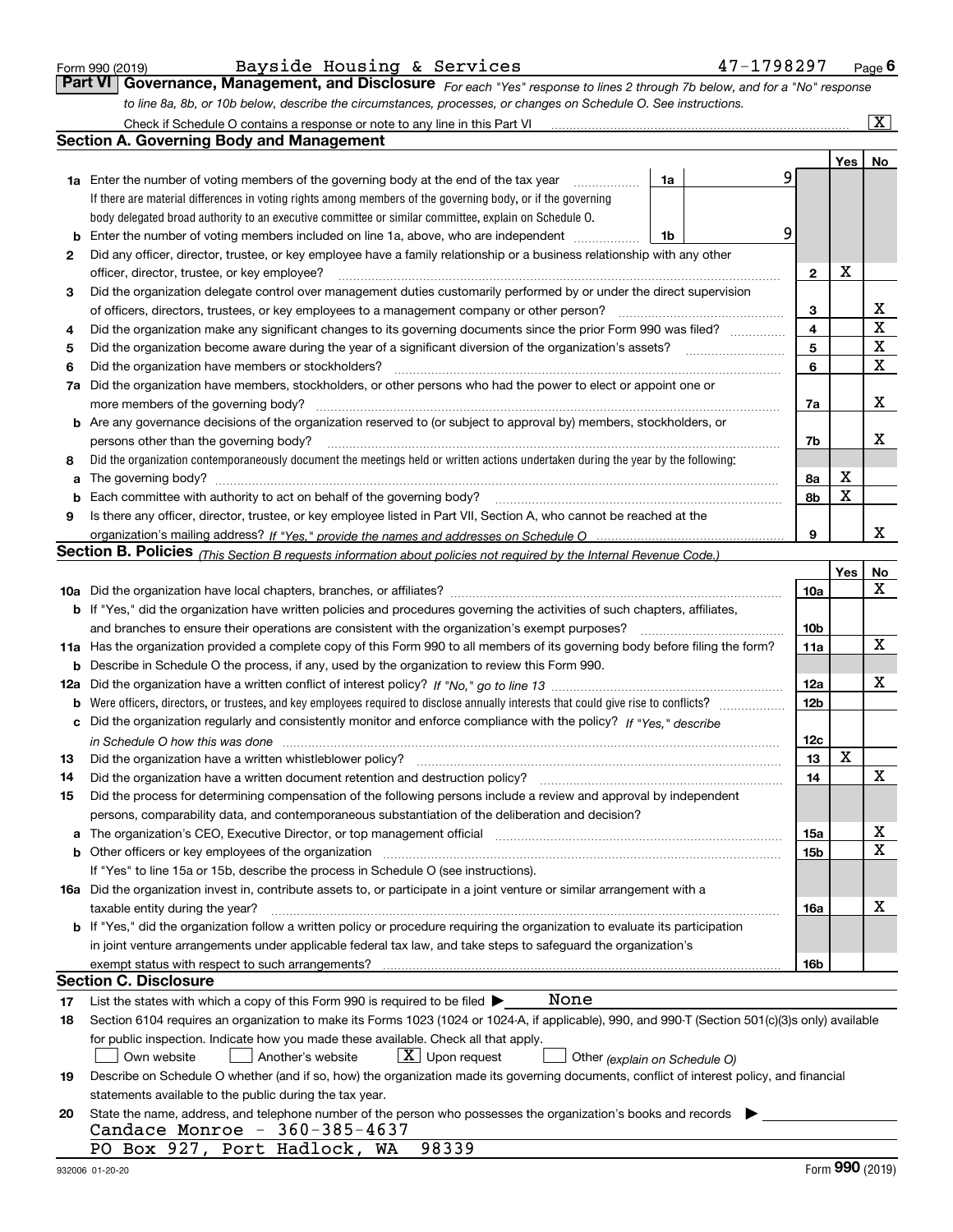Form 990 (2019) Bayside Housing & Services 47-1798297 Page **6**

## Part VI Governance, Management, and Disclosure

*For each "Yes" response to lines 2 through 7b below, and for a "No" response to line 8a, 8b, or 10b below, describe the circumstances, processes, or changes on Schedule O. See instructions.*

Check if Schedule O contains a response or note to any line in this Part VI .......... [X]

### Section A. Governing Body and Management

| | | | | Yes | No |
|---|---|---|---|---|---|
| **1a** | Enter the number of voting members of the governing body at the end of the tax year .......... If there are material differences in voting rights among members of the governing body, or if the governing body delegated broad authority to an executive committee or similar committee, explain on Schedule O. | **1a** 9 | | | |
| **b** | Enter the number of voting members included on line 1a, above, who are independent .......... | **1b** 9 | | | |
| **2** | Did any officer, director, trustee, or key employee have a family relationship or a business relationship with any other officer, director, trustee, or key employee? .......... | | **2** | X | |
| **3** | Did the organization delegate control over management duties customarily performed by or under the direct supervision of officers, directors, trustees, or key employees to a management company or other person? .......... | | **3** | | X |
| **4** | Did the organization make any significant changes to its governing documents since the prior Form 990 was filed? .......... | | **4** | | X |
| **5** | Did the organization become aware during the year of a significant diversion of the organization's assets? .......... | | **5** | | X |
| **6** | Did the organization have members or stockholders? .......... | | **6** | | X |
| **7a** | Did the organization have members, stockholders, or other persons who had the power to elect or appoint one or more members of the governing body? .......... | | **7a** | | X |
| **b** | Are any governance decisions of the organization reserved to (or subject to approval by) members, stockholders, or persons other than the governing body? .......... | | **7b** | | X |
| **8** | Did the organization contemporaneously document the meetings held or written actions undertaken during the year by the following: | | | | |
| **a** | The governing body? .......... | | **8a** | X | |
| **b** | Each committee with authority to act on behalf of the governing body? .......... | | **8b** | X | |
| **9** | Is there any officer, director, trustee, or key employee listed in Part VII, Section A, who cannot be reached at the organization's mailing address? *If "Yes," provide the names and addresses on Schedule O* .......... | | **9** | | X |

### Section B. Policies *(This Section B requests information about policies not required by the Internal Revenue Code.)*

| | | | Yes | No |
|---|---|---|---|---|
| **10a** | Did the organization have local chapters, branches, or affiliates? .......... | **10a** | | X |
| **b** | If "Yes," did the organization have written policies and procedures governing the activities of such chapters, affiliates, and branches to ensure their operations are consistent with the organization's exempt purposes? .......... | **10b** | | |
| **11a** | Has the organization provided a complete copy of this Form 990 to all members of its governing body before filing the form? | **11a** | | X |
| **b** | Describe in Schedule O the process, if any, used by the organization to review this Form 990. | | | |
| **12a** | Did the organization have a written conflict of interest policy? *If "No," go to line 13* .......... | **12a** | | X |
| **b** | Were officers, directors, or trustees, and key employees required to disclose annually interests that could give rise to conflicts? .......... | **12b** | | |
| **c** | Did the organization regularly and consistently monitor and enforce compliance with the policy? *If "Yes," describe in Schedule O how this was done* .......... | **12c** | | |
| **13** | Did the organization have a written whistleblower policy? .......... | **13** | X | |
| **14** | Did the organization have a written document retention and destruction policy? .......... | **14** | | X |
| **15** | Did the process for determining compensation of the following persons include a review and approval by independent persons, comparability data, and contemporaneous substantiation of the deliberation and decision? | | | |
| **a** | The organization's CEO, Executive Director, or top management official .......... | **15a** | | X |
| **b** | Other officers or key employees of the organization .......... If "Yes" to line 15a or 15b, describe the process in Schedule O (see instructions). | **15b** | | X |
| **16a** | Did the organization invest in, contribute assets to, or participate in a joint venture or similar arrangement with a taxable entity during the year? .......... | **16a** | | X |
| **b** | If "Yes," did the organization follow a written policy or procedure requiring the organization to evaluate its participation in joint venture arrangements under applicable federal tax law, and take steps to safeguard the organization's exempt status with respect to such arrangements? .......... | **16b** | | |

### Section C. Disclosure

**17** List the states with which a copy of this Form 990 is required to be filed ▶ None

**18** Section 6104 requires an organization to make its Forms 1023 (1024 or 1024-A, if applicable), 990, and 990-T (Section 501(c)(3)s only) available for public inspection. Indicate how you made these available. Check all that apply.

[ ] Own website [ ] Another's website [X] Upon request [ ] Other *(explain on Schedule O)*

**19** Describe on Schedule O whether (and if so, how) the organization made its governing documents, conflict of interest policy, and financial statements available to the public during the tax year.

**20** State the name, address, and telephone number of the person who possesses the organization's books and records ▶

Candace Monroe - 360-385-4637
PO Box 927, Port Hadlock, WA 98339

932006 01-20-20 Form **990** (2019)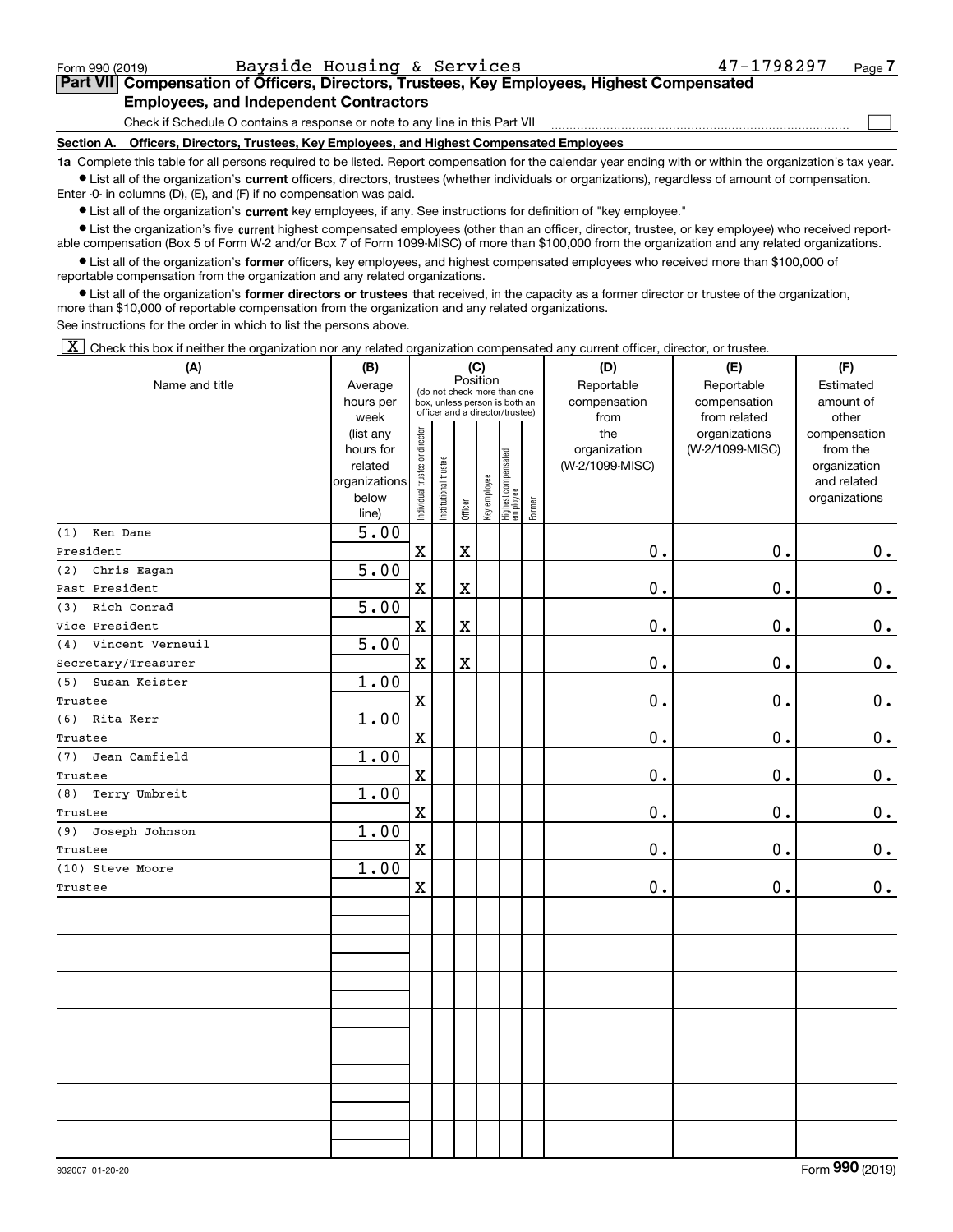Form 990 (2019) Bayside Housing & Services 47-1798297 Page 7

## Part VII Compensation of Officers, Directors, Trustees, Key Employees, Highest Compensated Employees, and Independent Contractors

Check if Schedule O contains a response or note to any line in this Part VII ☐

**Section A. Officers, Directors, Trustees, Key Employees, and Highest Compensated Employees**

**1a** Complete this table for all persons required to be listed. Report compensation for the calendar year ending with or within the organization's tax year.

- List all of the organization's **current** officers, directors, trustees (whether individuals or organizations), regardless of amount of compensation. Enter -0- in columns (D), (E), and (F) if no compensation was paid.
- List all of the organization's **current** key employees, if any. See instructions for definition of "key employee."
- List the organization's five **current** highest compensated employees (other than an officer, director, trustee, or key employee) who received reportable compensation (Box 5 of Form W-2 and/or Box 7 of Form 1099-MISC) of more than $100,000 from the organization and any related organizations.
- List all of the organization's **former** officers, key employees, and highest compensated employees who received more than $100,000 of reportable compensation from the organization and any related organizations.
- List all of the organization's **former directors or trustees** that received, in the capacity as a former director or trustee of the organization, more than $10,000 of reportable compensation from the organization and any related organizations.

See instructions for the order in which to list the persons above.

☒ Check this box if neither the organization nor any related organization compensated any current officer, director, or trustee.

| (A) Name and title | (B) Average hours per week (list any hours for related organizations below line) | (C) Position: Individual trustee or director | Institutional trustee | Officer | Key employee | Highest compensated employee | Former | (D) Reportable compensation from the organization (W-2/1099-MISC) | (E) Reportable compensation from related organizations (W-2/1099-MISC) | (F) Estimated amount of other compensation from the organization and related organizations |
|---|---|---|---|---|---|---|---|---|---|---|
| (1) Ken Dane<br>President | 5.00 | X | | X | | | | 0. | 0. | 0. |
| (2) Chris Eagan<br>Past President | 5.00 | X | | X | | | | 0. | 0. | 0. |
| (3) Rich Conrad<br>Vice President | 5.00 | X | | X | | | | 0. | 0. | 0. |
| (4) Vincent Verneuil<br>Secretary/Treasurer | 5.00 | X | | X | | | | 0. | 0. | 0. |
| (5) Susan Keister<br>Trustee | 1.00 | X | | | | | | 0. | 0. | 0. |
| (6) Rita Kerr<br>Trustee | 1.00 | X | | | | | | 0. | 0. | 0. |
| (7) Jean Camfield<br>Trustee | 1.00 | X | | | | | | 0. | 0. | 0. |
| (8) Terry Umbreit<br>Trustee | 1.00 | X | | | | | | 0. | 0. | 0. |
| (9) Joseph Johnson<br>Trustee | 1.00 | X | | | | | | 0. | 0. | 0. |
| (10) Steve Moore<br>Trustee | 1.00 | X | | | | | | 0. | 0. | 0. |

932007 01-20-20 Form 990 (2019)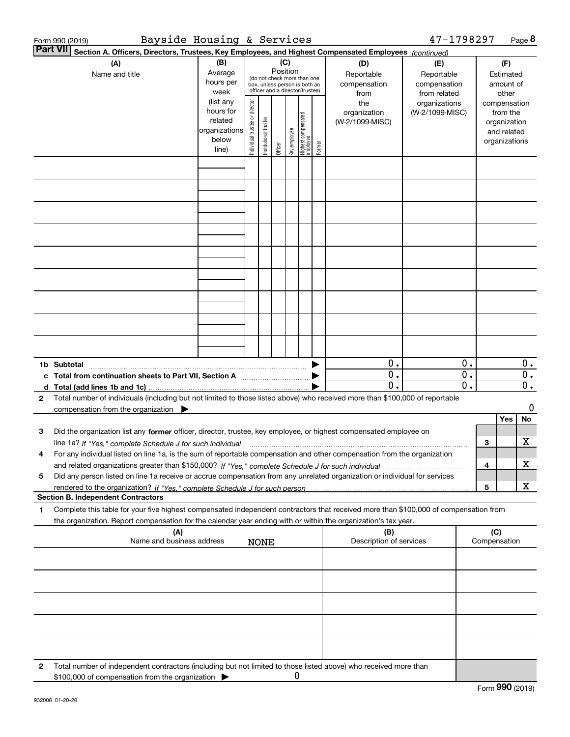Form 990 (2019) Bayside Housing & Services 47-1798297 Page 8

**Part VII** **Section A. Officers, Directors, Trustees, Key Employees, and Highest Compensated Employees** *(continued)*

| (A) Name and title | (B) Average hours per week (list any hours for related organizations below line) | (C) Position (do not check more than one box, unless person is both an officer and a director/trustee): Individual trustee or director | Institutional trustee | Officer | Key employee | Highest compensated employee | Former | (D) Reportable compensation from the organization (W-2/1099-MISC) | (E) Reportable compensation from related organizations (W-2/1099-MISC) | (F) Estimated amount of other compensation from the organization and related organizations |
|---|---|---|---|---|---|---|---|---|---|---|
| | | | | | | | | | | |
| | | | | | | | | | | |
| | | | | | | | | | | |
| | | | | | | | | | | |
| | | | | | | | | | | |
| | | | | | | | | | | |
| | | | | | | | | | | |
| | | | | | | | | | | |
| | | | | | | | | | | |
| **1b Subtotal** | | | | | | | ▶ | 0. | 0. | 0. |
| **c Total from continuation sheets to Part VII, Section A** | | | | | | | ▶ | 0. | 0. | 0. |
| **d Total (add lines 1b and 1c)** | | | | | | | ▶ | 0. | 0. | 0. |

**2** Total number of individuals (including but not limited to those listed above) who received more than $100,000 of reportable compensation from the organization ▶ 0

| | | | Yes | No |
|---|---|---|---|---|
| **3** | Did the organization list any **former** officer, director, trustee, key employee, or highest compensated employee on line 1a? *If "Yes," complete Schedule J for such individual* | 3 | | X |
| **4** | For any individual listed on line 1a, is the sum of reportable compensation and other compensation from the organization and related organizations greater than $150,000? *If "Yes," complete Schedule J for such individual* | 4 | | X |
| **5** | Did any person listed on line 1a receive or accrue compensation from any unrelated organization or individual for services rendered to the organization? *If "Yes," complete Schedule J for such person* | 5 | | X |

**Section B. Independent Contractors**

**1** Complete this table for your five highest compensated independent contractors that received more than $100,000 of compensation from the organization. Report compensation for the calendar year ending with or within the organization's tax year.

| (A) Name and business address | (B) Description of services | (C) Compensation |
|---|---|---|
| NONE | | |
| | | |
| | | |
| | | |
| | | |

**2** Total number of independent contractors (including but not limited to those listed above) who received more than $100,000 of compensation from the organization ▶ 0

Form **990** (2019)

932008 01-20-20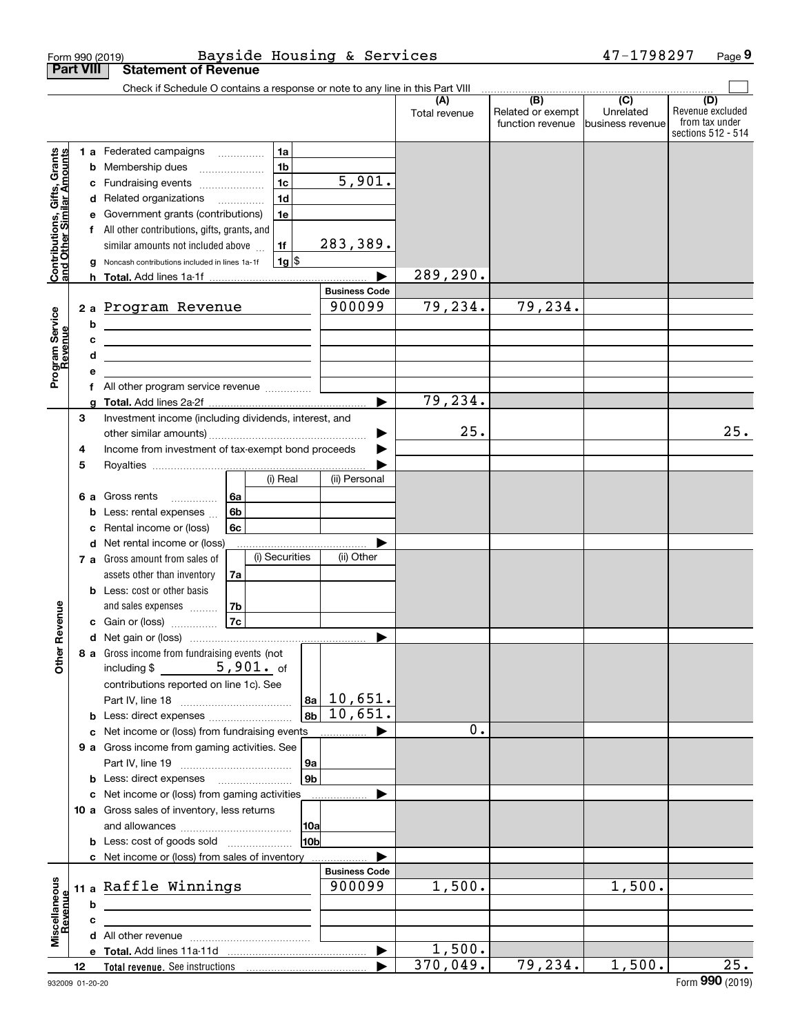Form 990 (2019) Bayside Housing & Services 47-1798297 Page 9

**Part VIII Statement of Revenue**

Check if Schedule O contains a response or note to any line in this Part VIII

| | | | (A) Total revenue | (B) Related or exempt function revenue | (C) Unrelated business revenue | (D) Revenue excluded from tax under sections 512 - 514 |
|---|---|---|---|---|---|---|
| **Contributions, Gifts, Grants and Other Similar Amounts** | 1a Federated campaigns (1a) | | | | | |
| | b Membership dues (1b) | | | | | |
| | c Fundraising events (1c) | 5,901. | | | | |
| | d Related organizations (1d) | | | | | |
| | e Government grants (contributions) (1e) | | | | | |
| | f All other contributions, gifts, grants, and similar amounts not included above (1f) | 283,389. | | | | |
| | g Noncash contributions included in lines 1a-1f (1g) $ | | | | | |
| | h **Total.** Add lines 1a-1f | | 289,290. | | | |
| **Program Service Revenue** | | **Business Code** | | | | |
| | 2a Program Revenue | 900099 | 79,234. | 79,234. | | |
| | b | | | | | |
| | c | | | | | |
| | d | | | | | |
| | e | | | | | |
| | f All other program service revenue | | | | | |
| | g **Total.** Add lines 2a-2f | | 79,234. | | | |
| **Other Revenue** | 3 Investment income (including dividends, interest, and other similar amounts) | | 25. | | | 25. |
| | 4 Income from investment of tax-exempt bond proceeds | | | | | |
| | 5 Royalties | | | | | |
| | | (i) Real / (ii) Personal | | | | |
| | 6a Gross rents (6a) | | | | | |
| | b Less: rental expenses (6b) | | | | | |
| | c Rental income or (loss) (6c) | | | | | |
| | d Net rental income or (loss) | | | | | |
| | | (i) Securities / (ii) Other | | | | |
| | 7a Gross amount from sales of assets other than inventory (7a) | | | | | |
| | b Less: cost or other basis and sales expenses (7b) | | | | | |
| | c Gain or (loss) (7c) | | | | | |
| | d Net gain or (loss) | | | | | |
| | 8a Gross income from fundraising events (not including $ 5,901. of contributions reported on line 1c). See Part IV, line 18 (8a) | 10,651. | | | | |
| | b Less: direct expenses (8b) | 10,651. | | | | |
| | c Net income or (loss) from fundraising events | | 0. | | | |
| | 9a Gross income from gaming activities. See Part IV, line 19 (9a) | | | | | |
| | b Less: direct expenses (9b) | | | | | |
| | c Net income or (loss) from gaming activities | | | | | |
| | 10a Gross sales of inventory, less returns and allowances (10a) | | | | | |
| | b Less: cost of goods sold (10b) | | | | | |
| | c Net income or (loss) from sales of inventory | | | | | |
| **Miscellaneous Revenue** | | **Business Code** | | | | |
| | 11a Raffle Winnings | 900099 | 1,500. | | 1,500. | |
| | b | | | | | |
| | c | | | | | |
| | d All other revenue | | | | | |
| | e **Total.** Add lines 11a-11d | | 1,500. | | | |
| | 12 **Total revenue.** See instructions | | 370,049. | 79,234. | 1,500. | 25. |

932009 01-20-20 Form **990** (2019)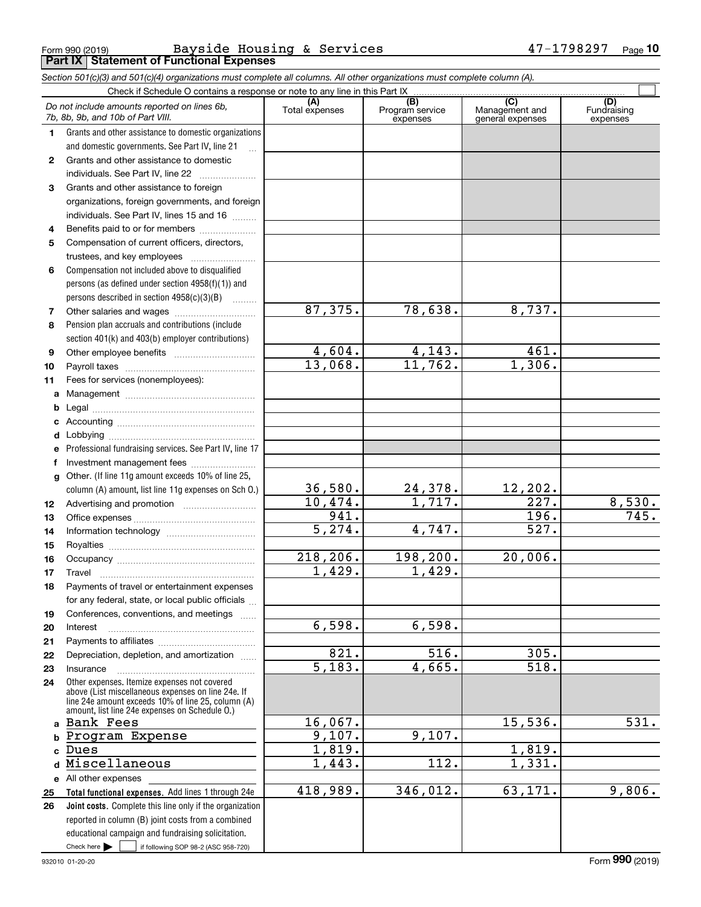Form 990 (2019) Bayside Housing & Services 47-1798297 Page 10

## Part IX Statement of Functional Expenses

*Section 501(c)(3) and 501(c)(4) organizations must complete all columns. All other organizations must complete column (A).*

Check if Schedule O contains a response or note to any line in this Part IX ☐

| *Do not include amounts reported on lines 6b, 7b, 8b, 9b, and 10b of Part VIII.* | (A) Total expenses | (B) Program service expenses | (C) Management and general expenses | (D) Fundraising expenses |
|---|---|---|---|---|
| **1** Grants and other assistance to domestic organizations and domestic governments. See Part IV, line 21 | | | | |
| **2** Grants and other assistance to domestic individuals. See Part IV, line 22 | | | | |
| **3** Grants and other assistance to foreign organizations, foreign governments, and foreign individuals. See Part IV, lines 15 and 16 | | | | |
| **4** Benefits paid to or for members | | | | |
| **5** Compensation of current officers, directors, trustees, and key employees | | | | |
| **6** Compensation not included above to disqualified persons (as defined under section 4958(f)(1)) and persons described in section 4958(c)(3)(B) | | | | |
| **7** Other salaries and wages | 87,375. | 78,638. | 8,737. | |
| **8** Pension plan accruals and contributions (include section 401(k) and 403(b) employer contributions) | | | | |
| **9** Other employee benefits | 4,604. | 4,143. | 461. | |
| **10** Payroll taxes | 13,068. | 11,762. | 1,306. | |
| **11** Fees for services (nonemployees): | | | | |
| **a** Management | | | | |
| **b** Legal | | | | |
| **c** Accounting | | | | |
| **d** Lobbying | | | | |
| **e** Professional fundraising services. See Part IV, line 17 | | | | |
| **f** Investment management fees | | | | |
| **g** Other. (If line 11g amount exceeds 10% of line 25, column (A) amount, list line 11g expenses on Sch O.) | 36,580. | 24,378. | 12,202. | |
| **12** Advertising and promotion | 10,474. | 1,717. | 227. | 8,530. |
| **13** Office expenses | 941. | | 196. | 745. |
| **14** Information technology | 5,274. | 4,747. | 527. | |
| **15** Royalties | | | | |
| **16** Occupancy | 218,206. | 198,200. | 20,006. | |
| **17** Travel | 1,429. | 1,429. | | |
| **18** Payments of travel or entertainment expenses for any federal, state, or local public officials | | | | |
| **19** Conferences, conventions, and meetings | | | | |
| **20** Interest | 6,598. | 6,598. | | |
| **21** Payments to affiliates | | | | |
| **22** Depreciation, depletion, and amortization | 821. | 516. | 305. | |
| **23** Insurance | 5,183. | 4,665. | 518. | |
| **24** Other expenses. Itemize expenses not covered above (List miscellaneous expenses on line 24e. If line 24e amount exceeds 10% of line 25, column (A) amount, list line 24e expenses on Schedule O.) | | | | |
| **a** Bank Fees | 16,067. | | 15,536. | 531. |
| **b** Program Expense | 9,107. | 9,107. | | |
| **c** Dues | 1,819. | | 1,819. | |
| **d** Miscellaneous | 1,443. | 112. | 1,331. | |
| **e** All other expenses | | | | |
| **25** **Total functional expenses.** Add lines 1 through 24e | 418,989. | 346,012. | 63,171. | 9,806. |
| **26** **Joint costs.** Complete this line only if the organization reported in column (B) joint costs from a combined educational campaign and fundraising solicitation. Check here ☐ if following SOP 98-2 (ASC 958-720) | | | | |

932010 01-20-20 Form **990** (2019)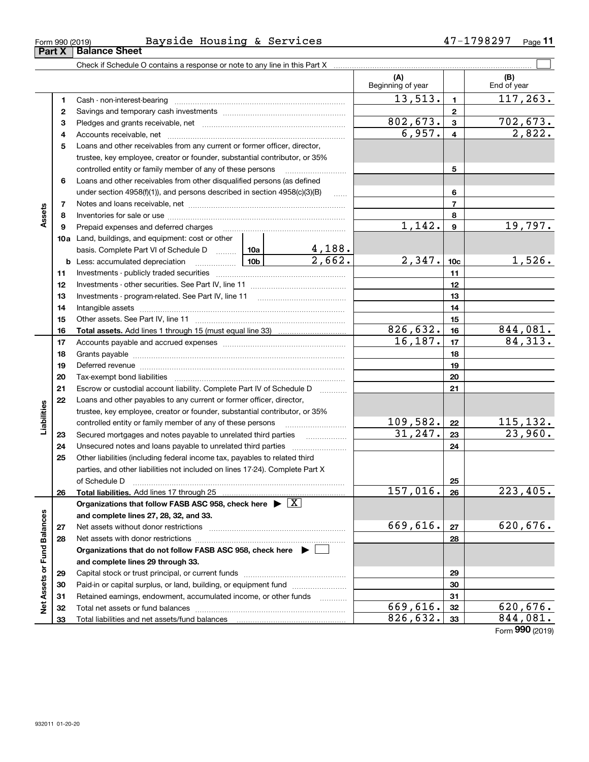Form 990 (2019) Bayside Housing & Services 47-1798297

## Part X Balance Sheet

Check if Schedule O contains a response or note to any line in this Part X

| | | | | (A) Beginning of year | | (B) End of year |
|---|---|---|---|---|---|---|
| **Assets** | 1 | Cash - non-interest-bearing | | 13,513. | 1 | 117,263. |
| | 2 | Savings and temporary cash investments | | | 2 | |
| | 3 | Pledges and grants receivable, net | | 802,673. | 3 | 702,673. |
| | 4 | Accounts receivable, net | | 6,957. | 4 | 2,822. |
| | 5 | Loans and other receivables from any current or former officer, director, trustee, key employee, creator or founder, substantial contributor, or 35% controlled entity or family member of any of these persons | | | 5 | |
| | 6 | Loans and other receivables from other disqualified persons (as defined under section 4958(f)(1)), and persons described in section 4958(c)(3)(B) | | | 6 | |
| | 7 | Notes and loans receivable, net | | | 7 | |
| | 8 | Inventories for sale or use | | | 8 | |
| | 9 | Prepaid expenses and deferred charges | | 1,142. | 9 | 19,797. |
| | 10a | Land, buildings, and equipment: cost or other basis. Complete Part VI of Schedule D | 10a 4,188. | | | |
| | b | Less: accumulated depreciation | 10b 2,662. | 2,347. | 10c | 1,526. |
| | 11 | Investments - publicly traded securities | | | 11 | |
| | 12 | Investments - other securities. See Part IV, line 11 | | | 12 | |
| | 13 | Investments - program-related. See Part IV, line 11 | | | 13 | |
| | 14 | Intangible assets | | | 14 | |
| | 15 | Other assets. See Part IV, line 11 | | | 15 | |
| | 16 | **Total assets.** Add lines 1 through 15 (must equal line 33) | | 826,632. | 16 | 844,081. |
| **Liabilities** | 17 | Accounts payable and accrued expenses | | 16,187. | 17 | 84,313. |
| | 18 | Grants payable | | | 18 | |
| | 19 | Deferred revenue | | | 19 | |
| | 20 | Tax-exempt bond liabilities | | | 20 | |
| | 21 | Escrow or custodial account liability. Complete Part IV of Schedule D | | | 21 | |
| | 22 | Loans and other payables to any current or former officer, director, trustee, key employee, creator or founder, substantial contributor, or 35% controlled entity or family member of any of these persons | | 109,582. | 22 | 115,132. |
| | 23 | Secured mortgages and notes payable to unrelated third parties | | 31,247. | 23 | 23,960. |
| | 24 | Unsecured notes and loans payable to unrelated third parties | | | 24 | |
| | 25 | Other liabilities (including federal income tax, payables to related third parties, and other liabilities not included on lines 17-24). Complete Part X of Schedule D | | | 25 | |
| | 26 | **Total liabilities.** Add lines 17 through 25 | | 157,016. | 26 | 223,405. |
| **Net Assets or Fund Balances** | | **Organizations that follow FASB ASC 958, check here ▶ [X] and complete lines 27, 28, 32, and 33.** | | | | |
| | 27 | Net assets without donor restrictions | | 669,616. | 27 | 620,676. |
| | 28 | Net assets with donor restrictions | | | 28 | |
| | | **Organizations that do not follow FASB ASC 958, check here ▶ [ ] and complete lines 29 through 33.** | | | | |
| | 29 | Capital stock or trust principal, or current funds | | | 29 | |
| | 30 | Paid-in or capital surplus, or land, building, or equipment fund | | | 30 | |
| | 31 | Retained earnings, endowment, accumulated income, or other funds | | | 31 | |
| | 32 | Total net assets or fund balances | | 669,616. | 32 | 620,676. |
| | 33 | Total liabilities and net assets/fund balances | | 826,632. | 33 | 844,081. |

Form **990** (2019)

932011 01-20-20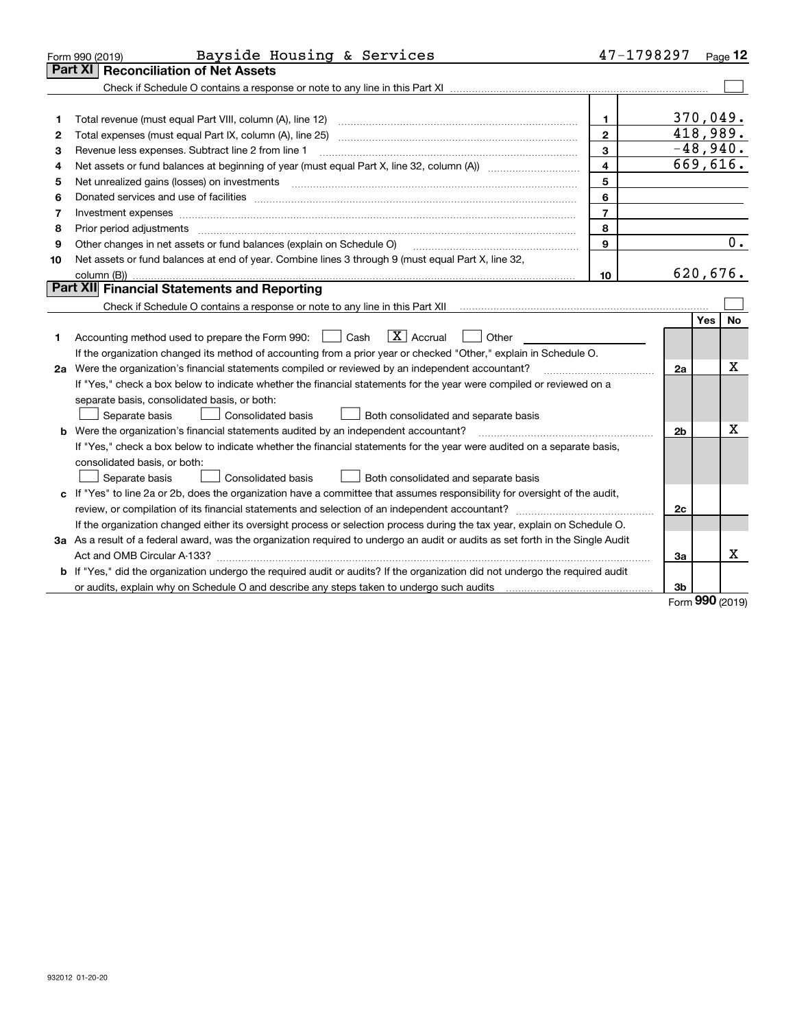Form 990 (2019) Bayside Housing & Services 47-1798297 Page 12

## Part XI Reconciliation of Net Assets

Check if Schedule O contains a response or note to any line in this Part XI ☐

| | | | |
|---|---|---|---|
| 1 | Total revenue (must equal Part VIII, column (A), line 12) | 1 | 370,049. |
| 2 | Total expenses (must equal Part IX, column (A), line 25) | 2 | 418,989. |
| 3 | Revenue less expenses. Subtract line 2 from line 1 | 3 | -48,940. |
| 4 | Net assets or fund balances at beginning of year (must equal Part X, line 32, column (A)) | 4 | 669,616. |
| 5 | Net unrealized gains (losses) on investments | 5 | |
| 6 | Donated services and use of facilities | 6 | |
| 7 | Investment expenses | 7 | |
| 8 | Prior period adjustments | 8 | |
| 9 | Other changes in net assets or fund balances (explain on Schedule O) | 9 | 0. |
| 10 | Net assets or fund balances at end of year. Combine lines 3 through 9 (must equal Part X, line 32, column (B)) | 10 | 620,676. |

## Part XII Financial Statements and Reporting

Check if Schedule O contains a response or note to any line in this Part XII ☐

| | | | Yes | No |
|---|---|---|---|---|
| 1 | Accounting method used to prepare the Form 990: ☐ Cash ☒ Accrual ☐ Other<br>If the organization changed its method of accounting from a prior year or checked "Other," explain in Schedule O. | | | |
| 2a | Were the organization's financial statements compiled or reviewed by an independent accountant?<br>If "Yes," check a box below to indicate whether the financial statements for the year were compiled or reviewed on a separate basis, consolidated basis, or both:<br>☐ Separate basis ☐ Consolidated basis ☐ Both consolidated and separate basis | 2a | | X |
| b | Were the organization's financial statements audited by an independent accountant?<br>If "Yes," check a box below to indicate whether the financial statements for the year were audited on a separate basis, consolidated basis, or both:<br>☐ Separate basis ☐ Consolidated basis ☐ Both consolidated and separate basis | 2b | | X |
| c | If "Yes" to line 2a or 2b, does the organization have a committee that assumes responsibility for oversight of the audit, review, or compilation of its financial statements and selection of an independent accountant?<br>If the organization changed either its oversight process or selection process during the tax year, explain on Schedule O. | 2c | | |
| 3a | As a result of a federal award, was the organization required to undergo an audit or audits as set forth in the Single Audit Act and OMB Circular A-133? | 3a | | X |
| b | If "Yes," did the organization undergo the required audit or audits? If the organization did not undergo the required audit or audits, explain why on Schedule O and describe any steps taken to undergo such audits | 3b | | |

Form 990 (2019)

932012 01-20-20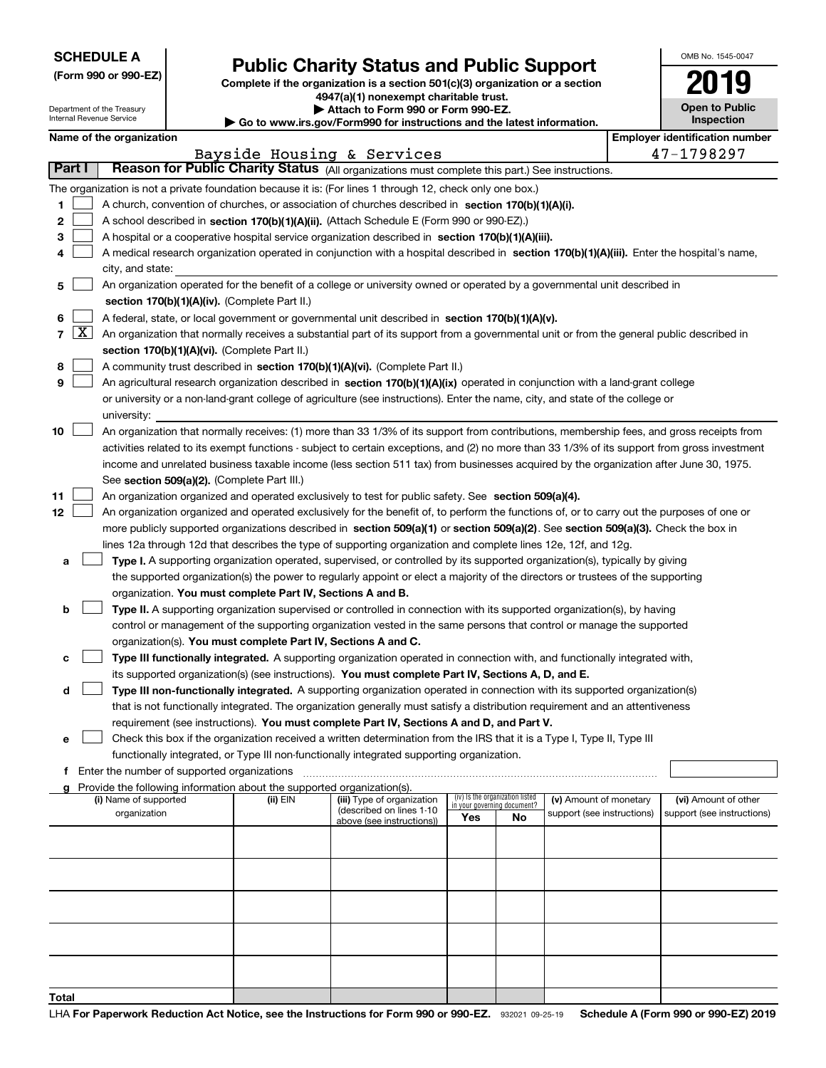**SCHEDULE A**
**(Form 990 or 990-EZ)**

Department of the Treasury
Internal Revenue Service

# Public Charity Status and Public Support

**Complete if the organization is a section 501(c)(3) organization or a section 4947(a)(1) nonexempt charitable trust.**
**▶ Attach to Form 990 or Form 990-EZ.**
**▶ Go to www.irs.gov/Form990 for instructions and the latest information.**

OMB No. 1545-0047

**2019**

**Open to Public Inspection**

**Name of the organization**
Bayside Housing & Services

**Employer identification number**
47-1798297

## Part I — Reason for Public Charity Status (All organizations must complete this part.) See instructions.

The organization is not a private foundation because it is: (For lines 1 through 12, check only one box.)

1. [ ] A church, convention of churches, or association of churches described in **section 170(b)(1)(A)(i).**
2. [ ] A school described in **section 170(b)(1)(A)(ii).** (Attach Schedule E (Form 990 or 990-EZ).)
3. [ ] A hospital or a cooperative hospital service organization described in **section 170(b)(1)(A)(iii).**
4. [ ] A medical research organization operated in conjunction with a hospital described in **section 170(b)(1)(A)(iii).** Enter the hospital's name, city, and state:
5. [ ] An organization operated for the benefit of a college or university owned or operated by a governmental unit described in **section 170(b)(1)(A)(iv).** (Complete Part II.)
6. [ ] A federal, state, or local government or governmental unit described in **section 170(b)(1)(A)(v).**
7. [X] An organization that normally receives a substantial part of its support from a governmental unit or from the general public described in **section 170(b)(1)(A)(vi).** (Complete Part II.)
8. [ ] A community trust described in **section 170(b)(1)(A)(vi).** (Complete Part II.)
9. [ ] An agricultural research organization described in **section 170(b)(1)(A)(ix)** operated in conjunction with a land-grant college or university or a non-land-grant college of agriculture (see instructions). Enter the name, city, and state of the college or university:
10. [ ] An organization that normally receives: (1) more than 33 1/3% of its support from contributions, membership fees, and gross receipts from activities related to its exempt functions - subject to certain exceptions, and (2) no more than 33 1/3% of its support from gross investment income and unrelated business taxable income (less section 511 tax) from businesses acquired by the organization after June 30, 1975. See **section 509(a)(2).** (Complete Part III.)
11. [ ] An organization organized and operated exclusively to test for public safety. See **section 509(a)(4).**
12. [ ] An organization organized and operated exclusively for the benefit of, to perform the functions of, or to carry out the purposes of one or more publicly supported organizations described in **section 509(a)(1)** or **section 509(a)(2).** See **section 509(a)(3).** Check the box in lines 12a through 12d that describes the type of supporting organization and complete lines 12e, 12f, and 12g.
   - **a** [ ] **Type I.** A supporting organization operated, supervised, or controlled by its supported organization(s), typically by giving the supported organization(s) the power to regularly appoint or elect a majority of the directors or trustees of the supporting organization. **You must complete Part IV, Sections A and B.**
   - **b** [ ] **Type II.** A supporting organization supervised or controlled in connection with its supported organization(s), by having control or management of the supporting organization vested in the same persons that control or manage the supported organization(s). **You must complete Part IV, Sections A and C.**
   - **c** [ ] **Type III functionally integrated.** A supporting organization operated in connection with, and functionally integrated with, its supported organization(s) (see instructions). **You must complete Part IV, Sections A, D, and E.**
   - **d** [ ] **Type III non-functionally integrated.** A supporting organization operated in connection with its supported organization(s) that is not functionally integrated. The organization generally must satisfy a distribution requirement and an attentiveness requirement (see instructions). **You must complete Part IV, Sections A and D, and Part V.**
   - **e** [ ] Check this box if the organization received a written determination from the IRS that it is a Type I, Type II, Type III functionally integrated, or Type III non-functionally integrated supporting organization.
   - **f** Enter the number of supported organizations
   - **g** Provide the following information about the supported organization(s).

| (i) Name of supported organization | (ii) EIN | (iii) Type of organization (described on lines 1-10 above (see instructions)) | (iv) Is the organization listed in your governing document? Yes | No | (v) Amount of monetary support (see instructions) | (vi) Amount of other support (see instructions) |
|---|---|---|---|---|---|---|
| | | | | | | |
| | | | | | | |
| | | | | | | |
| | | | | | | |
| | | | | | | |
| **Total** | | | | | | |

LHA **For Paperwork Reduction Act Notice, see the Instructions for Form 990 or 990-EZ.** 932021 09-25-19 **Schedule A (Form 990 or 990-EZ) 2019**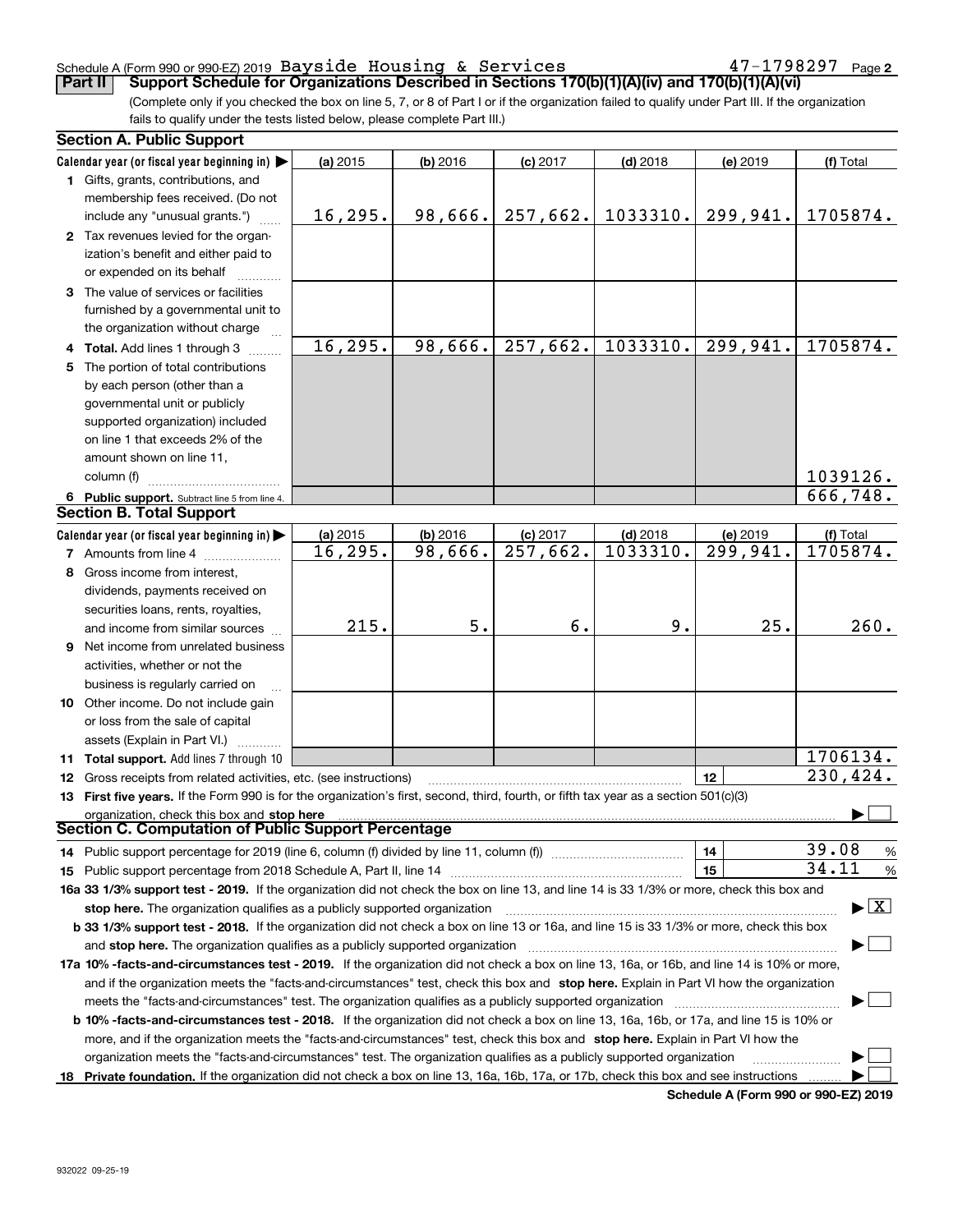Schedule A (Form 990 or 990-EZ) 2019 Bayside Housing & Services 47-1798297 Page 2

**Part II** **Support Schedule for Organizations Described in Sections 170(b)(1)(A)(iv) and 170(b)(1)(A)(vi)**

(Complete only if you checked the box on line 5, 7, or 8 of Part I or if the organization failed to qualify under Part III. If the organization fails to qualify under the tests listed below, please complete Part III.)

### Section A. Public Support

| Calendar year (or fiscal year beginning in) ▶ | (a) 2015 | (b) 2016 | (c) 2017 | (d) 2018 | (e) 2019 | (f) Total |
|---|---|---|---|---|---|---|
| **1** Gifts, grants, contributions, and membership fees received. (Do not include any "unusual grants.") | 16,295. | 98,666. | 257,662. | 1033310. | 299,941. | 1705874. |
| **2** Tax revenues levied for the organization's benefit and either paid to or expended on its behalf | | | | | | |
| **3** The value of services or facilities furnished by a governmental unit to the organization without charge | | | | | | |
| **4** **Total.** Add lines 1 through 3 | 16,295. | 98,666. | 257,662. | 1033310. | 299,941. | 1705874. |
| **5** The portion of total contributions by each person (other than a governmental unit or publicly supported organization) included on line 1 that exceeds 2% of the amount shown on line 11, column (f) | | | | | | 1039126. |
| **6** **Public support.** Subtract line 5 from line 4. | | | | | | 666,748. |

### Section B. Total Support

| Calendar year (or fiscal year beginning in) ▶ | (a) 2015 | (b) 2016 | (c) 2017 | (d) 2018 | (e) 2019 | (f) Total |
|---|---|---|---|---|---|---|
| **7** Amounts from line 4 | 16,295. | 98,666. | 257,662. | 1033310. | 299,941. | 1705874. |
| **8** Gross income from interest, dividends, payments received on securities loans, rents, royalties, and income from similar sources | 215. | 5. | 6. | 9. | 25. | 260. |
| **9** Net income from unrelated business activities, whether or not the business is regularly carried on | | | | | | |
| **10** Other income. Do not include gain or loss from the sale of capital assets (Explain in Part VI.) | | | | | | |
| **11** **Total support.** Add lines 7 through 10 | | | | | | 1706134. |

**12** Gross receipts from related activities, etc. (see instructions) | **12** | 230,424.

**13** **First five years.** If the Form 990 is for the organization's first, second, third, fourth, or fifth tax year as a section 501(c)(3) organization, check this box and **stop here** ▶ ☐

### Section C. Computation of Public Support Percentage

**14** Public support percentage for 2019 (line 6, column (f) divided by line 11, column (f)) | **14** | 39.08 %

**15** Public support percentage from 2018 Schedule A, Part II, line 14 | **15** | 34.11 %

**16a** **33 1/3% support test - 2019.** If the organization did not check the box on line 13, and line 14 is 33 1/3% or more, check this box and **stop here.** The organization qualifies as a publicly supported organization ▶ ☒

**b** **33 1/3% support test - 2018.** If the organization did not check a box on line 13 or 16a, and line 15 is 33 1/3% or more, check this box and **stop here.** The organization qualifies as a publicly supported organization ▶ ☐

**17a** **10% -facts-and-circumstances test - 2019.** If the organization did not check a box on line 13, 16a, or 16b, and line 14 is 10% or more, and if the organization meets the "facts-and-circumstances" test, check this box and **stop here.** Explain in Part VI how the organization meets the "facts-and-circumstances" test. The organization qualifies as a publicly supported organization ▶ ☐

**b** **10% -facts-and-circumstances test - 2018.** If the organization did not check a box on line 13, 16a, 16b, or 17a, and line 15 is 10% or more, and if the organization meets the "facts-and-circumstances" test, check this box and **stop here.** Explain in Part VI how the organization meets the "facts-and-circumstances" test. The organization qualifies as a publicly supported organization ▶ ☐

**18** **Private foundation.** If the organization did not check a box on line 13, 16a, 16b, 17a, or 17b, check this box and see instructions ▶ ☐

**Schedule A (Form 990 or 990-EZ) 2019**

932022 09-25-19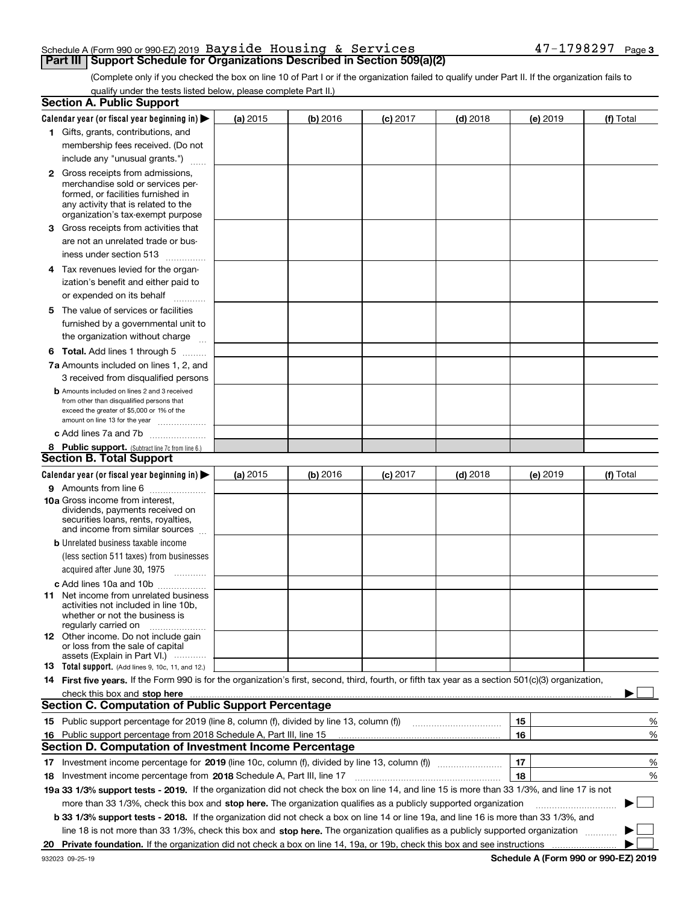Schedule A (Form 990 or 990-EZ) 2019 Bayside Housing & Services 47-1798297 Page 3

## Part III Support Schedule for Organizations Described in Section 509(a)(2)

(Complete only if you checked the box on line 10 of Part I or if the organization failed to qualify under Part II. If the organization fails to qualify under the tests listed below, please complete Part II.)

### Section A. Public Support

| Calendar year (or fiscal year beginning in) ▶ | (a) 2015 | (b) 2016 | (c) 2017 | (d) 2018 | (e) 2019 | (f) Total |
|---|---|---|---|---|---|---|
| 1 Gifts, grants, contributions, and membership fees received. (Do not include any "unusual grants.") | | | | | | |
| 2 Gross receipts from admissions, merchandise sold or services performed, or facilities furnished in any activity that is related to the organization's tax-exempt purpose | | | | | | |
| 3 Gross receipts from activities that are not an unrelated trade or business under section 513 | | | | | | |
| 4 Tax revenues levied for the organization's benefit and either paid to or expended on its behalf | | | | | | |
| 5 The value of services or facilities furnished by a governmental unit to the organization without charge | | | | | | |
| 6 **Total.** Add lines 1 through 5 | | | | | | |
| 7a Amounts included on lines 1, 2, and 3 received from disqualified persons | | | | | | |
| b Amounts included on lines 2 and 3 received from other than disqualified persons that exceed the greater of $5,000 or 1% of the amount on line 13 for the year | | | | | | |
| c Add lines 7a and 7b | | | | | | |
| 8 **Public support.** (Subtract line 7c from line 6.) | | | | | | |

### Section B. Total Support

| Calendar year (or fiscal year beginning in) ▶ | (a) 2015 | (b) 2016 | (c) 2017 | (d) 2018 | (e) 2019 | (f) Total |
|---|---|---|---|---|---|---|
| 9 Amounts from line 6 | | | | | | |
| 10a Gross income from interest, dividends, payments received on securities loans, rents, royalties, and income from similar sources | | | | | | |
| b Unrelated business taxable income (less section 511 taxes) from businesses acquired after June 30, 1975 | | | | | | |
| c Add lines 10a and 10b | | | | | | |
| 11 Net income from unrelated business activities not included in line 10b, whether or not the business is regularly carried on | | | | | | |
| 12 Other income. Do not include gain or loss from the sale of capital assets (Explain in Part VI.) | | | | | | |
| 13 **Total support.** (Add lines 9, 10c, 11, and 12.) | | | | | | |

14 **First five years.** If the Form 990 is for the organization's first, second, third, fourth, or fifth tax year as a section 501(c)(3) organization, check this box and **stop here** ▶ ☐

### Section C. Computation of Public Support Percentage

| | | | |
|---|---|---|---|
| 15 | Public support percentage for 2019 (line 8, column (f), divided by line 13, column (f)) | 15 | % |
| 16 | Public support percentage from 2018 Schedule A, Part III, line 15 | 16 | % |

### Section D. Computation of Investment Income Percentage

| | | | |
|---|---|---|---|
| 17 | Investment income percentage for **2019** (line 10c, column (f), divided by line 13, column (f)) | 17 | % |
| 18 | Investment income percentage from **2018** Schedule A, Part III, line 17 | 18 | % |

**19a 33 1/3% support tests - 2019.** If the organization did not check the box on line 14, and line 15 is more than 33 1/3%, and line 17 is not more than 33 1/3%, check this box and **stop here.** The organization qualifies as a publicly supported organization ▶ ☐

**b 33 1/3% support tests - 2018.** If the organization did not check a box on line 14 or line 19a, and line 16 is more than 33 1/3%, and line 18 is not more than 33 1/3%, check this box and **stop here.** The organization qualifies as a publicly supported organization ▶ ☐

**20 Private foundation.** If the organization did not check a box on line 14, 19a, or 19b, check this box and see instructions ▶ ☐

932023 09-25-19 **Schedule A (Form 990 or 990-EZ) 2019**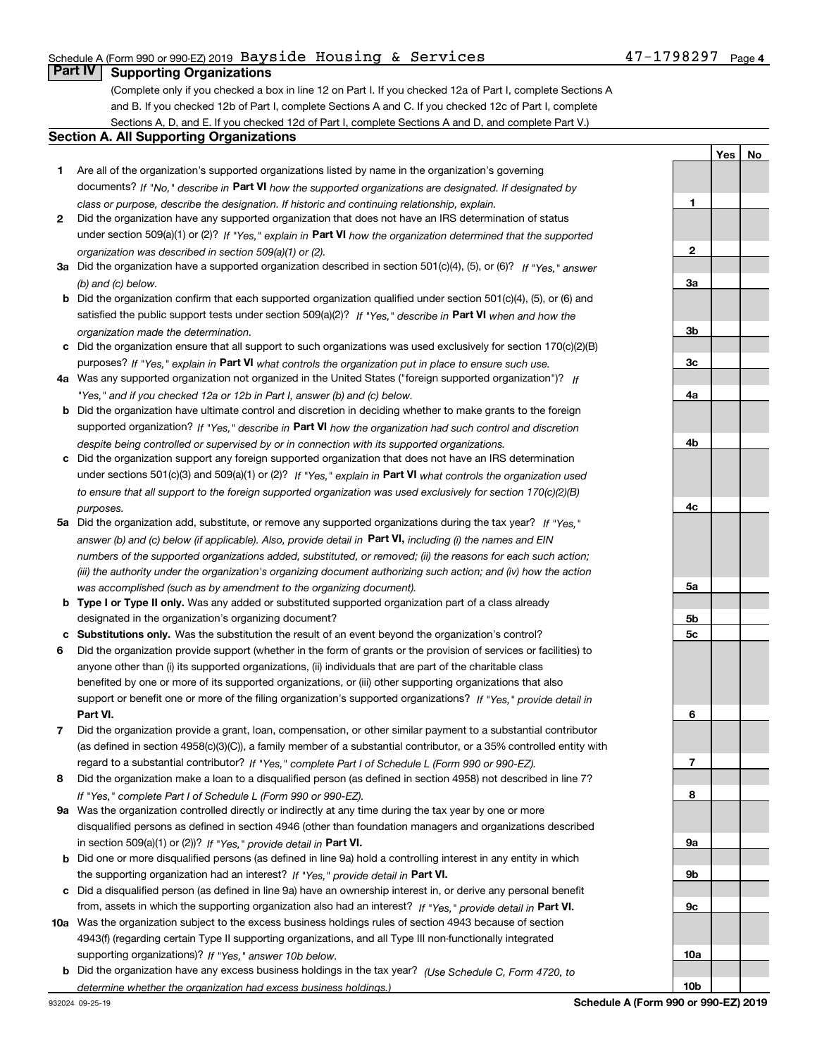Schedule A (Form 990 or 990-EZ) 2019 Bayside Housing & Services 47-1798297 Page 4

## Part IV Supporting Organizations

(Complete only if you checked a box in line 12 on Part I. If you checked 12a of Part I, complete Sections A and B. If you checked 12b of Part I, complete Sections A and C. If you checked 12c of Part I, complete Sections A, D, and E. If you checked 12d of Part I, complete Sections A and D, and complete Part V.)

### Section A. All Supporting Organizations

| | | | Yes | No |
|---|---|---|---|---|
| **1** | Are all of the organization's supported organizations listed by name in the organization's governing documents? *If "No," describe in* **Part VI** *how the supported organizations are designated. If designated by class or purpose, describe the designation. If historic and continuing relationship, explain.* | **1** | | |
| **2** | Did the organization have any supported organization that does not have an IRS determination of status under section 509(a)(1) or (2)? *If "Yes," explain in* **Part VI** *how the organization determined that the supported organization was described in section 509(a)(1) or (2).* | **2** | | |
| **3a** | Did the organization have a supported organization described in section 501(c)(4), (5), or (6)? *If "Yes," answer (b) and (c) below.* | **3a** | | |
| **b** | Did the organization confirm that each supported organization qualified under section 501(c)(4), (5), or (6) and satisfied the public support tests under section 509(a)(2)? *If "Yes," describe in* **Part VI** *when and how the organization made the determination.* | **3b** | | |
| **c** | Did the organization ensure that all support to such organizations was used exclusively for section 170(c)(2)(B) purposes? *If "Yes," explain in* **Part VI** *what controls the organization put in place to ensure such use.* | **3c** | | |
| **4a** | Was any supported organization not organized in the United States ("foreign supported organization")? *If "Yes," and if you checked 12a or 12b in Part I, answer (b) and (c) below.* | **4a** | | |
| **b** | Did the organization have ultimate control and discretion in deciding whether to make grants to the foreign supported organization? *If "Yes," describe in* **Part VI** *how the organization had such control and discretion despite being controlled or supervised by or in connection with its supported organizations.* | **4b** | | |
| **c** | Did the organization support any foreign supported organization that does not have an IRS determination under sections 501(c)(3) and 509(a)(1) or (2)? *If "Yes," explain in* **Part VI** *what controls the organization used to ensure that all support to the foreign supported organization was used exclusively for section 170(c)(2)(B) purposes.* | **4c** | | |
| **5a** | Did the organization add, substitute, or remove any supported organizations during the tax year? *If "Yes," answer (b) and (c) below (if applicable). Also, provide detail in* **Part VI,** *including (i) the names and EIN numbers of the supported organizations added, substituted, or removed; (ii) the reasons for each such action; (iii) the authority under the organization's organizing document authorizing such action; and (iv) how the action was accomplished (such as by amendment to the organizing document).* | **5a** | | |
| **b** | **Type I or Type II only.** Was any added or substituted supported organization part of a class already designated in the organization's organizing document? | **5b** | | |
| **c** | **Substitutions only.** Was the substitution the result of an event beyond the organization's control? | **5c** | | |
| **6** | Did the organization provide support (whether in the form of grants or the provision of services or facilities) to anyone other than (i) its supported organizations, (ii) individuals that are part of the charitable class benefited by one or more of its supported organizations, or (iii) other supporting organizations that also support or benefit one or more of the filing organization's supported organizations? *If "Yes," provide detail in* **Part VI.** | **6** | | |
| **7** | Did the organization provide a grant, loan, compensation, or other similar payment to a substantial contributor (as defined in section 4958(c)(3)(C)), a family member of a substantial contributor, or a 35% controlled entity with regard to a substantial contributor? *If "Yes," complete Part I of Schedule L (Form 990 or 990-EZ).* | **7** | | |
| **8** | Did the organization make a loan to a disqualified person (as defined in section 4958) not described in line 7? *If "Yes," complete Part I of Schedule L (Form 990 or 990-EZ).* | **8** | | |
| **9a** | Was the organization controlled directly or indirectly at any time during the tax year by one or more disqualified persons as defined in section 4946 (other than foundation managers and organizations described in section 509(a)(1) or (2))? *If "Yes," provide detail in* **Part VI.** | **9a** | | |
| **b** | Did one or more disqualified persons (as defined in line 9a) hold a controlling interest in any entity in which the supporting organization had an interest? *If "Yes," provide detail in* **Part VI.** | **9b** | | |
| **c** | Did a disqualified person (as defined in line 9a) have an ownership interest in, or derive any personal benefit from, assets in which the supporting organization also had an interest? *If "Yes," provide detail in* **Part VI.** | **9c** | | |
| **10a** | Was the organization subject to the excess business holdings rules of section 4943 because of section 4943(f) (regarding certain Type II supporting organizations, and all Type III non-functionally integrated supporting organizations)? *If "Yes," answer 10b below.* | **10a** | | |
| **b** | Did the organization have any excess business holdings in the tax year? *(Use Schedule C, Form 4720, to determine whether the organization had excess business holdings.)* | **10b** | | |

932024 09-25-19 **Schedule A (Form 990 or 990-EZ) 2019**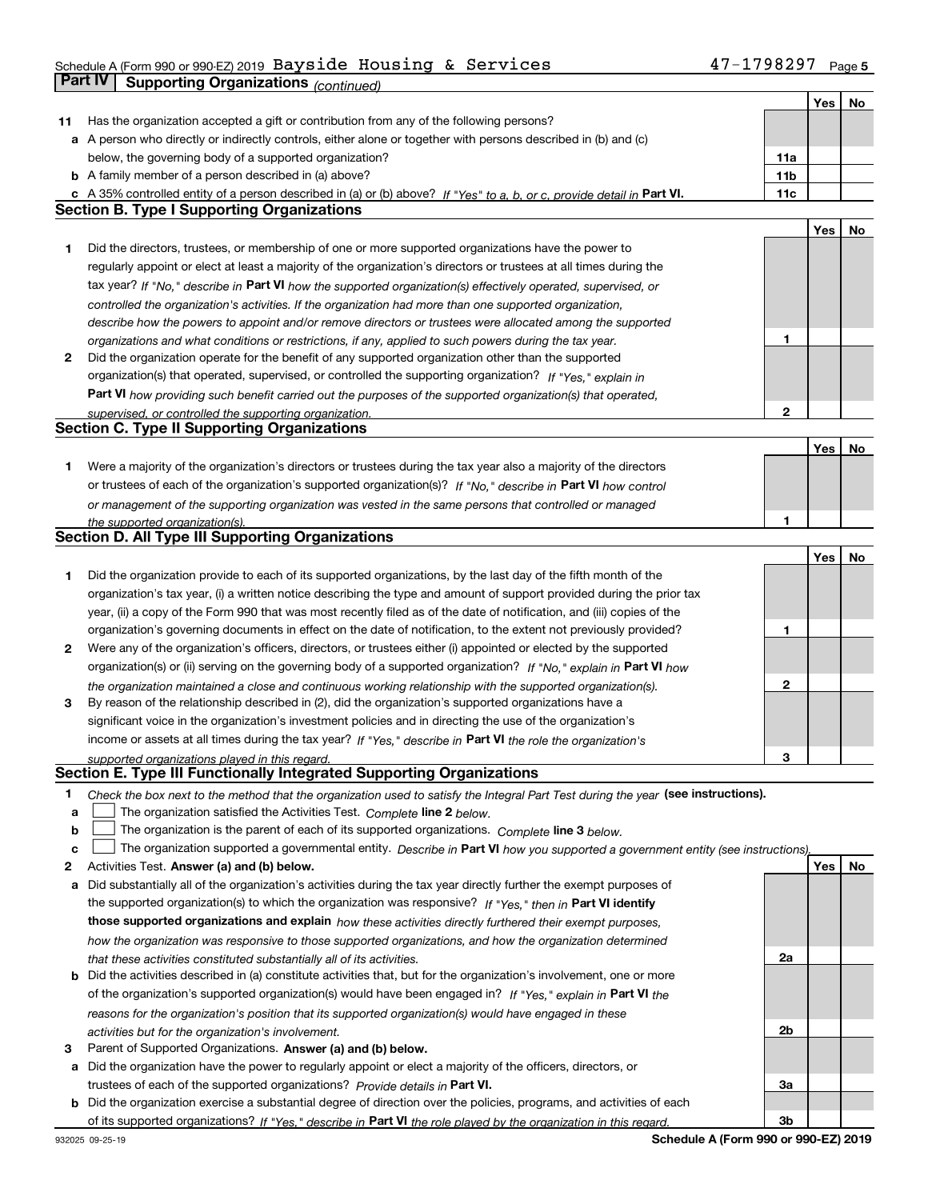Schedule A (Form 990 or 990-EZ) 2019 Bayside Housing & Services 47-1798297 Page 5

## Part IV Supporting Organizations *(continued)*

| | | | Yes | No |
|---|---|---|---|---|
| **11** | Has the organization accepted a gift or contribution from any of the following persons? | | | |
| **a** | A person who directly or indirectly controls, either alone or together with persons described in (b) and (c) below, the governing body of a supported organization? | **11a** | | |
| **b** | A family member of a person described in (a) above? | **11b** | | |
| **c** | A 35% controlled entity of a person described in (a) or (b) above? *If "Yes" to a, b, or c, provide detail in* **Part VI.** | **11c** | | |

### Section B. Type I Supporting Organizations

| | | | Yes | No |
|---|---|---|---|---|
| **1** | Did the directors, trustees, or membership of one or more supported organizations have the power to regularly appoint or elect at least a majority of the organization's directors or trustees at all times during the tax year? *If "No," describe in* **Part VI** *how the supported organization(s) effectively operated, supervised, or controlled the organization's activities. If the organization had more than one supported organization, describe how the powers to appoint and/or remove directors or trustees were allocated among the supported organizations and what conditions or restrictions, if any, applied to such powers during the tax year.* | **1** | | |
| **2** | Did the organization operate for the benefit of any supported organization other than the supported organization(s) that operated, supervised, or controlled the supporting organization? *If "Yes," explain in* **Part VI** *how providing such benefit carried out the purposes of the supported organization(s) that operated, supervised, or controlled the supporting organization.* | **2** | | |

### Section C. Type II Supporting Organizations

| | | | Yes | No |
|---|---|---|---|---|
| **1** | Were a majority of the organization's directors or trustees during the tax year also a majority of the directors or trustees of each of the organization's supported organization(s)? *If "No," describe in* **Part VI** *how control or management of the supporting organization was vested in the same persons that controlled or managed the supported organization(s).* | **1** | | |

### Section D. All Type III Supporting Organizations

| | | | Yes | No |
|---|---|---|---|---|
| **1** | Did the organization provide to each of its supported organizations, by the last day of the fifth month of the organization's tax year, (i) a written notice describing the type and amount of support provided during the prior tax year, (ii) a copy of the Form 990 that was most recently filed as of the date of notification, and (iii) copies of the organization's governing documents in effect on the date of notification, to the extent not previously provided? | **1** | | |
| **2** | Were any of the organization's officers, directors, or trustees either (i) appointed or elected by the supported organization(s) or (ii) serving on the governing body of a supported organization? *If "No," explain in* **Part VI** *how the organization maintained a close and continuous working relationship with the supported organization(s).* | **2** | | |
| **3** | By reason of the relationship described in (2), did the organization's supported organizations have a significant voice in the organization's investment policies and in directing the use of the organization's income or assets at all times during the tax year? *If "Yes," describe in* **Part VI** *the role the organization's supported organizations played in this regard.* | **3** | | |

### Section E. Type III Functionally Integrated Supporting Organizations

**1** *Check the box next to the method that the organization used to satisfy the Integral Part Test during the year* **(see instructions).**

- **a** ☐ The organization satisfied the Activities Test. *Complete* **line 2** *below.*
- **b** ☐ The organization is the parent of each of its supported organizations. *Complete* **line 3** *below.*
- **c** ☐ The organization supported a governmental entity. *Describe in* **Part VI** *how you supported a government entity (see instructions).*

| | | | Yes | No |
|---|---|---|---|---|
| **2** | Activities Test. **Answer (a) and (b) below.** | | | |
| **a** | Did substantially all of the organization's activities during the tax year directly further the exempt purposes of the supported organization(s) to which the organization was responsive? *If "Yes," then in* **Part VI identify those supported organizations and explain** *how these activities directly furthered their exempt purposes, how the organization was responsive to those supported organizations, and how the organization determined that these activities constituted substantially all of its activities.* | **2a** | | |
| **b** | Did the activities described in (a) constitute activities that, but for the organization's involvement, one or more of the organization's supported organization(s) would have been engaged in? *If "Yes," explain in* **Part VI** *the reasons for the organization's position that its supported organization(s) would have engaged in these activities but for the organization's involvement.* | **2b** | | |
| **3** | Parent of Supported Organizations. **Answer (a) and (b) below.** | | | |
| **a** | Did the organization have the power to regularly appoint or elect a majority of the officers, directors, or trustees of each of the supported organizations? *Provide details in* **Part VI.** | **3a** | | |
| **b** | Did the organization exercise a substantial degree of direction over the policies, programs, and activities of each of its supported organizations? *If "Yes," describe in* **Part VI** *the role played by the organization in this regard.* | **3b** | | |

932025 09-25-19 **Schedule A (Form 990 or 990-EZ) 2019**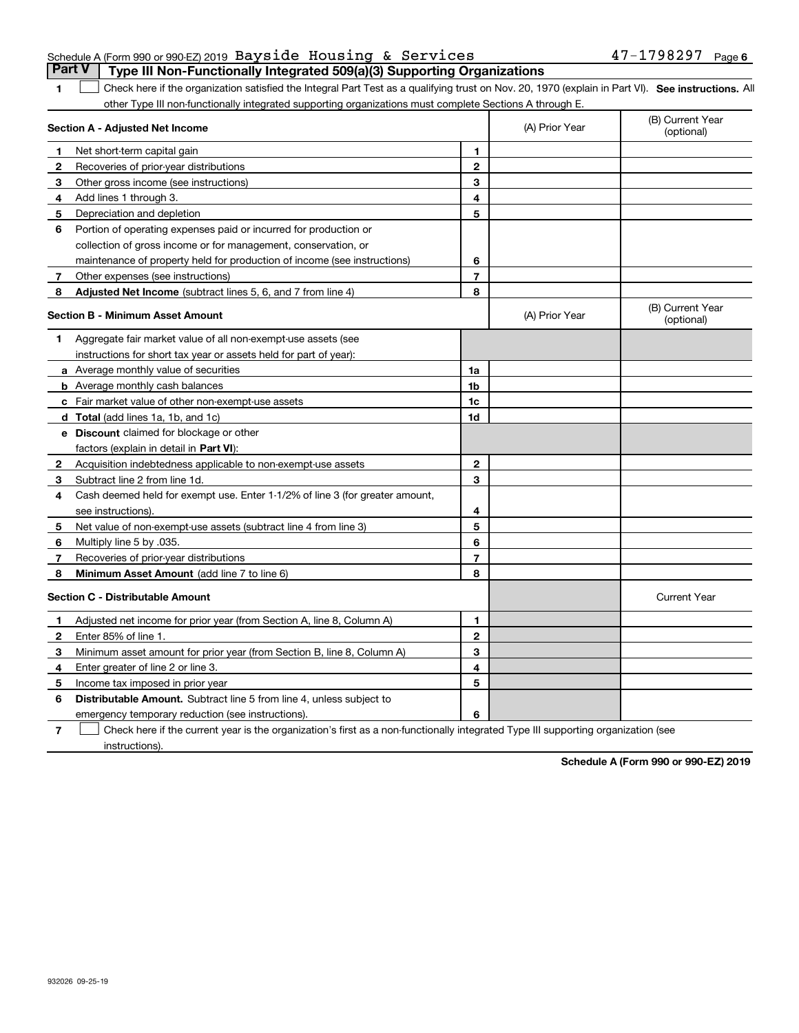Schedule A (Form 990 or 990-EZ) 2019 Bayside Housing & Services 47-1798297 Page 6

## Part V Type III Non-Functionally Integrated 509(a)(3) Supporting Organizations

1 ☐ Check here if the organization satisfied the Integral Part Test as a qualifying trust on Nov. 20, 1970 (explain in Part VI). **See instructions.** All other Type III non-functionally integrated supporting organizations must complete Sections A through E.

| **Section A - Adjusted Net Income** | | (A) Prior Year | (B) Current Year (optional) |
|---|---|---|---|
| **1** Net short-term capital gain | 1 | | |
| **2** Recoveries of prior-year distributions | 2 | | |
| **3** Other gross income (see instructions) | 3 | | |
| **4** Add lines 1 through 3. | 4 | | |
| **5** Depreciation and depletion | 5 | | |
| **6** Portion of operating expenses paid or incurred for production or collection of gross income or for management, conservation, or maintenance of property held for production of income (see instructions) | 6 | | |
| **7** Other expenses (see instructions) | 7 | | |
| **8** **Adjusted Net Income** (subtract lines 5, 6, and 7 from line 4) | 8 | | |

| **Section B - Minimum Asset Amount** | | (A) Prior Year | (B) Current Year (optional) |
|---|---|---|---|
| **1** Aggregate fair market value of all non-exempt-use assets (see instructions for short tax year or assets held for part of year): | | | |
| **a** Average monthly value of securities | 1a | | |
| **b** Average monthly cash balances | 1b | | |
| **c** Fair market value of other non-exempt-use assets | 1c | | |
| **d** **Total** (add lines 1a, 1b, and 1c) | 1d | | |
| **e** **Discount** claimed for blockage or other factors (explain in detail in **Part VI**): | | | |
| **2** Acquisition indebtedness applicable to non-exempt-use assets | 2 | | |
| **3** Subtract line 2 from line 1d. | 3 | | |
| **4** Cash deemed held for exempt use. Enter 1-1/2% of line 3 (for greater amount, see instructions). | 4 | | |
| **5** Net value of non-exempt-use assets (subtract line 4 from line 3) | 5 | | |
| **6** Multiply line 5 by .035. | 6 | | |
| **7** Recoveries of prior-year distributions | 7 | | |
| **8** **Minimum Asset Amount** (add line 7 to line 6) | 8 | | |

| **Section C - Distributable Amount** | | | Current Year |
|---|---|---|---|
| **1** Adjusted net income for prior year (from Section A, line 8, Column A) | 1 | | |
| **2** Enter 85% of line 1. | 2 | | |
| **3** Minimum asset amount for prior year (from Section B, line 8, Column A) | 3 | | |
| **4** Enter greater of line 2 or line 3. | 4 | | |
| **5** Income tax imposed in prior year | 5 | | |
| **6** **Distributable Amount.** Subtract line 5 from line 4, unless subject to emergency temporary reduction (see instructions). | 6 | | |

7 ☐ Check here if the current year is the organization's first as a non-functionally integrated Type III supporting organization (see instructions).

**Schedule A (Form 990 or 990-EZ) 2019**

932026 09-25-19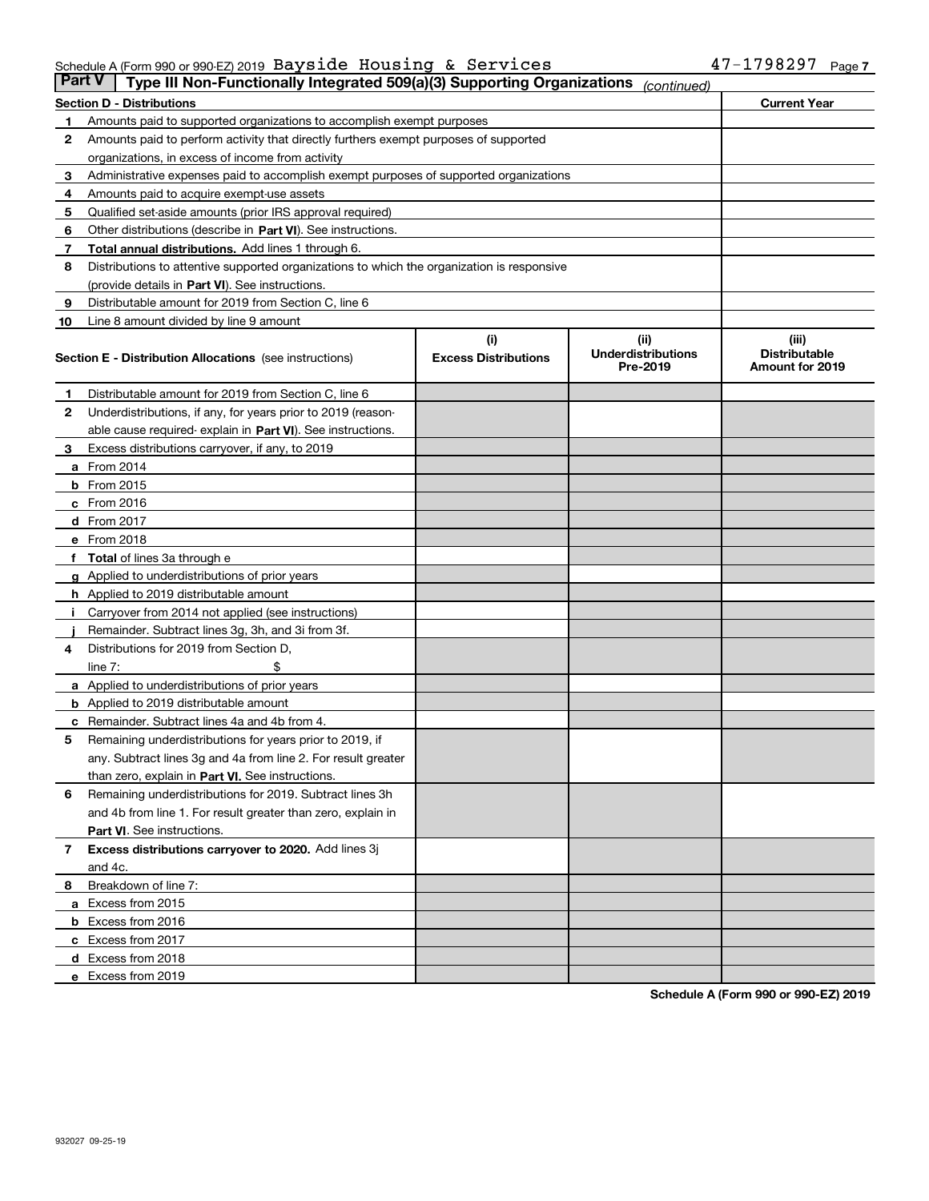Schedule A (Form 990 or 990-EZ) 2019 Bayside Housing & Services 47-1798297 Page 7

**Part V | Type III Non-Functionally Integrated 509(a)(3) Supporting Organizations** *(continued)*

| Section D - Distributions | | Current Year |
|---|---|---|
| 1 | Amounts paid to supported organizations to accomplish exempt purposes | |
| 2 | Amounts paid to perform activity that directly furthers exempt purposes of supported organizations, in excess of income from activity | |
| 3 | Administrative expenses paid to accomplish exempt purposes of supported organizations | |
| 4 | Amounts paid to acquire exempt-use assets | |
| 5 | Qualified set-aside amounts (prior IRS approval required) | |
| 6 | Other distributions (describe in **Part VI**). See instructions. | |
| 7 | **Total annual distributions.** Add lines 1 through 6. | |
| 8 | Distributions to attentive supported organizations to which the organization is responsive (provide details in **Part VI**). See instructions. | |
| 9 | Distributable amount for 2019 from Section C, line 6 | |
| 10 | Line 8 amount divided by line 9 amount | |

| Section E - Distribution Allocations (see instructions) | (i) Excess Distributions | (ii) Underdistributions Pre-2019 | (iii) Distributable Amount for 2019 |
|---|---|---|---|
| **1** Distributable amount for 2019 from Section C, line 6 | | | |
| **2** Underdistributions, if any, for years prior to 2019 (reasonable cause required- explain in **Part VI**). See instructions. | | | |
| **3** Excess distributions carryover, if any, to 2019 | | | |
| **a** From 2014 | | | |
| **b** From 2015 | | | |
| **c** From 2016 | | | |
| **d** From 2017 | | | |
| **e** From 2018 | | | |
| **f** **Total** of lines 3a through e | | | |
| **g** Applied to underdistributions of prior years | | | |
| **h** Applied to 2019 distributable amount | | | |
| **i** Carryover from 2014 not applied (see instructions) | | | |
| **j** Remainder. Subtract lines 3g, 3h, and 3i from 3f. | | | |
| **4** Distributions for 2019 from Section D, line 7: $ | | | |
| **a** Applied to underdistributions of prior years | | | |
| **b** Applied to 2019 distributable amount | | | |
| **c** Remainder. Subtract lines 4a and 4b from 4. | | | |
| **5** Remaining underdistributions for years prior to 2019, if any. Subtract lines 3g and 4a from line 2. For result greater than zero, explain in **Part VI.** See instructions. | | | |
| **6** Remaining underdistributions for 2019. Subtract lines 3h and 4b from line 1. For result greater than zero, explain in **Part VI**. See instructions. | | | |
| **7** **Excess distributions carryover to 2020.** Add lines 3j and 4c. | | | |
| **8** Breakdown of line 7: | | | |
| **a** Excess from 2015 | | | |
| **b** Excess from 2016 | | | |
| **c** Excess from 2017 | | | |
| **d** Excess from 2018 | | | |
| **e** Excess from 2019 | | | |

**Schedule A (Form 990 or 990-EZ) 2019**

932027 09-25-19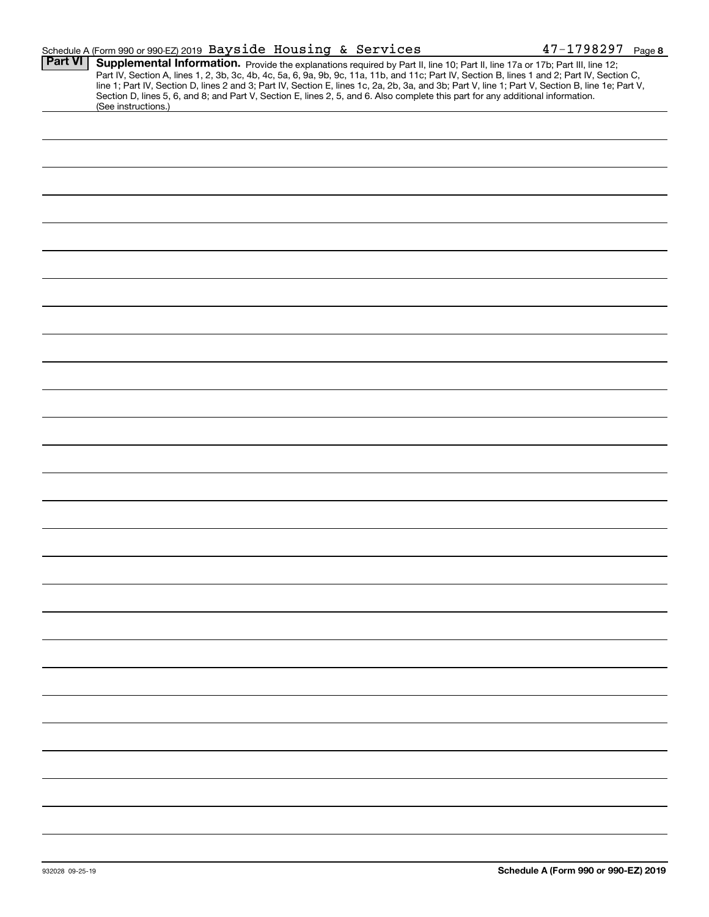Schedule A (Form 990 or 990-EZ) 2019 Bayside Housing & Services 47-1798297 Page 8

**Part VI** **Supplemental Information.** Provide the explanations required by Part II, line 10; Part II, line 17a or 17b; Part III, line 12; Part IV, Section A, lines 1, 2, 3b, 3c, 4b, 4c, 5a, 6, 9a, 9b, 9c, 11a, 11b, and 11c; Part IV, Section B, lines 1 and 2; Part IV, Section C, line 1; Part IV, Section D, lines 2 and 3; Part IV, Section E, lines 1c, 2a, 2b, 3a, and 3b; Part V, line 1; Part V, Section B, line 1e; Part V, Section D, lines 5, 6, and 8; and Part V, Section E, lines 2, 5, and 6. Also complete this part for any additional information. (See instructions.)

932028 09-25-19 **Schedule A (Form 990 or 990-EZ) 2019**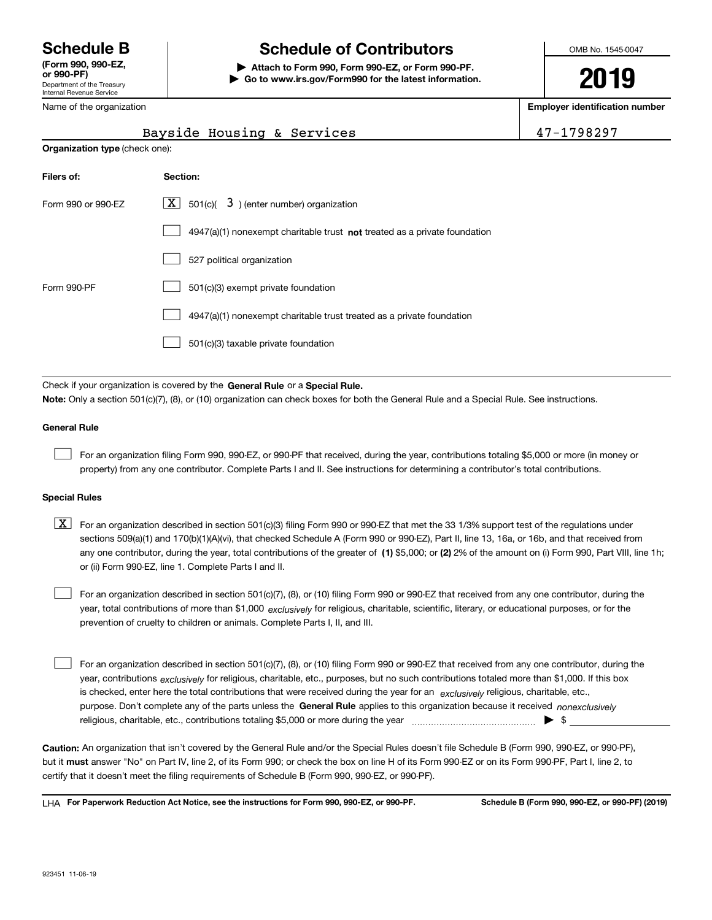# Schedule B (Form 990, 990-EZ, or 990-PF)

Department of the Treasury
Internal Revenue Service

## Schedule of Contributors

▶ **Attach to Form 990, Form 990-EZ, or Form 990-PF.**
▶ **Go to www.irs.gov/Form990 for the latest information.**

OMB No. 1545-0047

**2019**

| Name of the organization | Employer identification number |
|---|---|
| Bayside Housing & Services | 47-1798297 |

**Organization type** (check one):

| Filers of: | Section: |
|---|---|
| Form 990 or 990-EZ | [X] 501(c)( 3 ) (enter number) organization |
| | [ ] 4947(a)(1) nonexempt charitable trust **not** treated as a private foundation |
| | [ ] 527 political organization |
| Form 990-PF | [ ] 501(c)(3) exempt private foundation |
| | [ ] 4947(a)(1) nonexempt charitable trust treated as a private foundation |
| | [ ] 501(c)(3) taxable private foundation |

Check if your organization is covered by the **General Rule** or a **Special Rule.**

**Note:** Only a section 501(c)(7), (8), or (10) organization can check boxes for both the General Rule and a Special Rule. See instructions.

### General Rule

[ ] For an organization filing Form 990, 990-EZ, or 990-PF that received, during the year, contributions totaling $5,000 or more (in money or property) from any one contributor. Complete Parts I and II. See instructions for determining a contributor's total contributions.

### Special Rules

[X] For an organization described in section 501(c)(3) filing Form 990 or 990-EZ that met the 33 1/3% support test of the regulations under sections 509(a)(1) and 170(b)(1)(A)(vi), that checked Schedule A (Form 990 or 990-EZ), Part II, line 13, 16a, or 16b, and that received from any one contributor, during the year, total contributions of the greater of **(1)** $5,000; or **(2)** 2% of the amount on (i) Form 990, Part VIII, line 1h; or (ii) Form 990-EZ, line 1. Complete Parts I and II.

[ ] For an organization described in section 501(c)(7), (8), or (10) filing Form 990 or 990-EZ that received from any one contributor, during the year, total contributions of more than $1,000 *exclusively* for religious, charitable, scientific, literary, or educational purposes, or for the prevention of cruelty to children or animals. Complete Parts I, II, and III.

[ ] For an organization described in section 501(c)(7), (8), or (10) filing Form 990 or 990-EZ that received from any one contributor, during the year, contributions *exclusively* for religious, charitable, etc., purposes, but no such contributions totaled more than $1,000. If this box is checked, enter here the total contributions that were received during the year for an *exclusively* religious, charitable, etc., purpose. Don't complete any of the parts unless the **General Rule** applies to this organization because it received *nonexclusively* religious, charitable, etc., contributions totaling $5,000 or more during the year ▶ $ ____________

**Caution:** An organization that isn't covered by the General Rule and/or the Special Rules doesn't file Schedule B (Form 990, 990-EZ, or 990-PF), but it **must** answer "No" on Part IV, line 2, of its Form 990; or check the box on line H of its Form 990-EZ or on its Form 990-PF, Part I, line 2, to certify that it doesn't meet the filing requirements of Schedule B (Form 990, 990-EZ, or 990-PF).

LHA **For Paperwork Reduction Act Notice, see the instructions for Form 990, 990-EZ, or 990-PF.** **Schedule B (Form 990, 990-EZ, or 990-PF) (2019)**

923451 11-06-19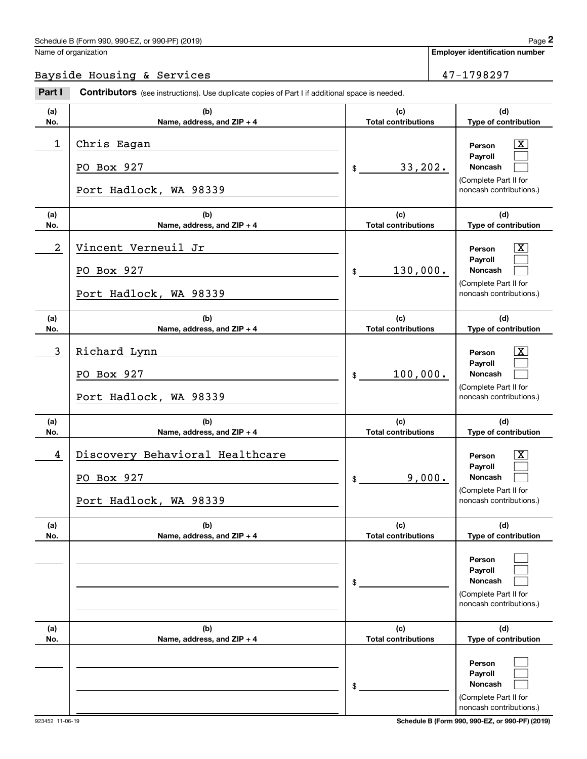Schedule B (Form 990, 990-EZ, or 990-PF) (2019)

Name of organization: Bayside Housing & Services

Employer identification number: 47-1798297

**Part I** **Contributors** (see instructions). Use duplicate copies of Part I if additional space is needed.

| (a) No. | (b) Name, address, and ZIP + 4 | (c) Total contributions | (d) Type of contribution |
|---|---|---|---|
| 1 | Chris Eagan<br>PO Box 927<br>Port Hadlock, WA 98339 | $ 33,202. | Person [X]<br>Payroll [ ]<br>Noncash [ ]<br>(Complete Part II for noncash contributions.) |
| 2 | Vincent Verneuil Jr<br>PO Box 927<br>Port Hadlock, WA 98339 | $ 130,000. | Person [X]<br>Payroll [ ]<br>Noncash [ ]<br>(Complete Part II for noncash contributions.) |
| 3 | Richard Lynn<br>PO Box 927<br>Port Hadlock, WA 98339 | $ 100,000. | Person [X]<br>Payroll [ ]<br>Noncash [ ]<br>(Complete Part II for noncash contributions.) |
| 4 | Discovery Behavioral Healthcare<br>PO Box 927<br>Port Hadlock, WA 98339 | $ 9,000. | Person [X]<br>Payroll [ ]<br>Noncash [ ]<br>(Complete Part II for noncash contributions.) |
| | | $ | Person [ ]<br>Payroll [ ]<br>Noncash [ ]<br>(Complete Part II for noncash contributions.) |
| | | $ | Person [ ]<br>Payroll [ ]<br>Noncash [ ]<br>(Complete Part II for noncash contributions.) |

923452 11-06-19

Schedule B (Form 990, 990-EZ, or 990-PF) (2019)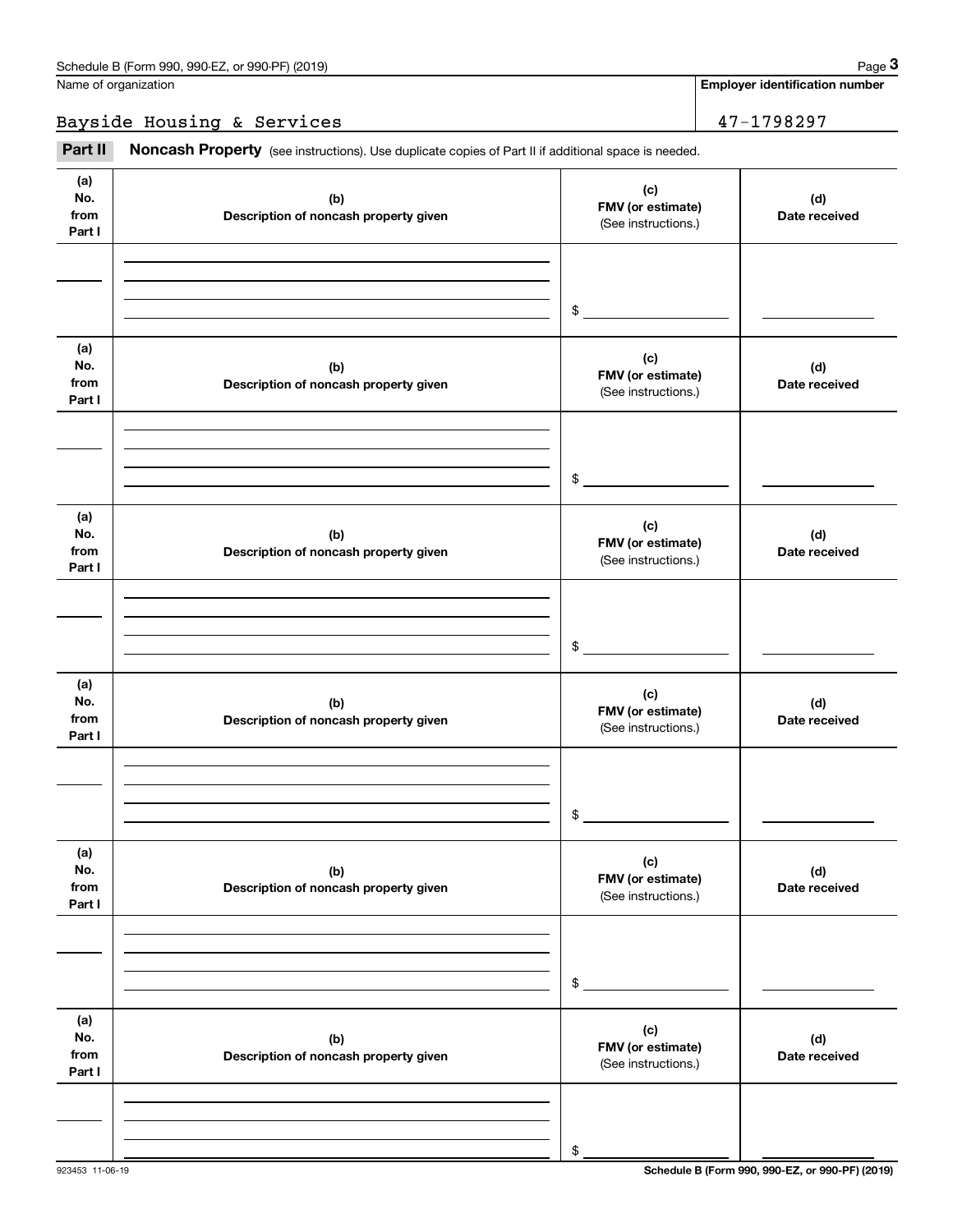Name of organization

Bayside Housing & Services

**Employer identification number**

47-1798297

**Part II** **Noncash Property** (see instructions). Use duplicate copies of Part II if additional space is needed.

| (a) No. from Part I | (b) Description of noncash property given | (c) FMV (or estimate) (See instructions.) | (d) Date received |
|---|---|---|---|
| | | $ | |

| (a) No. from Part I | (b) Description of noncash property given | (c) FMV (or estimate) (See instructions.) | (d) Date received |
|---|---|---|---|
| | | $ | |

| (a) No. from Part I | (b) Description of noncash property given | (c) FMV (or estimate) (See instructions.) | (d) Date received |
|---|---|---|---|
| | | $ | |

| (a) No. from Part I | (b) Description of noncash property given | (c) FMV (or estimate) (See instructions.) | (d) Date received |
|---|---|---|---|
| | | $ | |

| (a) No. from Part I | (b) Description of noncash property given | (c) FMV (or estimate) (See instructions.) | (d) Date received |
|---|---|---|---|
| | | $ | |

| (a) No. from Part I | (b) Description of noncash property given | (c) FMV (or estimate) (See instructions.) | (d) Date received |
|---|---|---|---|
| | | $ | |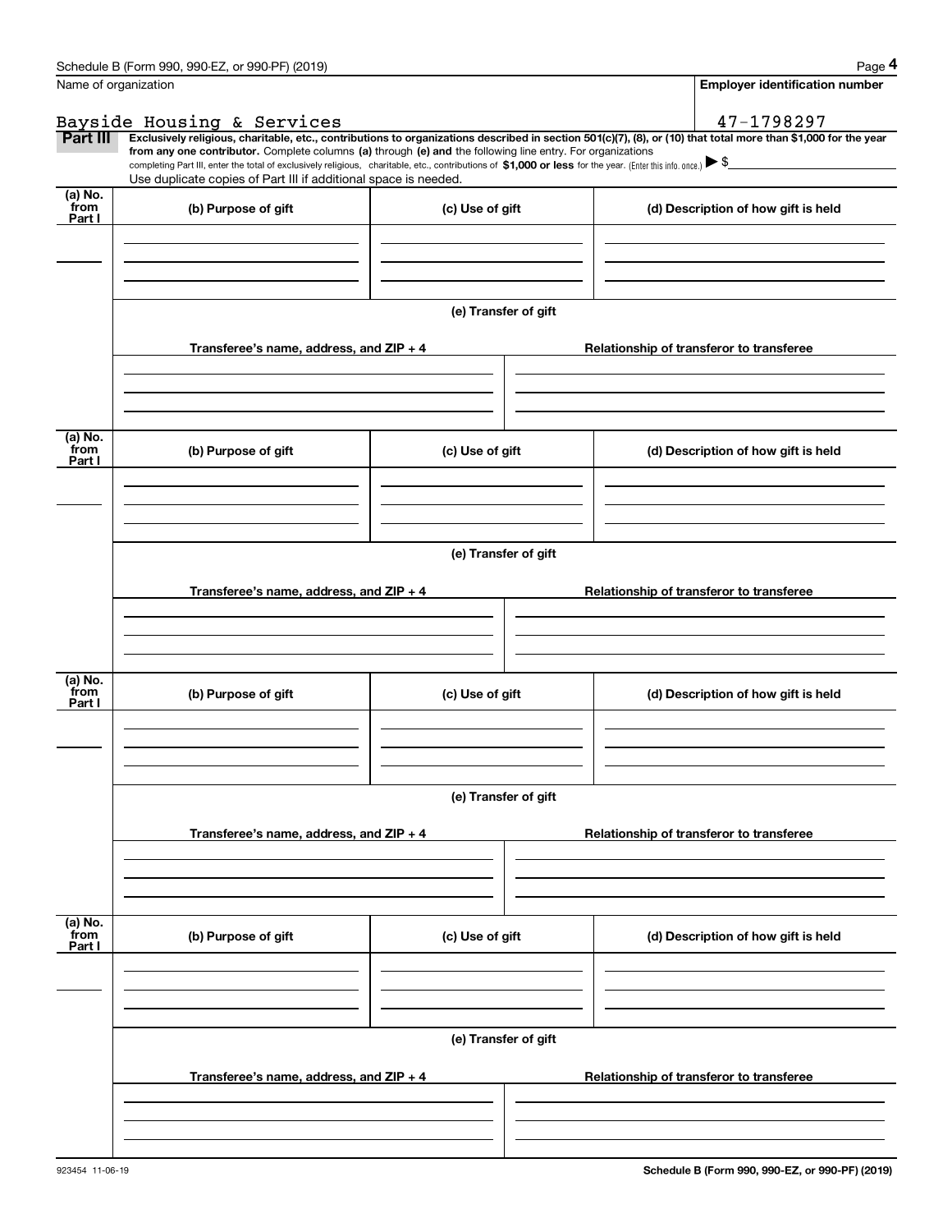Schedule B (Form 990, 990-EZ, or 990-PF) (2019) Page **4**

| Name of organization | Employer identification number |
| --- | --- |
| Bayside Housing & Services | 47-1798297 |

**Part III** **Exclusively religious, charitable, etc., contributions to organizations described in section 501(c)(7), (8), or (10) that total more than $1,000 for the year from any one contributor.** Complete columns **(a)** through **(e) and** the following line entry. For organizations completing Part III, enter the total of exclusively religious, charitable, etc., contributions of **$1,000 or less** for the year. (Enter this info. once.) ▶ $

Use duplicate copies of Part III if additional space is needed.

| (a) No. from Part I | (b) Purpose of gift | (c) Use of gift | (d) Description of how gift is held |
| --- | --- | --- | --- |
| | | | |

**(e) Transfer of gift**

| Transferee's name, address, and ZIP + 4 | Relationship of transferor to transferee |
| --- | --- |
| | |

| (a) No. from Part I | (b) Purpose of gift | (c) Use of gift | (d) Description of how gift is held |
| --- | --- | --- | --- |
| | | | |

**(e) Transfer of gift**

| Transferee's name, address, and ZIP + 4 | Relationship of transferor to transferee |
| --- | --- |
| | |

| (a) No. from Part I | (b) Purpose of gift | (c) Use of gift | (d) Description of how gift is held |
| --- | --- | --- | --- |
| | | | |

**(e) Transfer of gift**

| Transferee's name, address, and ZIP + 4 | Relationship of transferor to transferee |
| --- | --- |
| | |

| (a) No. from Part I | (b) Purpose of gift | (c) Use of gift | (d) Description of how gift is held |
| --- | --- | --- | --- |
| | | | |

**(e) Transfer of gift**

| Transferee's name, address, and ZIP + 4 | Relationship of transferor to transferee |
| --- | --- |
| | |

923454 11-06-19 **Schedule B (Form 990, 990-EZ, or 990-PF) (2019)**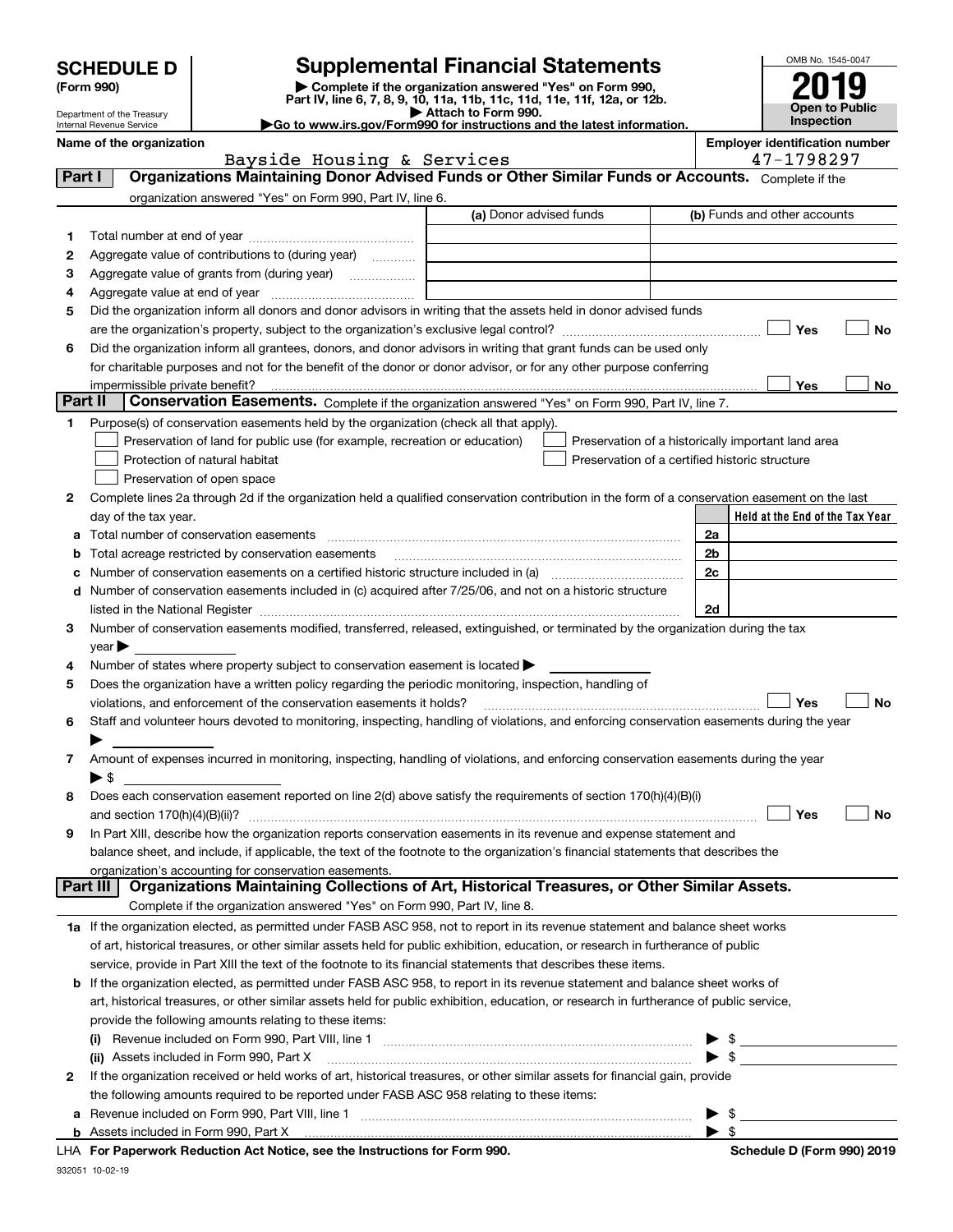# SCHEDULE D (Form 990)

Department of the Treasury
Internal Revenue Service

## Supplemental Financial Statements

▶ Complete if the organization answered "Yes" on Form 990, Part IV, line 6, 7, 8, 9, 10, 11a, 11b, 11c, 11d, 11e, 11f, 12a, or 12b.
▶ Attach to Form 990.
▶Go to www.irs.gov/Form990 for instructions and the latest information.

OMB No. 1545-0047

2019

Open to Public Inspection

**Name of the organization:** Bayside Housing & Services

**Employer identification number:** 47-1798297

## Part I Organizations Maintaining Donor Advised Funds or Other Similar Funds or Accounts.

Complete if the organization answered "Yes" on Form 990, Part IV, line 6.

| | | (a) Donor advised funds | (b) Funds and other accounts |
|---|---|---|---|
| 1 | Total number at end of year | | |
| 2 | Aggregate value of contributions to (during year) | | |
| 3 | Aggregate value of grants from (during year) | | |
| 4 | Aggregate value at end of year | | |

5 Did the organization inform all donors and donor advisors in writing that the assets held in donor advised funds are the organization's property, subject to the organization's exclusive legal control? ☐ Yes ☐ No

6 Did the organization inform all grantees, donors, and donor advisors in writing that grant funds can be used only for charitable purposes and not for the benefit of the donor or donor advisor, or for any other purpose conferring impermissible private benefit? ☐ Yes ☐ No

## Part II Conservation Easements.

Complete if the organization answered "Yes" on Form 990, Part IV, line 7.

1 Purpose(s) of conservation easements held by the organization (check all that apply).

- ☐ Preservation of land for public use (for example, recreation or education)
- ☐ Protection of natural habitat
- ☐ Preservation of open space
- ☐ Preservation of a historically important land area
- ☐ Preservation of a certified historic structure

2 Complete lines 2a through 2d if the organization held a qualified conservation contribution in the form of a conservation easement on the last day of the tax year.

| | | | Held at the End of the Tax Year |
|---|---|---|---|
| a | Total number of conservation easements | 2a | |
| b | Total acreage restricted by conservation easements | 2b | |
| c | Number of conservation easements on a certified historic structure included in (a) | 2c | |
| d | Number of conservation easements included in (c) acquired after 7/25/06, and not on a historic structure listed in the National Register | 2d | |

3 Number of conservation easements modified, transferred, released, extinguished, or terminated by the organization during the tax year ▶

4 Number of states where property subject to conservation easement is located ▶

5 Does the organization have a written policy regarding the periodic monitoring, inspection, handling of violations, and enforcement of the conservation easements it holds? ☐ Yes ☐ No

6 Staff and volunteer hours devoted to monitoring, inspecting, handling of violations, and enforcing conservation easements during the year ▶

7 Amount of expenses incurred in monitoring, inspecting, handling of violations, and enforcing conservation easements during the year ▶ $

8 Does each conservation easement reported on line 2(d) above satisfy the requirements of section 170(h)(4)(B)(i) and section 170(h)(4)(B)(ii)? ☐ Yes ☐ No

9 In Part XIII, describe how the organization reports conservation easements in its revenue and expense statement and balance sheet, and include, if applicable, the text of the footnote to the organization's financial statements that describes the organization's accounting for conservation easements.

## Part III Organizations Maintaining Collections of Art, Historical Treasures, or Other Similar Assets.

Complete if the organization answered "Yes" on Form 990, Part IV, line 8.

1a If the organization elected, as permitted under FASB ASC 958, not to report in its revenue statement and balance sheet works of art, historical treasures, or other similar assets held for public exhibition, education, or research in furtherance of public service, provide in Part XIII the text of the footnote to its financial statements that describes these items.

b If the organization elected, as permitted under FASB ASC 958, to report in its revenue statement and balance sheet works of art, historical treasures, or other similar assets held for public exhibition, education, or research in furtherance of public service, provide the following amounts relating to these items:

(i) Revenue included on Form 990, Part VIII, line 1 ▶ $

(ii) Assets included in Form 990, Part X ▶ $

2 If the organization received or held works of art, historical treasures, or other similar assets for financial gain, provide the following amounts required to be reported under FASB ASC 958 relating to these items:

a Revenue included on Form 990, Part VIII, line 1 ▶ $

b Assets included in Form 990, Part X ▶ $

LHA For Paperwork Reduction Act Notice, see the Instructions for Form 990. Schedule D (Form 990) 2019

932051 10-02-19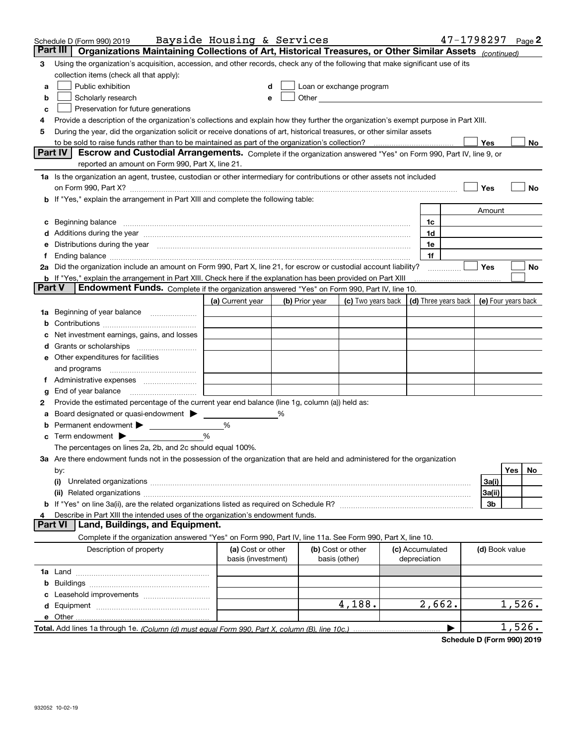Schedule D (Form 990) 2019 Bayside Housing & Services 47-1798297 Page 2

## Part III Organizations Maintaining Collections of Art, Historical Treasures, or Other Similar Assets *(continued)*

3 Using the organization's acquisition, accession, and other records, check any of the following that make significant use of its collection items (check all that apply):

a ☐ Public exhibition  
b ☐ Scholarly research  
c ☐ Preservation for future generations  
d ☐ Loan or exchange program  
e ☐ Other

4 Provide a description of the organization's collections and explain how they further the organization's exempt purpose in Part XIII.

5 During the year, did the organization solicit or receive donations of art, historical treasures, or other similar assets to be sold to raise funds rather than to be maintained as part of the organization's collection? ☐ Yes ☐ No

## Part IV Escrow and Custodial Arrangements.

Complete if the organization answered "Yes" on Form 990, Part IV, line 9, or reported an amount on Form 990, Part X, line 21.

1a Is the organization an agent, trustee, custodian or other intermediary for contributions or other assets not included on Form 990, Part X? ☐ Yes ☐ No

b If "Yes," explain the arrangement in Part XIII and complete the following table:

| | | Amount |
|---|---|---|
| c Beginning balance | 1c | |
| d Additions during the year | 1d | |
| e Distributions during the year | 1e | |
| f Ending balance | 1f | |

2a Did the organization include an amount on Form 990, Part X, line 21, for escrow or custodial account liability? ☐ Yes ☐ No

b If "Yes," explain the arrangement in Part XIII. Check here if the explanation has been provided on Part XIII ☐

## Part V Endowment Funds.

Complete if the organization answered "Yes" on Form 990, Part IV, line 10.

| | (a) Current year | (b) Prior year | (c) Two years back | (d) Three years back | (e) Four years back |
|---|---|---|---|---|---|
| 1a Beginning of year balance | | | | | |
| b Contributions | | | | | |
| c Net investment earnings, gains, and losses | | | | | |
| d Grants or scholarships | | | | | |
| e Other expenditures for facilities and programs | | | | | |
| f Administrative expenses | | | | | |
| g End of year balance | | | | | |

2 Provide the estimated percentage of the current year end balance (line 1g, column (a)) held as:

a Board designated or quasi-endowment ▶ ______ %  
b Permanent endowment ▶ ______ %  
c Term endowment ▶ ______ %

The percentages on lines 2a, 2b, and 2c should equal 100%.

3a Are there endowment funds not in the possession of the organization that are held and administered for the organization by:

| | | Yes | No |
|---|---|---|---|
| (i) Unrelated organizations | 3a(i) | | |
| (ii) Related organizations | 3a(ii) | | |
| b If "Yes" on line 3a(ii), are the related organizations listed as required on Schedule R? | 3b | | |

4 Describe in Part XIII the intended uses of the organization's endowment funds.

## Part VI Land, Buildings, and Equipment.

Complete if the organization answered "Yes" on Form 990, Part IV, line 11a. See Form 990, Part X, line 10.

| Description of property | (a) Cost or other basis (investment) | (b) Cost or other basis (other) | (c) Accumulated depreciation | (d) Book value |
|---|---|---|---|---|
| 1a Land | | | | |
| b Buildings | | | | |
| c Leasehold improvements | | | | |
| d Equipment | | 4,188. | 2,662. | 1,526. |
| e Other | | | | |
| **Total.** Add lines 1a through 1e. *(Column (d) must equal Form 990, Part X, column (B), line 10c.)* | | | | 1,526. |

**Schedule D (Form 990) 2019**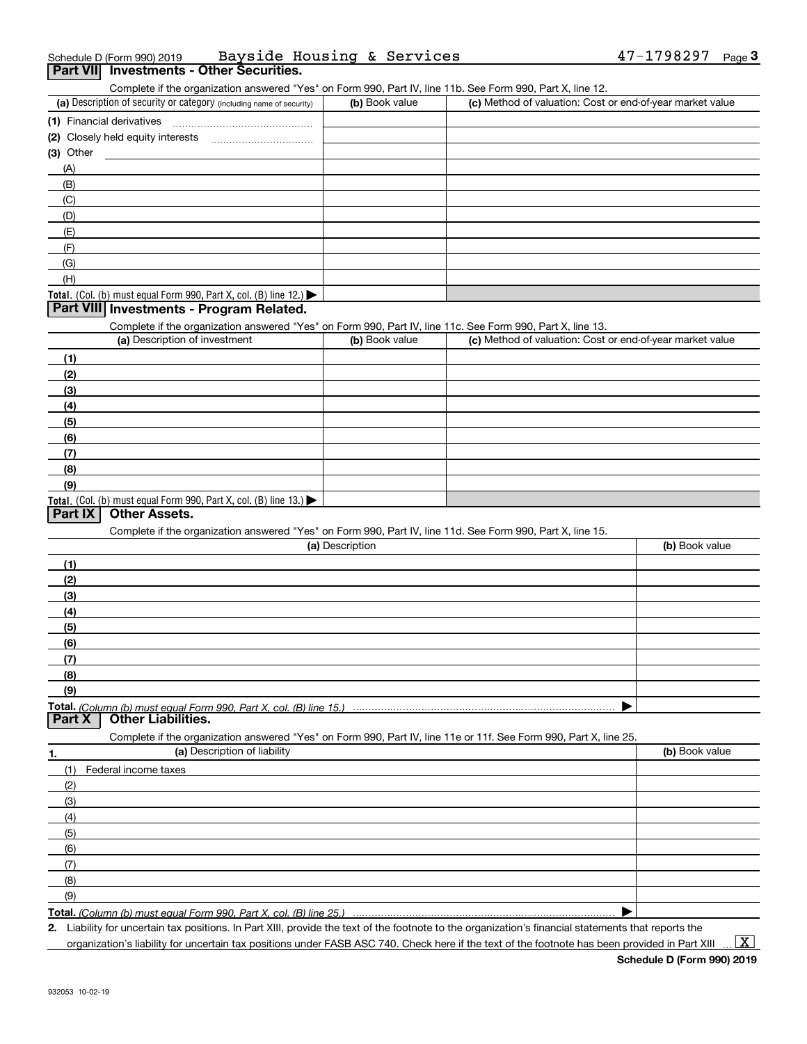Schedule D (Form 990) 2019 Bayside Housing & Services 47-1798297 Page 3

## Part VII Investments - Other Securities.

Complete if the organization answered "Yes" on Form 990, Part IV, line 11b. See Form 990, Part X, line 12.

| (a) Description of security or category (including name of security) | (b) Book value | (c) Method of valuation: Cost or end-of-year market value |
|---|---|---|
| (1) Financial derivatives | | |
| (2) Closely held equity interests | | |
| (3) Other | | |
| (A) | | |
| (B) | | |
| (C) | | |
| (D) | | |
| (E) | | |
| (F) | | |
| (G) | | |
| (H) | | |
| Total. (Col. (b) must equal Form 990, Part X, col. (B) line 12.) ▶ | | |

## Part VIII Investments - Program Related.

Complete if the organization answered "Yes" on Form 990, Part IV, line 11c. See Form 990, Part X, line 13.

| (a) Description of investment | (b) Book value | (c) Method of valuation: Cost or end-of-year market value |
|---|---|---|
| (1) | | |
| (2) | | |
| (3) | | |
| (4) | | |
| (5) | | |
| (6) | | |
| (7) | | |
| (8) | | |
| (9) | | |
| Total. (Col. (b) must equal Form 990, Part X, col. (B) line 13.) ▶ | | |

## Part IX Other Assets.

Complete if the organization answered "Yes" on Form 990, Part IV, line 11d. See Form 990, Part X, line 15.

| (a) Description | (b) Book value |
|---|---|
| (1) | |
| (2) | |
| (3) | |
| (4) | |
| (5) | |
| (6) | |
| (7) | |
| (8) | |
| (9) | |
| Total. *(Column (b) must equal Form 990, Part X, col. (B) line 15.)* ▶ | |

## Part X Other Liabilities.

Complete if the organization answered "Yes" on Form 990, Part IV, line 11e or 11f. See Form 990, Part X, line 25.

| 1. (a) Description of liability | (b) Book value |
|---|---|
| (1) Federal income taxes | |
| (2) | |
| (3) | |
| (4) | |
| (5) | |
| (6) | |
| (7) | |
| (8) | |
| (9) | |
| Total. *(Column (b) must equal Form 990, Part X, col. (B) line 25.)* ▶ | |

2. Liability for uncertain tax positions. In Part XIII, provide the text of the footnote to the organization's financial statements that reports the organization's liability for uncertain tax positions under FASB ASC 740. Check here if the text of the footnote has been provided in Part XIII ... [X]

Schedule D (Form 990) 2019

932053 10-02-19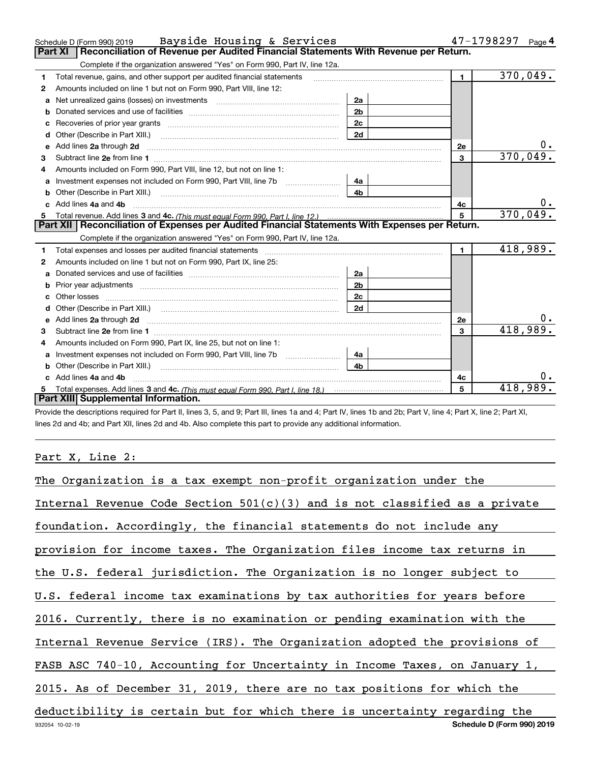Schedule D (Form 990) 2019 Bayside Housing & Services 47-1798297 Page 4

## Part XI Reconciliation of Revenue per Audited Financial Statements With Revenue per Return.

Complete if the organization answered "Yes" on Form 990, Part IV, line 12a.

| | | | | | |
|---|---|---|---|---|---|
| 1 | Total revenue, gains, and other support per audited financial statements | | | 1 | 370,049. |
| 2 | Amounts included on line 1 but not on Form 990, Part VIII, line 12: | | | | |
| a | Net unrealized gains (losses) on investments | 2a | | | |
| b | Donated services and use of facilities | 2b | | | |
| c | Recoveries of prior year grants | 2c | | | |
| d | Other (Describe in Part XIII.) | 2d | | | |
| e | Add lines 2a through 2d | | | 2e | 0. |
| 3 | Subtract line 2e from line 1 | | | 3 | 370,049. |
| 4 | Amounts included on Form 990, Part VIII, line 12, but not on line 1: | | | | |
| a | Investment expenses not included on Form 990, Part VIII, line 7b | 4a | | | |
| b | Other (Describe in Part XIII.) | 4b | | | |
| c | Add lines 4a and 4b | | | 4c | 0. |
| 5 | Total revenue. Add lines 3 and 4c. *(This must equal Form 990, Part I, line 12.)* | | | 5 | 370,049. |

## Part XII Reconciliation of Expenses per Audited Financial Statements With Expenses per Return.

Complete if the organization answered "Yes" on Form 990, Part IV, line 12a.

| | | | | | |
|---|---|---|---|---|---|
| 1 | Total expenses and losses per audited financial statements | | | 1 | 418,989. |
| 2 | Amounts included on line 1 but not on Form 990, Part IX, line 25: | | | | |
| a | Donated services and use of facilities | 2a | | | |
| b | Prior year adjustments | 2b | | | |
| c | Other losses | 2c | | | |
| d | Other (Describe in Part XIII.) | 2d | | | |
| e | Add lines 2a through 2d | | | 2e | 0. |
| 3 | Subtract line 2e from line 1 | | | 3 | 418,989. |
| 4 | Amounts included on Form 990, Part IX, line 25, but not on line 1: | | | | |
| a | Investment expenses not included on Form 990, Part VIII, line 7b | 4a | | | |
| b | Other (Describe in Part XIII.) | 4b | | | |
| c | Add lines 4a and 4b | | | 4c | 0. |
| 5 | Total expenses. Add lines 3 and 4c. *(This must equal Form 990, Part I, line 18.)* | | | 5 | 418,989. |

## Part XIII Supplemental Information.

Provide the descriptions required for Part II, lines 3, 5, and 9; Part III, lines 1a and 4; Part IV, lines 1b and 2b; Part V, line 4; Part X, line 2; Part XI, lines 2d and 4b; and Part XII, lines 2d and 4b. Also complete this part to provide any additional information.

Part X, Line 2:

The Organization is a tax exempt non-profit organization under the Internal Revenue Code Section 501(c)(3) and is not classified as a private foundation. Accordingly, the financial statements do not include any provision for income taxes. The Organization files income tax returns in the U.S. federal jurisdiction. The Organization is no longer subject to U.S. federal income tax examinations by tax authorities for years before 2016. Currently, there is no examination or pending examination with the Internal Revenue Service (IRS). The Organization adopted the provisions of FASB ASC 740-10, Accounting for Uncertainty in Income Taxes, on January 1, 2015. As of December 31, 2019, there are no tax positions for which the deductibility is certain but for which there is uncertainty regarding the

932054 10-02-19 Schedule D (Form 990) 2019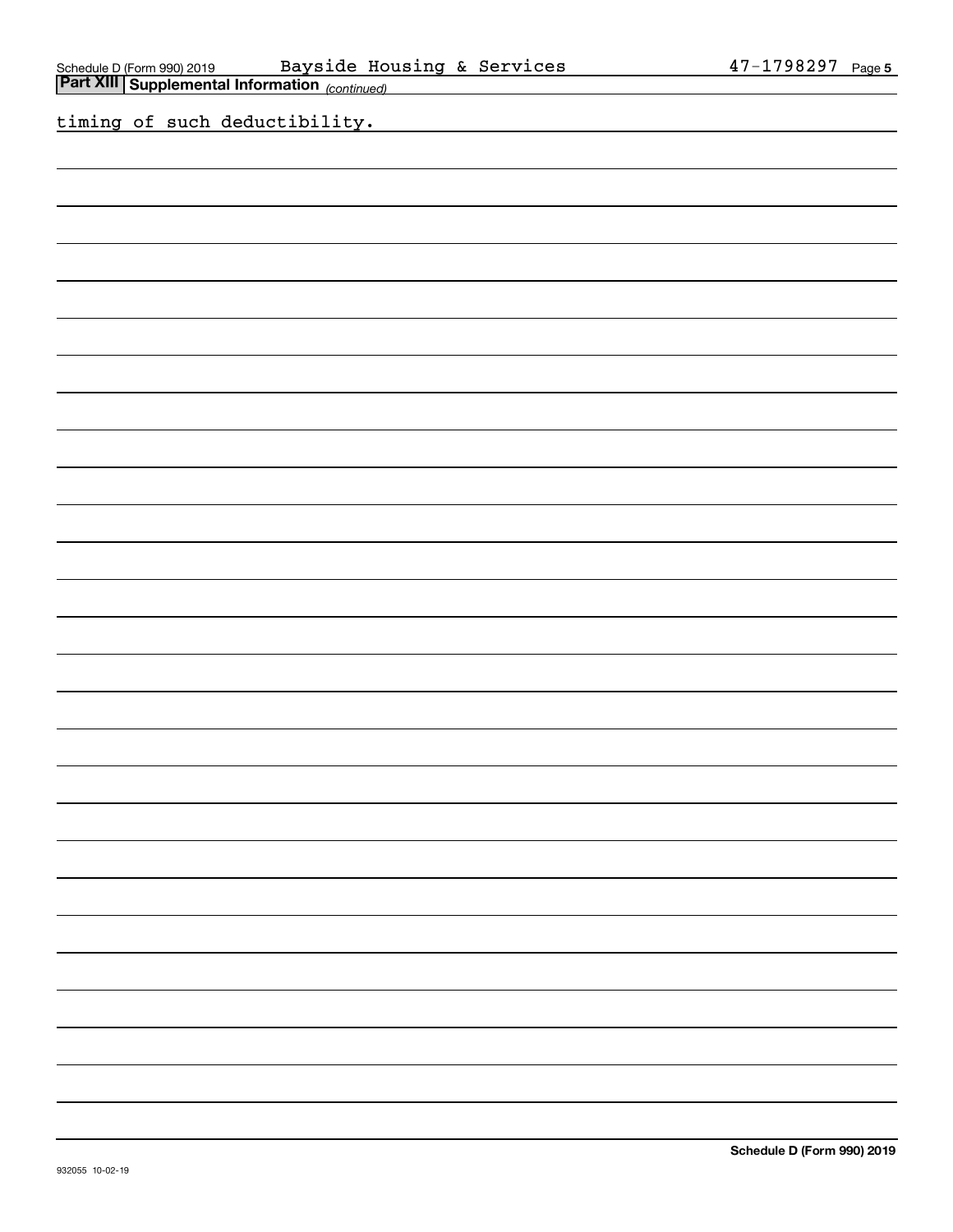## Part XIII Supplemental Information *(continued)*

timing of such deductibility.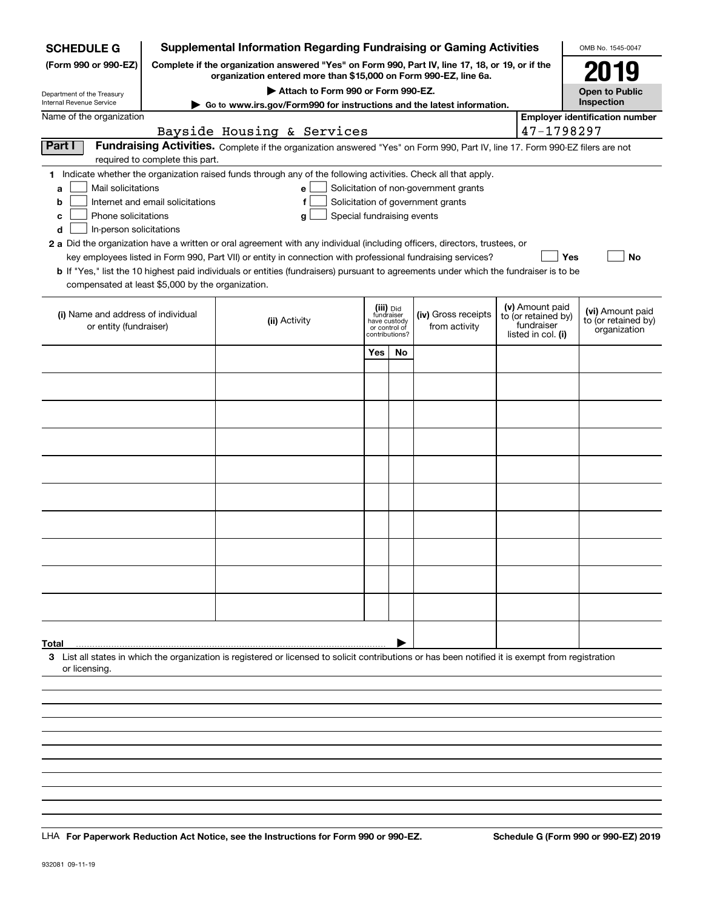**SCHEDULE G**
**(Form 990 or 990-EZ)**

Department of the Treasury
Internal Revenue Service

# Supplemental Information Regarding Fundraising or Gaming Activities

**Complete if the organization answered "Yes" on Form 990, Part IV, line 17, 18, or 19, or if the organization entered more than $15,000 on Form 990-EZ, line 6a.**

▶ **Attach to Form 990 or Form 990-EZ.**

▶ **Go to www.irs.gov/Form990 for instructions and the latest information.**

OMB No. 1545-0047

**2019**

**Open to Public Inspection**

Name of the organization: Bayside Housing & Services

**Employer identification number**: 47-1798297

**Part I** **Fundraising Activities.** Complete if the organization answered "Yes" on Form 990, Part IV, line 17. Form 990-EZ filers are not required to complete this part.

**1** Indicate whether the organization raised funds through any of the following activities. Check all that apply.

- **a** ☐ Mail solicitations
- **b** ☐ Internet and email solicitations
- **c** ☐ Phone solicitations
- **d** ☐ In-person solicitations
- **e** ☐ Solicitation of non-government grants
- **f** ☐ Solicitation of government grants
- **g** ☐ Special fundraising events

**2 a** Did the organization have a written or oral agreement with any individual (including officers, directors, trustees, or key employees listed in Form 990, Part VII) or entity in connection with professional fundraising services? ☐ **Yes** ☐ **No**

**b** If "Yes," list the 10 highest paid individuals or entities (fundraisers) pursuant to agreements under which the fundraiser is to be compensated at least $5,000 by the organization.

| (i) Name and address of individual or entity (fundraiser) | (ii) Activity | (iii) Did fundraiser have custody or control of contributions? | | (iv) Gross receipts from activity | (v) Amount paid to (or retained by) fundraiser listed in col. (i) | (vi) Amount paid to (or retained by) organization |
|---|---|---|---|---|---|---|
| | | Yes | No | | | |
| | | | | | | |
| | | | | | | |
| | | | | | | |
| | | | | | | |
| | | | | | | |
| | | | | | | |
| | | | | | | |
| | | | | | | |
| | | | | | | |
| | | | | | | |
| **Total** | | | | | | |

**3** List all states in which the organization is registered or licensed to solicit contributions or has been notified it is exempt from registration or licensing.

LHA **For Paperwork Reduction Act Notice, see the Instructions for Form 990 or 990-EZ.** **Schedule G (Form 990 or 990-EZ) 2019**

932081 09-11-19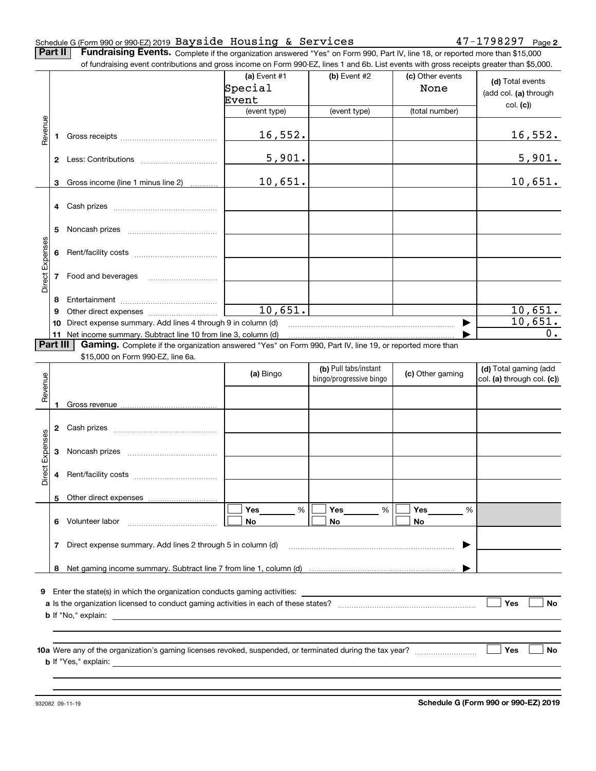Schedule G (Form 990 or 990-EZ) 2019 Bayside Housing & Services 47-1798297 Page **2**

**Part II** **Fundraising Events.** Complete if the organization answered "Yes" on Form 990, Part IV, line 18, or reported more than $15,000 of fundraising event contributions and gross income on Form 990-EZ, lines 1 and 6b. List events with gross receipts greater than $5,000.

| | | (a) Event #1 Special Event (event type) | (b) Event #2 (event type) | (c) Other events None (total number) | (d) Total events (add col. (a) through col. (c)) |
|---|---|---|---|---|---|
| Revenue | 1 Gross receipts | 16,552. | | | 16,552. |
| | 2 Less: Contributions | 5,901. | | | 5,901. |
| | 3 Gross income (line 1 minus line 2) | 10,651. | | | 10,651. |
| Direct Expenses | 4 Cash prizes | | | | |
| | 5 Noncash prizes | | | | |
| | 6 Rent/facility costs | | | | |
| | 7 Food and beverages | | | | |
| | 8 Entertainment | | | | |
| | 9 Other direct expenses | 10,651. | | | 10,651. |
| | 10 Direct expense summary. Add lines 4 through 9 in column (d) | | | ▶ | 10,651. |
| | 11 Net income summary. Subtract line 10 from line 3, column (d) | | | ▶ | 0. |

**Part III** **Gaming.** Complete if the organization answered "Yes" on Form 990, Part IV, line 19, or reported more than $15,000 on Form 990-EZ, line 6a.

| | | (a) Bingo | (b) Pull tabs/instant bingo/progressive bingo | (c) Other gaming | (d) Total gaming (add col. (a) through col. (c)) |
|---|---|---|---|---|---|
| Revenue | 1 Gross revenue | | | | |
| Direct Expenses | 2 Cash prizes | | | | |
| | 3 Noncash prizes | | | | |
| | 4 Rent/facility costs | | | | |
| | 5 Other direct expenses | | | | |
| | 6 Volunteer labor | ☐ Yes ___ % ☐ No | ☐ Yes ___ % ☐ No | ☐ Yes ___ % ☐ No | |
| | 7 Direct expense summary. Add lines 2 through 5 in column (d) | | | ▶ | |
| | 8 Net gaming income summary. Subtract line 7 from line 1, column (d) | | | ▶ | |

**9** Enter the state(s) in which the organization conducts gaming activities: ____________

**a** Is the organization licensed to conduct gaming activities in each of these states? ☐ Yes ☐ No

**b** If "No," explain: ____________

**10a** Were any of the organization's gaming licenses revoked, suspended, or terminated during the tax year? ☐ Yes ☐ No

**b** If "Yes," explain: ____________

932082 09-11-19 **Schedule G (Form 990 or 990-EZ) 2019**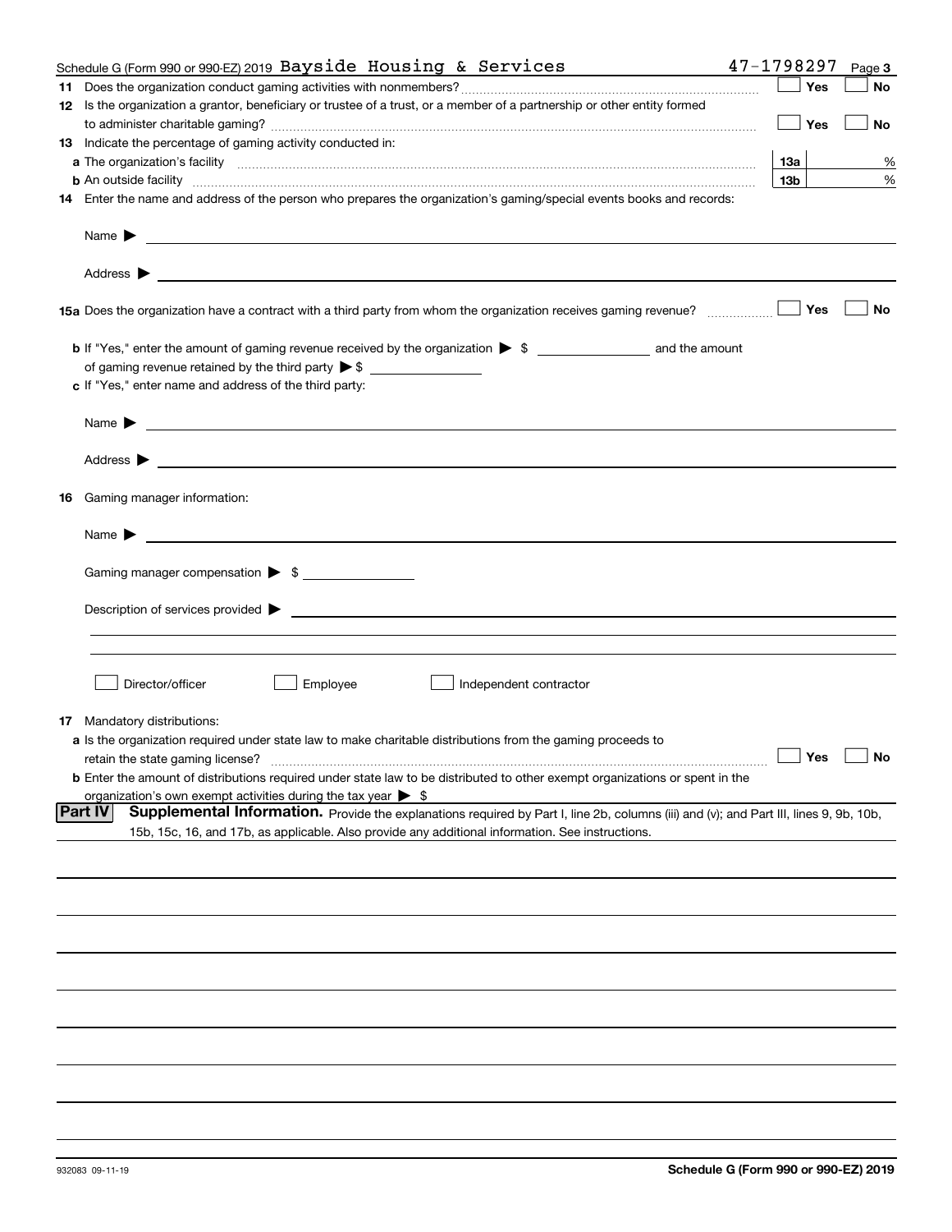Schedule G (Form 990 or 990-EZ) 2019 Bayside Housing & Services 47-1798297 Page 3

**11** Does the organization conduct gaming activities with nonmembers? ☐ Yes ☐ No

**12** Is the organization a grantor, beneficiary or trustee of a trust, or a member of a partnership or other entity formed to administer charitable gaming? ☐ Yes ☐ No

**13** Indicate the percentage of gaming activity conducted in:

**a** The organization's facility **13a** %

**b** An outside facility **13b** %

**14** Enter the name and address of the person who prepares the organization's gaming/special events books and records:

Name ▶

Address ▶

**15a** Does the organization have a contract with a third party from whom the organization receives gaming revenue? ☐ Yes ☐ No

**b** If "Yes," enter the amount of gaming revenue received by the organization ▶ $ and the amount of gaming revenue retained by the third party ▶ $

**c** If "Yes," enter name and address of the third party:

Name ▶

Address ▶

**16** Gaming manager information:

Name ▶

Gaming manager compensation ▶ $

Description of services provided ▶

☐ Director/officer ☐ Employee ☐ Independent contractor

**17** Mandatory distributions:

**a** Is the organization required under state law to make charitable distributions from the gaming proceeds to retain the state gaming license? ☐ Yes ☐ No

**b** Enter the amount of distributions required under state law to be distributed to other exempt organizations or spent in the organization's own exempt activities during the tax year ▶ $

## Part IV Supplemental Information.

Provide the explanations required by Part I, line 2b, columns (iii) and (v); and Part III, lines 9, 9b, 10b, 15b, 15c, 16, and 17b, as applicable. Also provide any additional information. See instructions.

932083 09-11-19 **Schedule G (Form 990 or 990-EZ) 2019**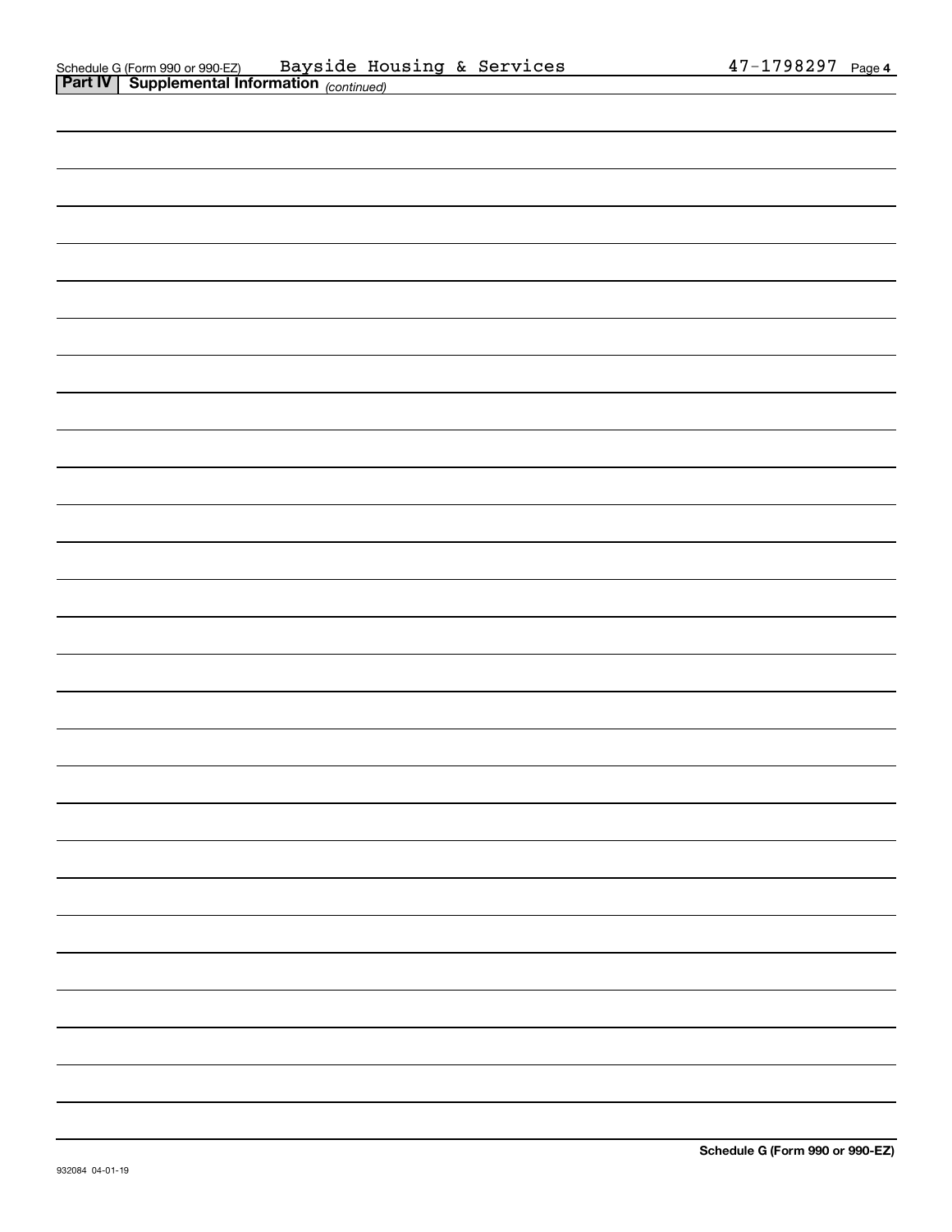Schedule G (Form 990 or 990-EZ) Bayside Housing & Services 47-1798297 Page 4

**Part IV | Supplemental Information** *(continued)*

**Schedule G (Form 990 or 990-EZ)**

932084 04-01-19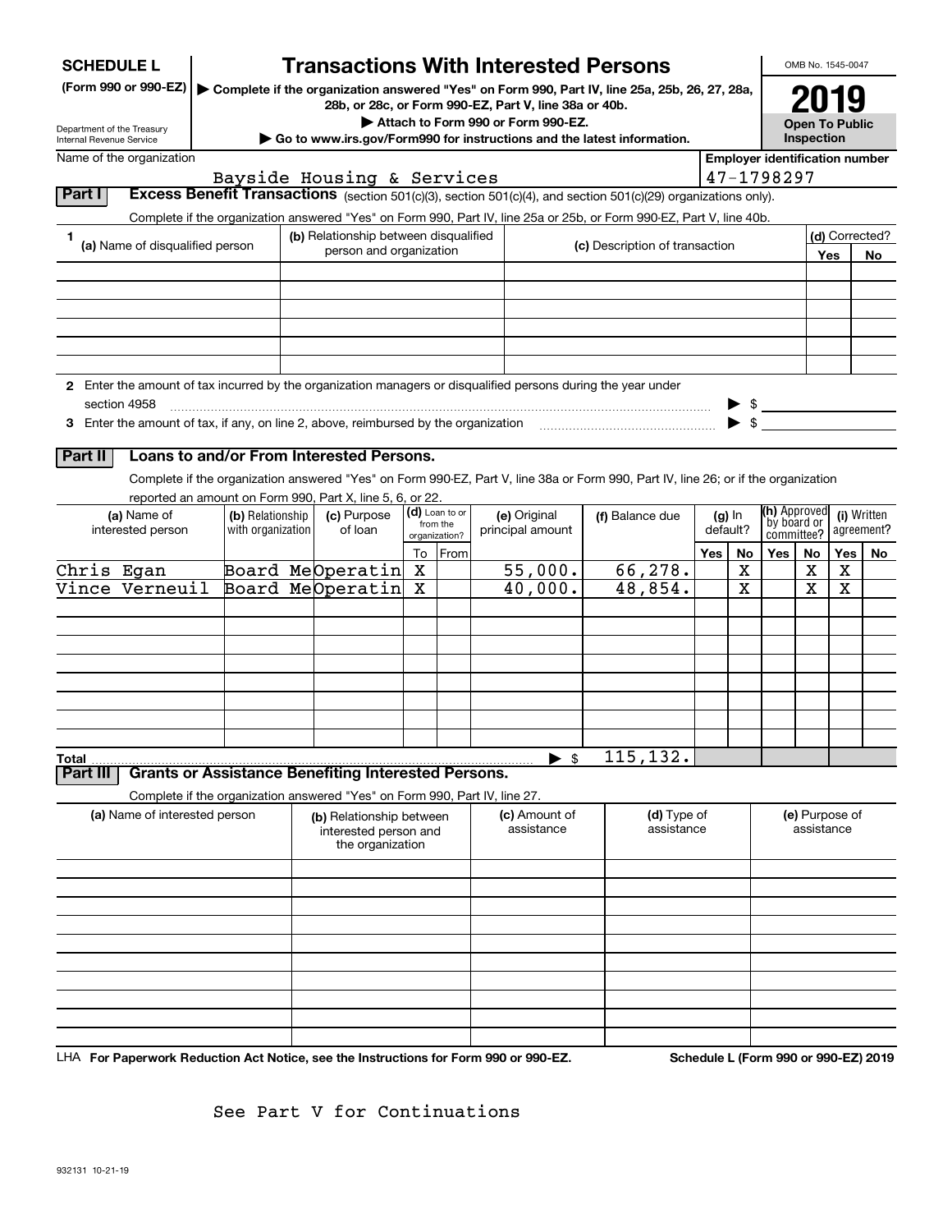**SCHEDULE L**
**(Form 990 or 990-EZ)**

Department of the Treasury
Internal Revenue Service

# Transactions With Interested Persons

▶ Complete if the organization answered "Yes" on Form 990, Part IV, line 25a, 25b, 26, 27, 28a, 28b, or 28c, or Form 990-EZ, Part V, line 38a or 40b.
▶ Attach to Form 990 or Form 990-EZ.
▶ Go to www.irs.gov/Form990 for instructions and the latest information.

OMB No. 1545-0047

**2019**

**Open To Public Inspection**

Name of the organization: Bayside Housing & Services

Employer identification number: 47-1798297

## Part I Excess Benefit Transactions (section 501(c)(3), section 501(c)(4), and section 501(c)(29) organizations only).

Complete if the organization answered "Yes" on Form 990, Part IV, line 25a or 25b, or Form 990-EZ, Part V, line 40b.

| 1 (a) Name of disqualified person | (b) Relationship between disqualified person and organization | (c) Description of transaction | (d) Corrected? Yes | No |
|---|---|---|---|---|
| | | | | |
| | | | | |
| | | | | |
| | | | | |
| | | | | |
| | | | | |

2 Enter the amount of tax incurred by the organization managers or disqualified persons during the year under section 4958 ▶ $

3 Enter the amount of tax, if any, on line 2, above, reimbursed by the organization ▶ $

## Part II Loans to and/or From Interested Persons.

Complete if the organization answered "Yes" on Form 990-EZ, Part V, line 38a or Form 990, Part IV, line 26; or if the organization reported an amount on Form 990, Part X, line 5, 6, or 22.

| (a) Name of interested person | (b) Relationship with organization | (c) Purpose of loan | (d) Loan to or from the organization? To | From | (e) Original principal amount | (f) Balance due | (g) In default? Yes | No | (h) Approved by board or committee? Yes | No | (i) Written agreement? Yes | No |
|---|---|---|---|---|---|---|---|---|---|---|---|---|
| Chris Egan | Board Me | Operatin | X | | 55,000. | 66,278. | | X | | X | X | |
| Vince Verneuil | Board Me | Operatin | X | | 40,000. | 48,854. | | X | | X | X | |
| | | | | | | | | | | | | |
| | | | | | | | | | | | | |
| | | | | | | | | | | | | |
| | | | | | | | | | | | | |
| | | | | | | | | | | | | |
| | | | | | | | | | | | | |
| Total | | | | | ▶ $ | 115,132. | | | | | | |

## Part III Grants or Assistance Benefiting Interested Persons.

Complete if the organization answered "Yes" on Form 990, Part IV, line 27.

| (a) Name of interested person | (b) Relationship between interested person and the organization | (c) Amount of assistance | (d) Type of assistance | (e) Purpose of assistance |
|---|---|---|---|---|
| | | | | |
| | | | | |
| | | | | |
| | | | | |
| | | | | |
| | | | | |
| | | | | |
| | | | | |
| | | | | |
| | | | | |

LHA **For Paperwork Reduction Act Notice, see the Instructions for Form 990 or 990-EZ.** **Schedule L (Form 990 or 990-EZ) 2019**

See Part V for Continuations

932131 10-21-19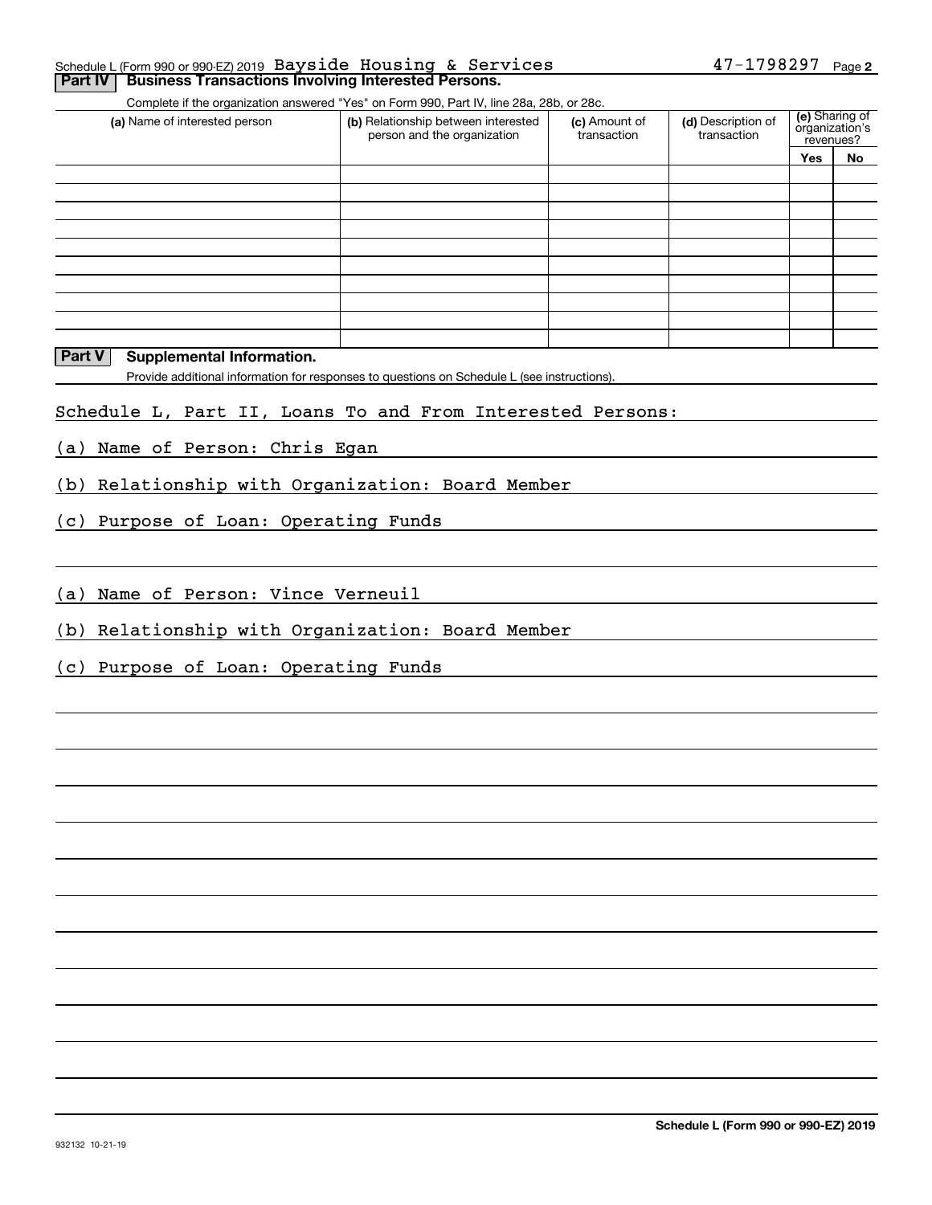Schedule L (Form 990 or 990-EZ) 2019 Bayside Housing & Services 47-1798297 Page 2

## Part IV Business Transactions Involving Interested Persons.

Complete if the organization answered "Yes" on Form 990, Part IV, line 28a, 28b, or 28c.

| (a) Name of interested person | (b) Relationship between interested person and the organization | (c) Amount of transaction | (d) Description of transaction | (e) Sharing of organization's revenues? | |
|---|---|---|---|---|---|
| | | | | Yes | No |
| | | | | | |
| | | | | | |
| | | | | | |
| | | | | | |
| | | | | | |
| | | | | | |
| | | | | | |
| | | | | | |
| | | | | | |
| | | | | | |

## Part V Supplemental Information.

Provide additional information for responses to questions on Schedule L (see instructions).

Schedule L, Part II, Loans To and From Interested Persons:

(a) Name of Person: Chris Egan

(b) Relationship with Organization: Board Member

(c) Purpose of Loan: Operating Funds

(a) Name of Person: Vince Verneuil

(b) Relationship with Organization: Board Member

(c) Purpose of Loan: Operating Funds

Schedule L (Form 990 or 990-EZ) 2019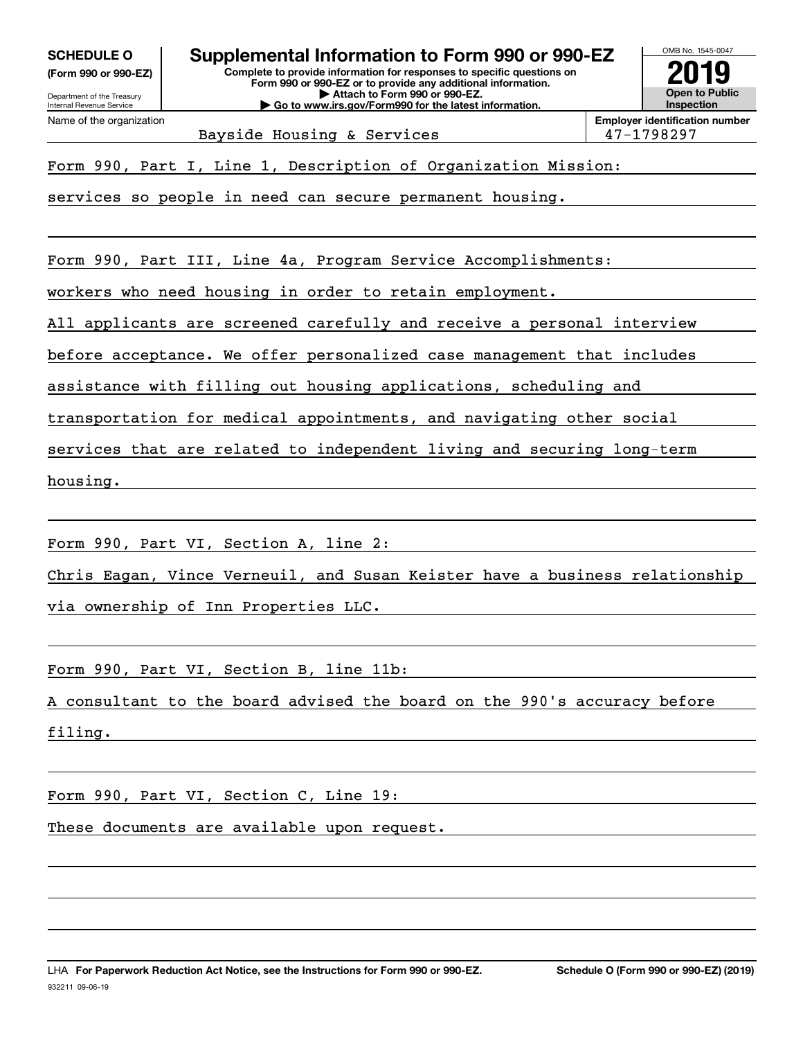**SCHEDULE O** (Form 990 or 990-EZ)

Department of the Treasury
Internal Revenue Service

# Supplemental Information to Form 990 or 990-EZ

**Complete to provide information for responses to specific questions on Form 990 or 990-EZ or to provide any additional information.**
**▶ Attach to Form 990 or 990-EZ.**
**▶ Go to www.irs.gov/Form990 for the latest information.**

OMB No. 1545-0047

**2019**

**Open to Public Inspection**

| Name of the organization | Employer identification number |
|---|---|
| Bayside Housing & Services | 47-1798297 |

Form 990, Part I, Line 1, Description of Organization Mission:

services so people in need can secure permanent housing.

Form 990, Part III, Line 4a, Program Service Accomplishments:

workers who need housing in order to retain employment.

All applicants are screened carefully and receive a personal interview before acceptance. We offer personalized case management that includes assistance with filling out housing applications, scheduling and transportation for medical appointments, and navigating other social services that are related to independent living and securing long-term housing.

Form 990, Part VI, Section A, line 2:

Chris Eagan, Vince Verneuil, and Susan Keister have a business relationship via ownership of Inn Properties LLC.

Form 990, Part VI, Section B, line 11b:

A consultant to the board advised the board on the 990's accuracy before filing.

Form 990, Part VI, Section C, Line 19:

These documents are available upon request.

LHA **For Paperwork Reduction Act Notice, see the Instructions for Form 990 or 990-EZ.** **Schedule O (Form 990 or 990-EZ) (2019)**

932211 09-06-19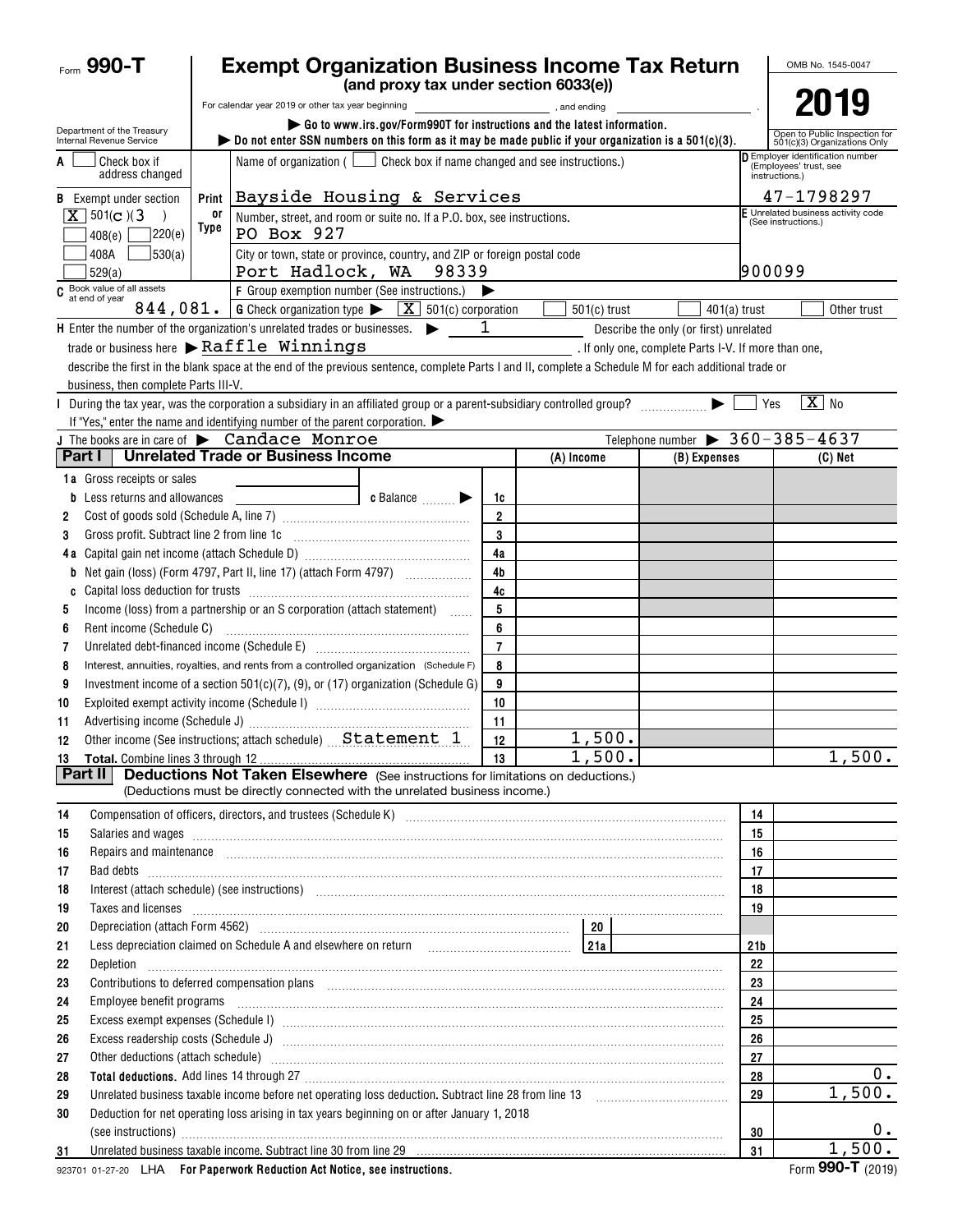Form **990-T**

# Exempt Organization Business Income Tax Return

**(and proxy tax under section 6033(e))**

For calendar year 2019 or other tax year beginning \_\_\_\_\_\_\_\_\_\_, and ending \_\_\_\_\_\_\_\_\_\_.

▶ Go to www.irs.gov/Form990T for instructions and the latest information.

▶ Do not enter SSN numbers on this form as it may be made public if your organization is a 501(c)(3).

OMB No. 1545-0047

**2019**

Open to Public Inspection for 501(c)(3) Organizations Only

Department of the Treasury Internal Revenue Service

**A** ☐ Check box if address changed

**B** Exempt under section ☒ 501(c)(3) ☐ 408(e) ☐ 220(e) ☐ 408A ☐ 530(a) ☐ 529(a)

Name of organization (☐ Check box if name changed and see instructions.)

Bayside Housing & Services

Number, street, and room or suite no. If a P.O. box, see instructions.

PO Box 927

City or town, state or province, country, and ZIP or foreign postal code

Port Hadlock, WA 98339

**D** Employer identification number (Employees' trust, see instructions.): 47-1798297

**E** Unrelated business activity code (See instructions.): 900099

**C** Book value of all assets at end of year: 844,081.

**F** Group exemption number (See instructions.) ▶

**G** Check organization type ▶ ☒ 501(c) corporation ☐ 501(c) trust ☐ 401(a) trust ☐ Other trust

**H** Enter the number of the organization's unrelated trades or businesses. ▶ 1 Describe the only (or first) unrelated trade or business here ▶ Raffle Winnings. If only one, complete Parts I-V. If more than one, describe the first in the blank space at the end of the previous sentence, complete Parts I and II, complete a Schedule M for each additional trade or business, then complete Parts III-V.

**I** During the tax year, was the corporation a subsidiary in an affiliated group or a parent-subsidiary controlled group? ▶ ☐ Yes ☒ No

If "Yes," enter the name and identifying number of the parent corporation. ▶

**J** The books are in care of ▶ Candace Monroe Telephone number ▶ 360-385-4637

## Part I Unrelated Trade or Business Income

| | | Line | (A) Income | (B) Expenses | (C) Net |
|---|---|---|---|---|---|
| 1a | Gross receipts or sales | | | | |
| b | Less returns and allowances c Balance ▶ | 1c | | | |
| 2 | Cost of goods sold (Schedule A, line 7) | 2 | | | |
| 3 | Gross profit. Subtract line 2 from line 1c | 3 | | | |
| 4a | Capital gain net income (attach Schedule D) | 4a | | | |
| b | Net gain (loss) (Form 4797, Part II, line 17) (attach Form 4797) | 4b | | | |
| c | Capital loss deduction for trusts | 4c | | | |
| 5 | Income (loss) from a partnership or an S corporation (attach statement) | 5 | | | |
| 6 | Rent income (Schedule C) | 6 | | | |
| 7 | Unrelated debt-financed income (Schedule E) | 7 | | | |
| 8 | Interest, annuities, royalties, and rents from a controlled organization (Schedule F) | 8 | | | |
| 9 | Investment income of a section 501(c)(7), (9), or (17) organization (Schedule G) | 9 | | | |
| 10 | Exploited exempt activity income (Schedule I) | 10 | | | |
| 11 | Advertising income (Schedule J) | 11 | | | |
| 12 | Other income (See instructions; attach schedule) Statement 1 | 12 | 1,500. | | |
| 13 | **Total.** Combine lines 3 through 12 | 13 | 1,500. | | 1,500. |

## Part II Deductions Not Taken Elsewhere (See instructions for limitations on deductions.)

(Deductions must be directly connected with the unrelated business income.)

| | | Line | Amount |
|---|---|---|---|
| 14 | Compensation of officers, directors, and trustees (Schedule K) | 14 | |
| 15 | Salaries and wages | 15 | |
| 16 | Repairs and maintenance | 16 | |
| 17 | Bad debts | 17 | |
| 18 | Interest (attach schedule) (see instructions) | 18 | |
| 19 | Taxes and licenses | 19 | |
| 20 | Depreciation (attach Form 4562) — 20 | | |
| 21 | Less depreciation claimed on Schedule A and elsewhere on return — 21a | 21b | |
| 22 | Depletion | 22 | |
| 23 | Contributions to deferred compensation plans | 23 | |
| 24 | Employee benefit programs | 24 | |
| 25 | Excess exempt expenses (Schedule I) | 25 | |
| 26 | Excess readership costs (Schedule J) | 26 | |
| 27 | Other deductions (attach schedule) | 27 | |
| 28 | **Total deductions.** Add lines 14 through 27 | 28 | 0. |
| 29 | Unrelated business taxable income before net operating loss deduction. Subtract line 28 from line 13 | 29 | 1,500. |
| 30 | Deduction for net operating loss arising in tax years beginning on or after January 1, 2018 (see instructions) | 30 | 0. |
| 31 | Unrelated business taxable income. Subtract line 30 from line 29 | 31 | 1,500. |

923701 01-27-20 LHA **For Paperwork Reduction Act Notice, see instructions.** Form **990-T** (2019)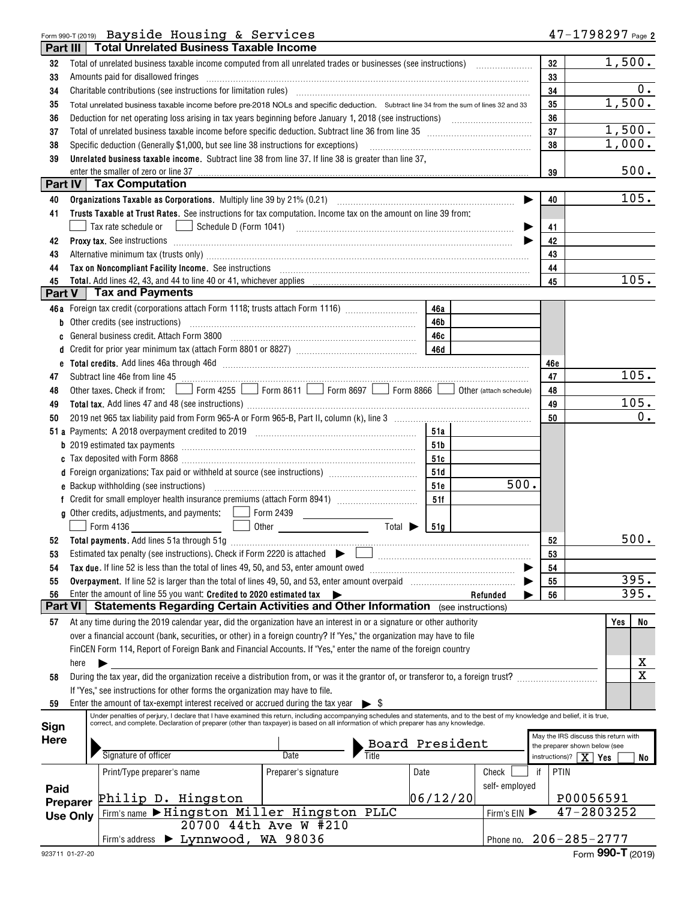Form 990-T (2019) Bayside Housing & Services 47-1798297 Page 2

## Part III Total Unrelated Business Taxable Income

| Line | Description | Line | Amount |
|---|---|---|---|
| 32 | Total of unrelated business taxable income computed from all unrelated trades or businesses (see instructions) | 32 | 1,500. |
| 33 | Amounts paid for disallowed fringes | 33 | |
| 34 | Charitable contributions (see instructions for limitation rules) | 34 | 0. |
| 35 | Total unrelated business taxable income before pre-2018 NOLs and specific deduction. Subtract line 34 from the sum of lines 32 and 33 | 35 | 1,500. |
| 36 | Deduction for net operating loss arising in tax years beginning before January 1, 2018 (see instructions) | 36 | |
| 37 | Total of unrelated business taxable income before specific deduction. Subtract line 36 from line 35 | 37 | 1,500. |
| 38 | Specific deduction (Generally $1,000, but see line 38 instructions for exceptions) | 38 | 1,000. |
| 39 | **Unrelated business taxable income.** Subtract line 38 from line 37. If line 38 is greater than line 37, enter the smaller of zero or line 37 | 39 | 500. |

## Part IV Tax Computation

| Line | Description | Line | Amount |
|---|---|---|---|
| 40 | **Organizations Taxable as Corporations.** Multiply line 39 by 21% (0.21) | 40 | 105. |
| 41 | **Trusts Taxable at Trust Rates.** See instructions for tax computation. Income tax on the amount on line 39 from: ☐ Tax rate schedule or ☐ Schedule D (Form 1041) | 41 | |
| 42 | **Proxy tax.** See instructions | 42 | |
| 43 | Alternative minimum tax (trusts only) | 43 | |
| 44 | **Tax on Noncompliant Facility Income.** See instructions | 44 | |
| 45 | **Total.** Add lines 42, 43, and 44 to line 40 or 41, whichever applies | 45 | 105. |

## Part V Tax and Payments

| Line | Description | Sub-line | Sub-amount | Line | Amount |
|---|---|---|---|---|---|
| 46a | Foreign tax credit (corporations attach Form 1118; trusts attach Form 1116) | 46a | | | |
| b | Other credits (see instructions) | 46b | | | |
| c | General business credit. Attach Form 3800 | 46c | | | |
| d | Credit for prior year minimum tax (attach Form 8801 or 8827) | 46d | | | |
| e | **Total credits.** Add lines 46a through 46d | | | 46e | |
| 47 | Subtract line 46e from line 45 | | | 47 | 105. |
| 48 | Other taxes. Check if from: ☐ Form 4255 ☐ Form 8611 ☐ Form 8697 ☐ Form 8866 ☐ Other (attach schedule) | | | 48 | |
| 49 | **Total tax.** Add lines 47 and 48 (see instructions) | | | 49 | 105. |
| 50 | 2019 net 965 tax liability paid from Form 965-A or Form 965-B, Part II, column (k), line 3 | | | 50 | 0. |
| 51a | Payments: A 2018 overpayment credited to 2019 | 51a | | | |
| b | 2019 estimated tax payments | 51b | | | |
| c | Tax deposited with Form 8868 | 51c | | | |
| d | Foreign organizations: Tax paid or withheld at source (see instructions) | 51d | | | |
| e | Backup withholding (see instructions) | 51e | 500. | | |
| f | Credit for small employer health insurance premiums (attach Form 8941) | 51f | | | |
| g | Other credits, adjustments, and payments: ☐ Form 2439 ☐ Form 4136 ☐ Other Total ▶ | 51g | | | |
| 52 | **Total payments.** Add lines 51a through 51g | | | 52 | 500. |
| 53 | Estimated tax penalty (see instructions). Check if Form 2220 is attached ▶ ☐ | | | 53 | |
| 54 | **Tax due.** If line 52 is less than the total of lines 49, 50, and 53, enter amount owed | | | 54 | |
| 55 | **Overpayment.** If line 52 is larger than the total of lines 49, 50, and 53, enter amount overpaid | | | 55 | 395. |
| 56 | Enter the amount of line 55 you want: **Credited to 2020 estimated tax** ▶ **Refunded** ▶ | | | 56 | 395. |

## Part VI Statements Regarding Certain Activities and Other Information (see instructions)

| Line | Question | Yes | No |
|---|---|---|---|
| 57 | At any time during the 2019 calendar year, did the organization have an interest in or a signature or other authority over a financial account (bank, securities, or other) in a foreign country? If "Yes," the organization may have to file FinCEN Form 114, Report of Foreign Bank and Financial Accounts. If "Yes," enter the name of the foreign country here ▶ | | X |
| 58 | During the tax year, did the organization receive a distribution from, or was it the grantor of, or transferor to, a foreign trust? If "Yes," see instructions for other forms the organization may have to file. | | X |
| 59 | Enter the amount of tax-exempt interest received or accrued during the tax year ▶ $ | | |

**Sign Here**

Under penalties of perjury, I declare that I have examined this return, including accompanying schedules and statements, and to the best of my knowledge and belief, it is true, correct, and complete. Declaration of preparer (other than taxpayer) is based on all information of which preparer has any knowledge.

Signature of officer | Date | Title: Board President

May the IRS discuss this return with the preparer shown below (see instructions)? ☒ Yes ☐ No

**Paid Preparer Use Only**

| Print/Type preparer's name | Preparer's signature | Date | Check ☐ if self-employed | PTIN |
|---|---|---|---|---|
| Philip D. Hingston | | 06/12/20 | | P00056591 |

Firm's name ▶ Hingston Miller Hingston PLLC — Firm's EIN ▶ 47-2803252

Firm's address ▶ 20700 44th Ave W #210, Lynnwood, WA 98036 — Phone no. 206-285-2777

923711 01-27-20 Form **990-T** (2019)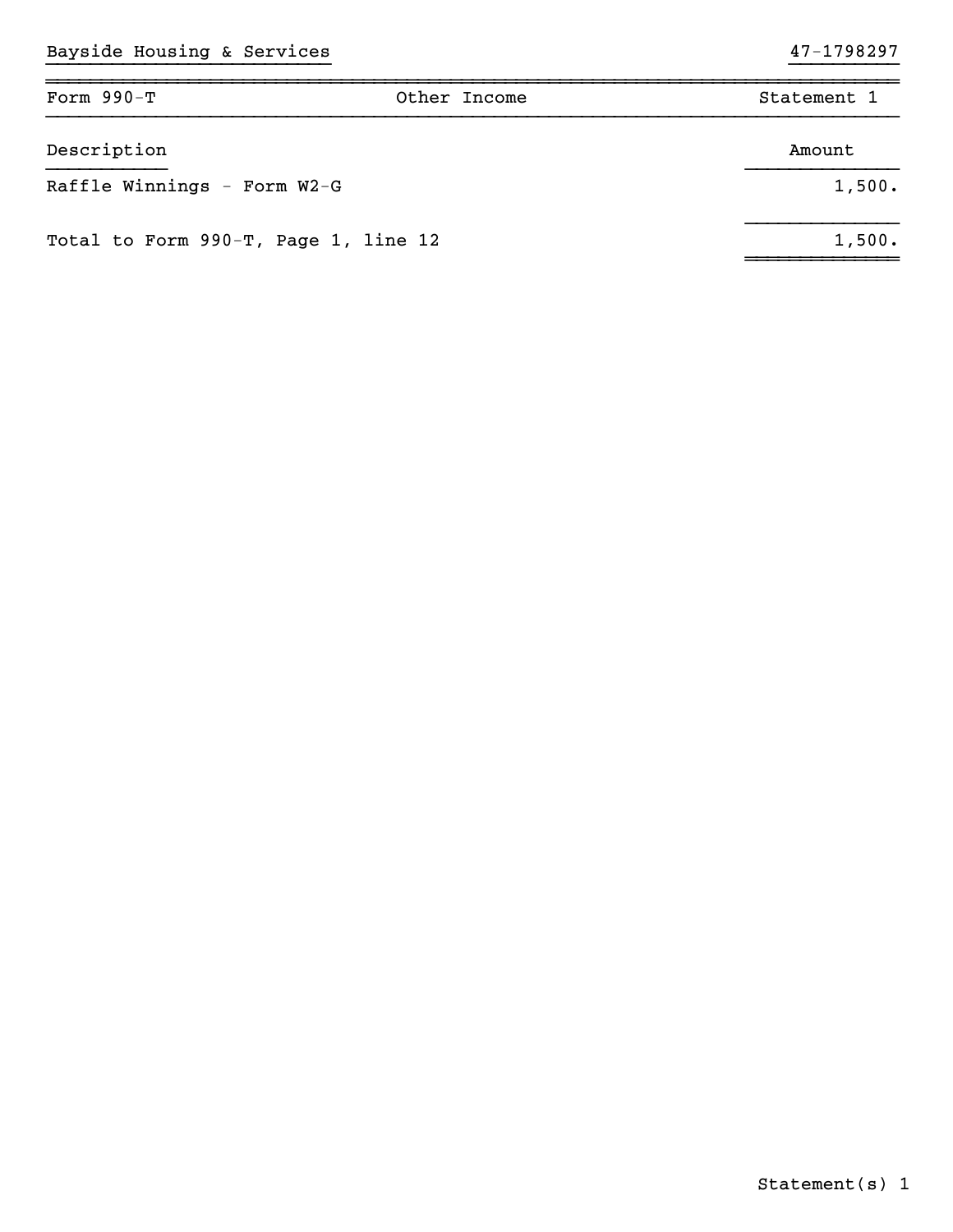Bayside Housing & Services | 47-1798297

| Form 990-T | Other Income | Statement 1 |
| --- | --- | --- |

| Description | Amount |
| --- | --- |
| Raffle Winnings - Form W2-G | 1,500. |
| Total to Form 990-T, Page 1, line 12 | 1,500. |